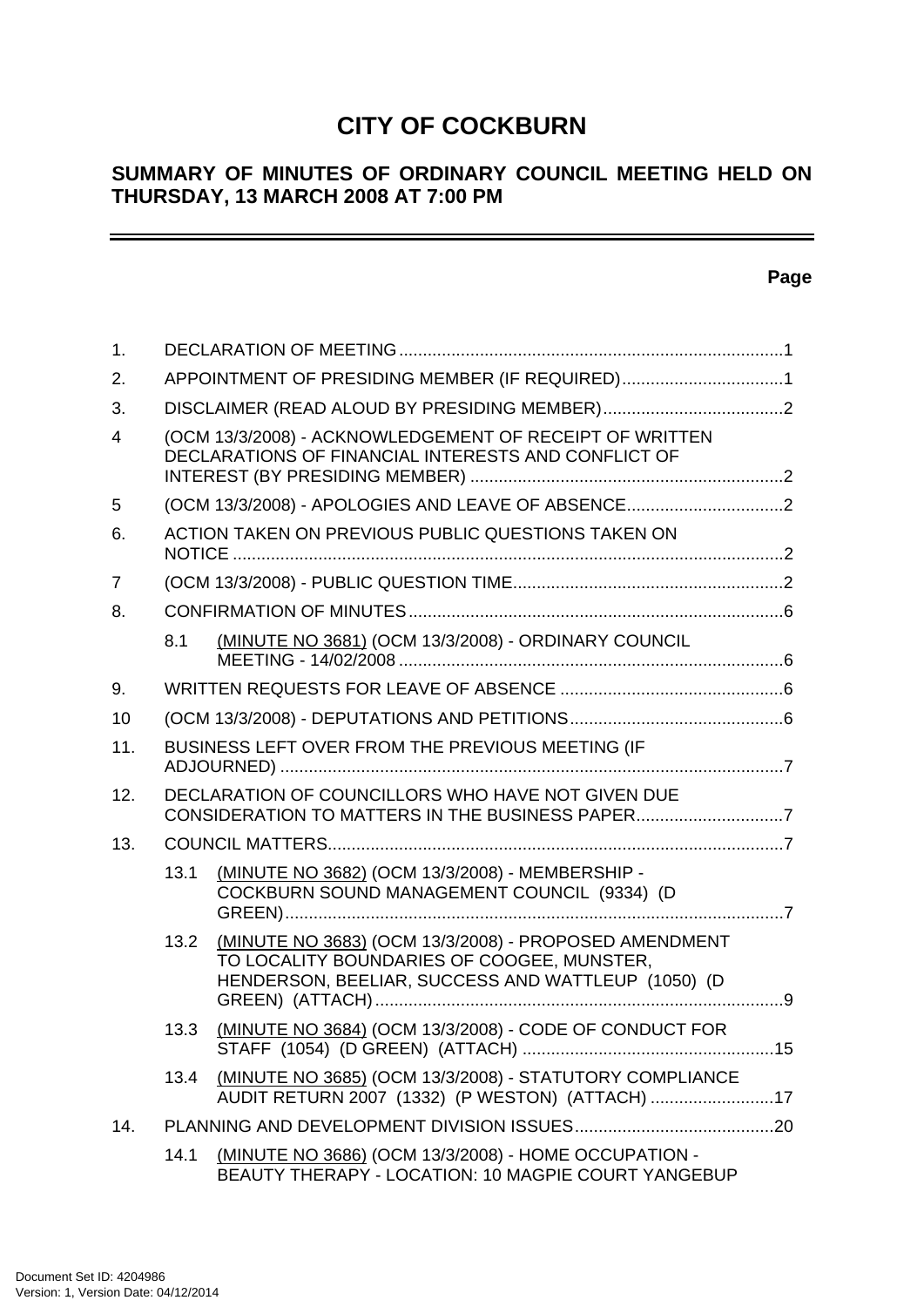# CITY OF COCKBURN

## SUMMARY OF MINUTES OF ORDINARY COUNCIL MEETING HELD ON THURSDAY, 13 MARCH 2008 AT 7:00 PM

**Page**

| | | Page |
|---|---|---|
| 1. | DECLARATION OF MEETING | 1 |
| 2. | APPOINTMENT OF PRESIDING MEMBER (IF REQUIRED) | 1 |
| 3. | DISCLAIMER (READ ALOUD BY PRESIDING MEMBER) | 2 |
| 4 | (OCM 13/3/2008) - ACKNOWLEDGEMENT OF RECEIPT OF WRITTEN DECLARATIONS OF FINANCIAL INTERESTS AND CONFLICT OF INTEREST (BY PRESIDING MEMBER) | 2 |
| 5 | (OCM 13/3/2008) - APOLOGIES AND LEAVE OF ABSENCE | 2 |
| 6. | ACTION TAKEN ON PREVIOUS PUBLIC QUESTIONS TAKEN ON NOTICE | 2 |
| 7 | (OCM 13/3/2008) - PUBLIC QUESTION TIME | 2 |
| 8. | CONFIRMATION OF MINUTES | 6 |
| 8.1 | (MINUTE NO 3681) (OCM 13/3/2008) - ORDINARY COUNCIL MEETING - 14/02/2008 | 6 |
| 9. | WRITTEN REQUESTS FOR LEAVE OF ABSENCE | 6 |
| 10 | (OCM 13/3/2008) - DEPUTATIONS AND PETITIONS | 6 |
| 11. | BUSINESS LEFT OVER FROM THE PREVIOUS MEETING (IF ADJOURNED) | 7 |
| 12. | DECLARATION OF COUNCILLORS WHO HAVE NOT GIVEN DUE CONSIDERATION TO MATTERS IN THE BUSINESS PAPER | 7 |
| 13. | COUNCIL MATTERS | 7 |
| 13.1 | (MINUTE NO 3682) (OCM 13/3/2008) - MEMBERSHIP - COCKBURN SOUND MANAGEMENT COUNCIL (9334) (D GREEN) | 7 |
| 13.2 | (MINUTE NO 3683) (OCM 13/3/2008) - PROPOSED AMENDMENT TO LOCALITY BOUNDARIES OF COOGEE, MUNSTER, HENDERSON, BEELIAR, SUCCESS AND WATTLEUP (1050) (D GREEN) (ATTACH) | 9 |
| 13.3 | (MINUTE NO 3684) (OCM 13/3/2008) - CODE OF CONDUCT FOR STAFF (1054) (D GREEN) (ATTACH) | 15 |
| 13.4 | (MINUTE NO 3685) (OCM 13/3/2008) - STATUTORY COMPLIANCE AUDIT RETURN 2007 (1332) (P WESTON) (ATTACH) | 17 |
| 14. | PLANNING AND DEVELOPMENT DIVISION ISSUES | 20 |
| 14.1 | (MINUTE NO 3686) (OCM 13/3/2008) - HOME OCCUPATION - BEAUTY THERAPY - LOCATION: 10 MAGPIE COURT YANGEBUP | |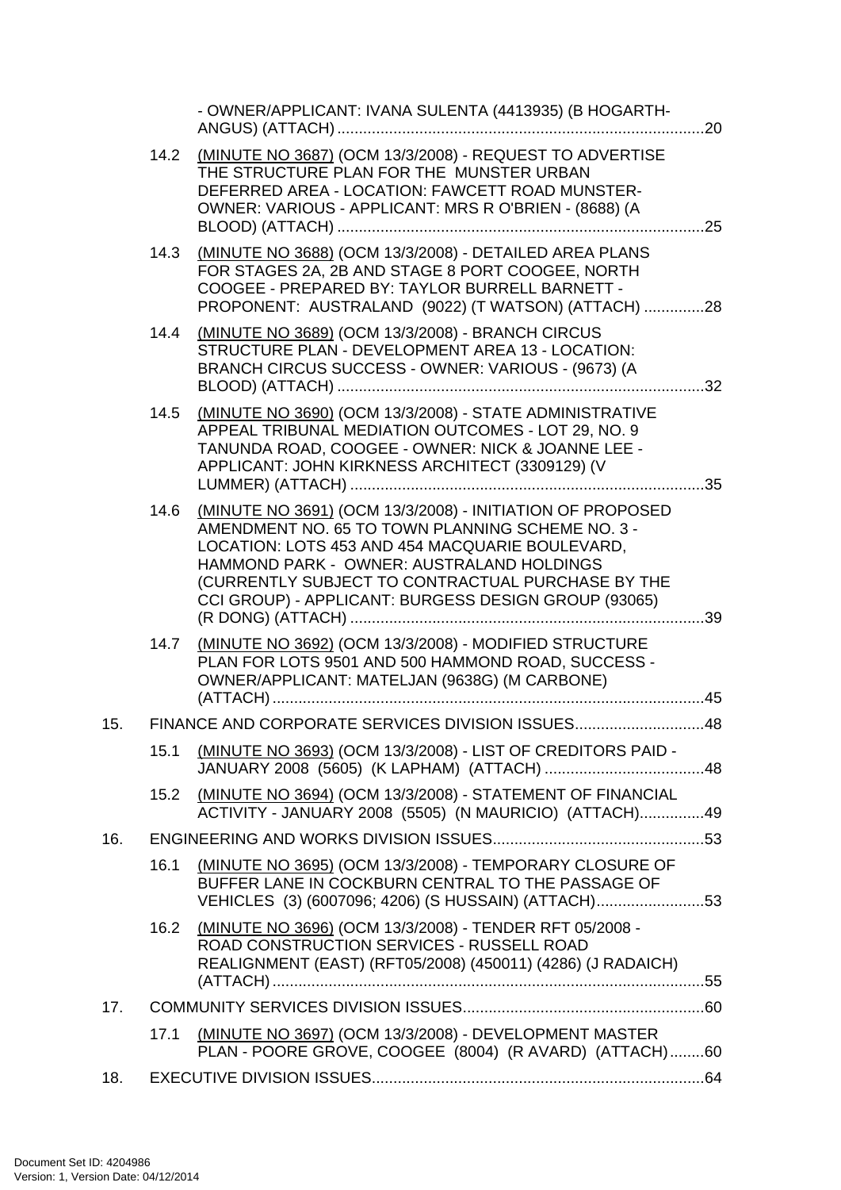- OWNER/APPLICANT: IVANA SULENTA (4413935) (B HOGARTH-ANGUS) (ATTACH) ....................................................................................20

14.2 (MINUTE NO 3687) (OCM 13/3/2008) - REQUEST TO ADVERTISE THE STRUCTURE PLAN FOR THE MUNSTER URBAN DEFERRED AREA - LOCATION: FAWCETT ROAD MUNSTER- OWNER: VARIOUS - APPLICANT: MRS R O'BRIEN - (8688) (A BLOOD) (ATTACH) ....................................................................................25

14.3 (MINUTE NO 3688) (OCM 13/3/2008) - DETAILED AREA PLANS FOR STAGES 2A, 2B AND STAGE 8 PORT COOGEE, NORTH COOGEE - PREPARED BY: TAYLOR BURRELL BARNETT - PROPONENT: AUSTRALAND (9022) (T WATSON) (ATTACH) ..............28

14.4 (MINUTE NO 3689) (OCM 13/3/2008) - BRANCH CIRCUS STRUCTURE PLAN - DEVELOPMENT AREA 13 - LOCATION: BRANCH CIRCUS SUCCESS - OWNER: VARIOUS - (9673) (A BLOOD) (ATTACH) ....................................................................................32

14.5 (MINUTE NO 3690) (OCM 13/3/2008) - STATE ADMINISTRATIVE APPEAL TRIBUNAL MEDIATION OUTCOMES - LOT 29, NO. 9 TANUNDA ROAD, COOGEE - OWNER: NICK & JOANNE LEE - APPLICANT: JOHN KIRKNESS ARCHITECT (3309129) (V LUMMER) (ATTACH) ..................................................................................35

14.6 (MINUTE NO 3691) (OCM 13/3/2008) - INITIATION OF PROPOSED AMENDMENT NO. 65 TO TOWN PLANNING SCHEME NO. 3 - LOCATION: LOTS 453 AND 454 MACQUARIE BOULEVARD, HAMMOND PARK - OWNER: AUSTRALAND HOLDINGS (CURRENTLY SUBJECT TO CONTRACTUAL PURCHASE BY THE CCI GROUP) - APPLICANT: BURGESS DESIGN GROUP (93065) (R DONG) (ATTACH) ..................................................................................39

14.7 (MINUTE NO 3692) (OCM 13/3/2008) - MODIFIED STRUCTURE PLAN FOR LOTS 9501 AND 500 HAMMOND ROAD, SUCCESS - OWNER/APPLICANT: MATELJAN (9638G) (M CARBONE) (ATTACH) ...................................................................................................45

15. FINANCE AND CORPORATE SERVICES DIVISION ISSUES..............................48

15.1 (MINUTE NO 3693) (OCM 13/3/2008) - LIST OF CREDITORS PAID - JANUARY 2008 (5605) (K LAPHAM) (ATTACH) .....................................48

15.2 (MINUTE NO 3694) (OCM 13/3/2008) - STATEMENT OF FINANCIAL ACTIVITY - JANUARY 2008 (5505) (N MAURICIO) (ATTACH)...............49

16. ENGINEERING AND WORKS DIVISION ISSUES.................................................53

16.1 (MINUTE NO 3695) (OCM 13/3/2008) - TEMPORARY CLOSURE OF BUFFER LANE IN COCKBURN CENTRAL TO THE PASSAGE OF VEHICLES (3) (6007096; 4206) (S HUSSAIN) (ATTACH).........................53

16.2 (MINUTE NO 3696) (OCM 13/3/2008) - TENDER RFT 05/2008 - ROAD CONSTRUCTION SERVICES - RUSSELL ROAD REALIGNMENT (EAST) (RFT05/2008) (450011) (4286) (J RADAICH) (ATTACH) ...................................................................................................55

17. COMMUNITY SERVICES DIVISION ISSUES........................................................60

17.1 (MINUTE NO 3697) (OCM 13/3/2008) - DEVELOPMENT MASTER PLAN - POORE GROVE, COOGEE (8004) (R AVARD) (ATTACH)........60

18. EXECUTIVE DIVISION ISSUES.............................................................................64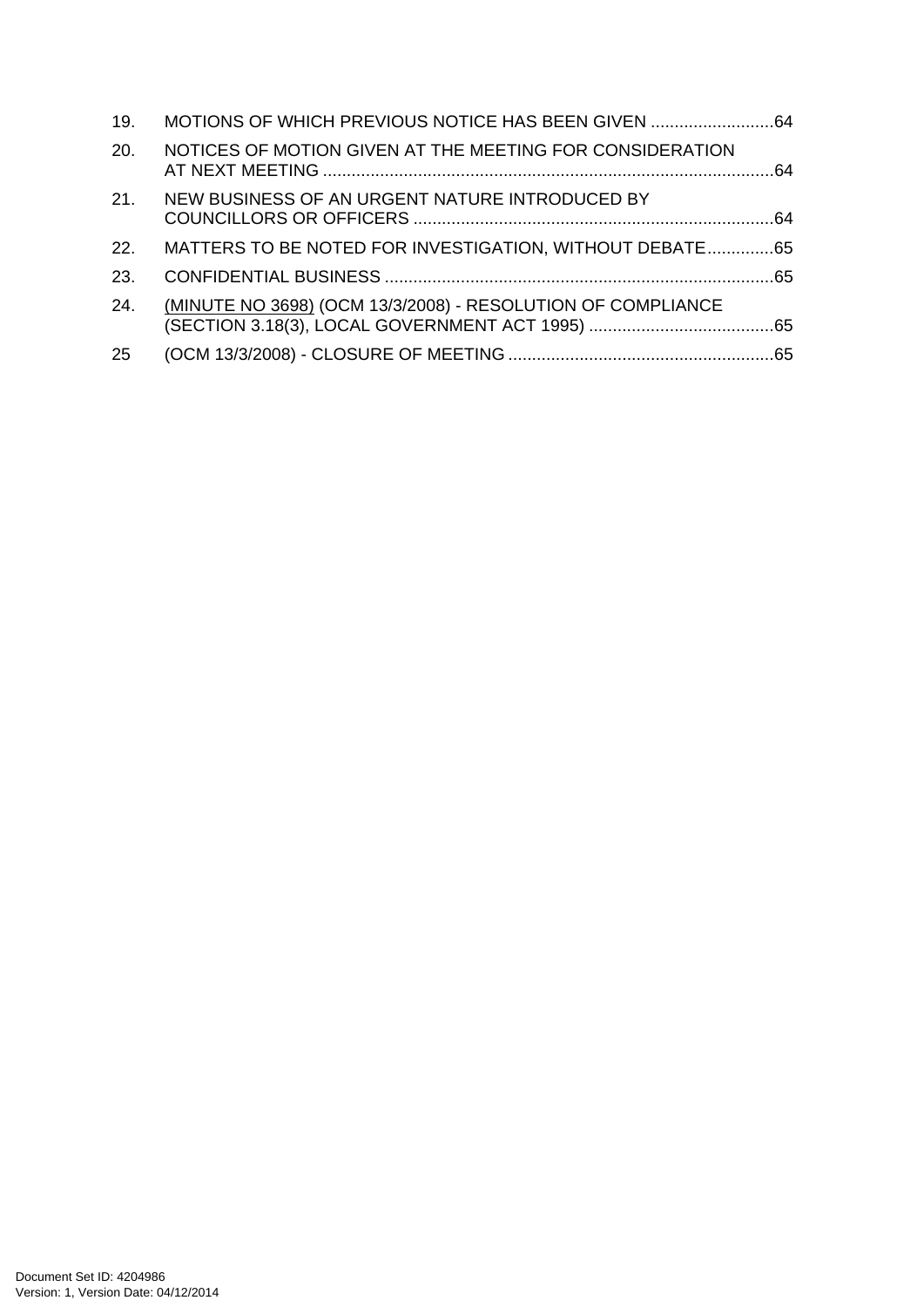| | | |
|---|---|---|
| 19. | MOTIONS OF WHICH PREVIOUS NOTICE HAS BEEN GIVEN | 64 |
| 20. | NOTICES OF MOTION GIVEN AT THE MEETING FOR CONSIDERATION AT NEXT MEETING | 64 |
| 21. | NEW BUSINESS OF AN URGENT NATURE INTRODUCED BY COUNCILLORS OR OFFICERS | 64 |
| 22. | MATTERS TO BE NOTED FOR INVESTIGATION, WITHOUT DEBATE | 65 |
| 23. | CONFIDENTIAL BUSINESS | 65 |
| 24. | (MINUTE NO 3698) (OCM 13/3/2008) - RESOLUTION OF COMPLIANCE (SECTION 3.18(3), LOCAL GOVERNMENT ACT 1995) | 65 |
| 25 | (OCM 13/3/2008) - CLOSURE OF MEETING | 65 |

Document Set ID: 4204986
Version: 1, Version Date: 04/12/2014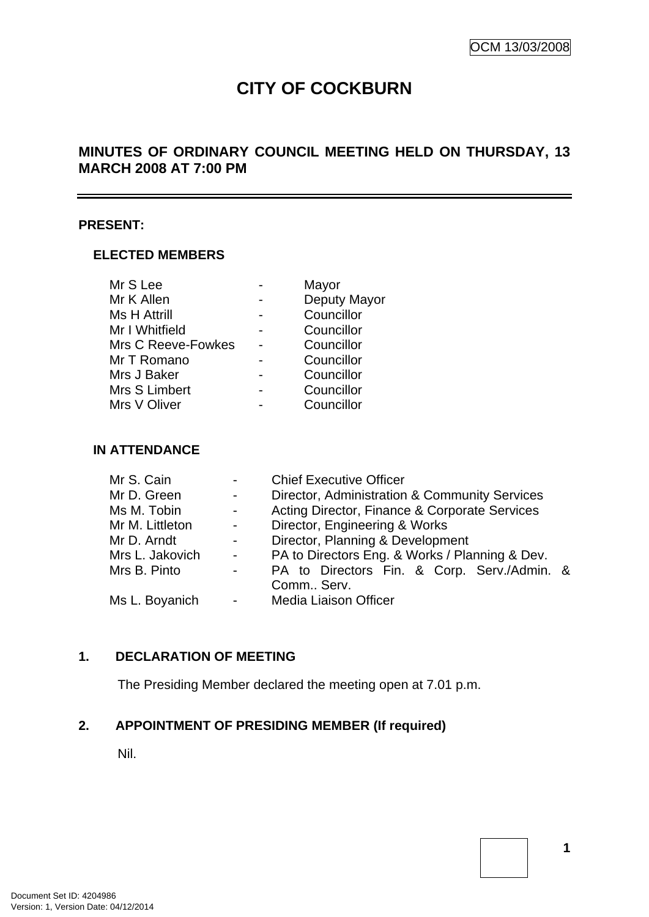OCM 13/03/2008

# CITY OF COCKBURN

## MINUTES OF ORDINARY COUNCIL MEETING HELD ON THURSDAY, 13 MARCH 2008 AT 7:00 PM

---

**PRESENT:**

### ELECTED MEMBERS

| | | |
|---|---|---|
| Mr S Lee | - | Mayor |
| Mr K Allen | - | Deputy Mayor |
| Ms H Attrill | - | Councillor |
| Mr I Whitfield | - | Councillor |
| Mrs C Reeve-Fowkes | - | Councillor |
| Mr T Romano | - | Councillor |
| Mrs J Baker | - | Councillor |
| Mrs S Limbert | - | Councillor |
| Mrs V Oliver | - | Councillor |

### IN ATTENDANCE

| | | |
|---|---|---|
| Mr S. Cain | - | Chief Executive Officer |
| Mr D. Green | - | Director, Administration & Community Services |
| Ms M. Tobin | - | Acting Director, Finance & Corporate Services |
| Mr M. Littleton | - | Director, Engineering & Works |
| Mr D. Arndt | - | Director, Planning & Development |
| Mrs L. Jakovich | - | PA to Directors Eng. & Works / Planning & Dev. |
| Mrs B. Pinto | - | PA to Directors Fin. & Corp. Serv./Admin. & Comm.. Serv. |
| Ms L. Boyanich | - | Media Liaison Officer |

**1. DECLARATION OF MEETING**

The Presiding Member declared the meeting open at 7.01 p.m.

**2. APPOINTMENT OF PRESIDING MEMBER (If required)**

Nil.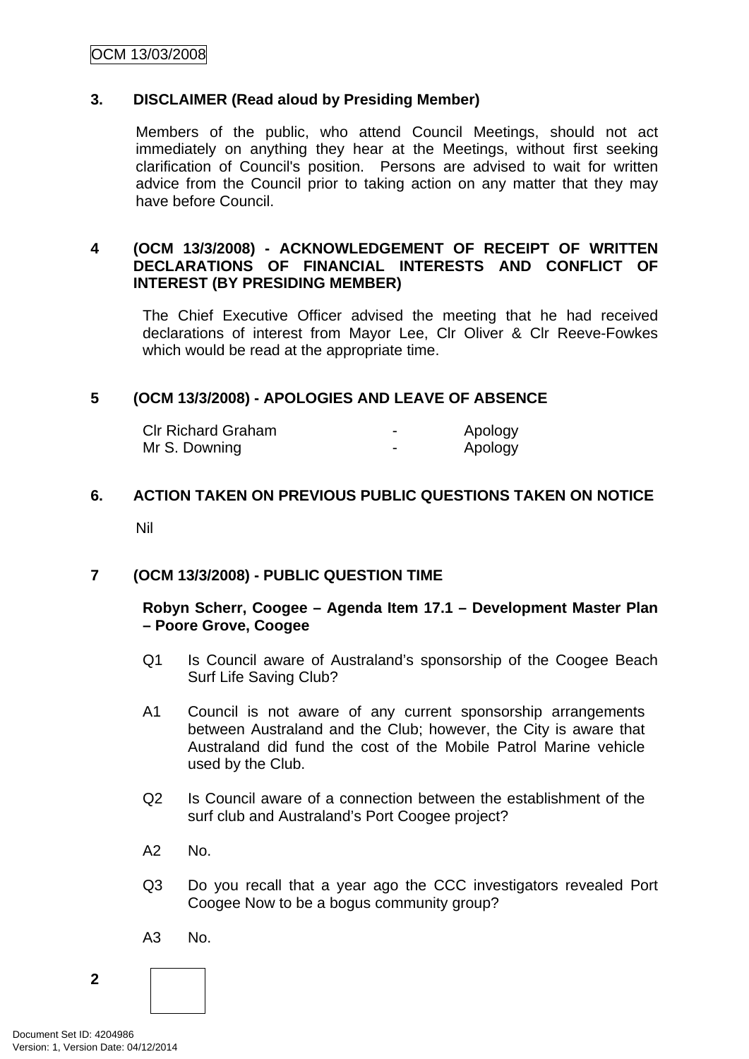### 3. DISCLAIMER (Read aloud by Presiding Member)

Members of the public, who attend Council Meetings, should not act immediately on anything they hear at the Meetings, without first seeking clarification of Council's position. Persons are advised to wait for written advice from the Council prior to taking action on any matter that they may have before Council.

### 4 (OCM 13/3/2008) - ACKNOWLEDGEMENT OF RECEIPT OF WRITTEN DECLARATIONS OF FINANCIAL INTERESTS AND CONFLICT OF INTEREST (BY PRESIDING MEMBER)

The Chief Executive Officer advised the meeting that he had received declarations of interest from Mayor Lee, Clr Oliver & Clr Reeve-Fowkes which would be read at the appropriate time.

### 5 (OCM 13/3/2008) - APOLOGIES AND LEAVE OF ABSENCE

| | | |
|---|---|---|
| Clr Richard Graham | - | Apology |
| Mr S. Downing | - | Apology |

### 6. ACTION TAKEN ON PREVIOUS PUBLIC QUESTIONS TAKEN ON NOTICE

Nil

### 7 (OCM 13/3/2008) - PUBLIC QUESTION TIME

**Robyn Scherr, Coogee – Agenda Item 17.1 – Development Master Plan – Poore Grove, Coogee**

Q1 Is Council aware of Australand's sponsorship of the Coogee Beach Surf Life Saving Club?

A1 Council is not aware of any current sponsorship arrangements between Australand and the Club; however, the City is aware that Australand did fund the cost of the Mobile Patrol Marine vehicle used by the Club.

Q2 Is Council aware of a connection between the establishment of the surf club and Australand's Port Coogee project?

A2 No.

Q3 Do you recall that a year ago the CCC investigators revealed Port Coogee Now to be a bogus community group?

A3 No.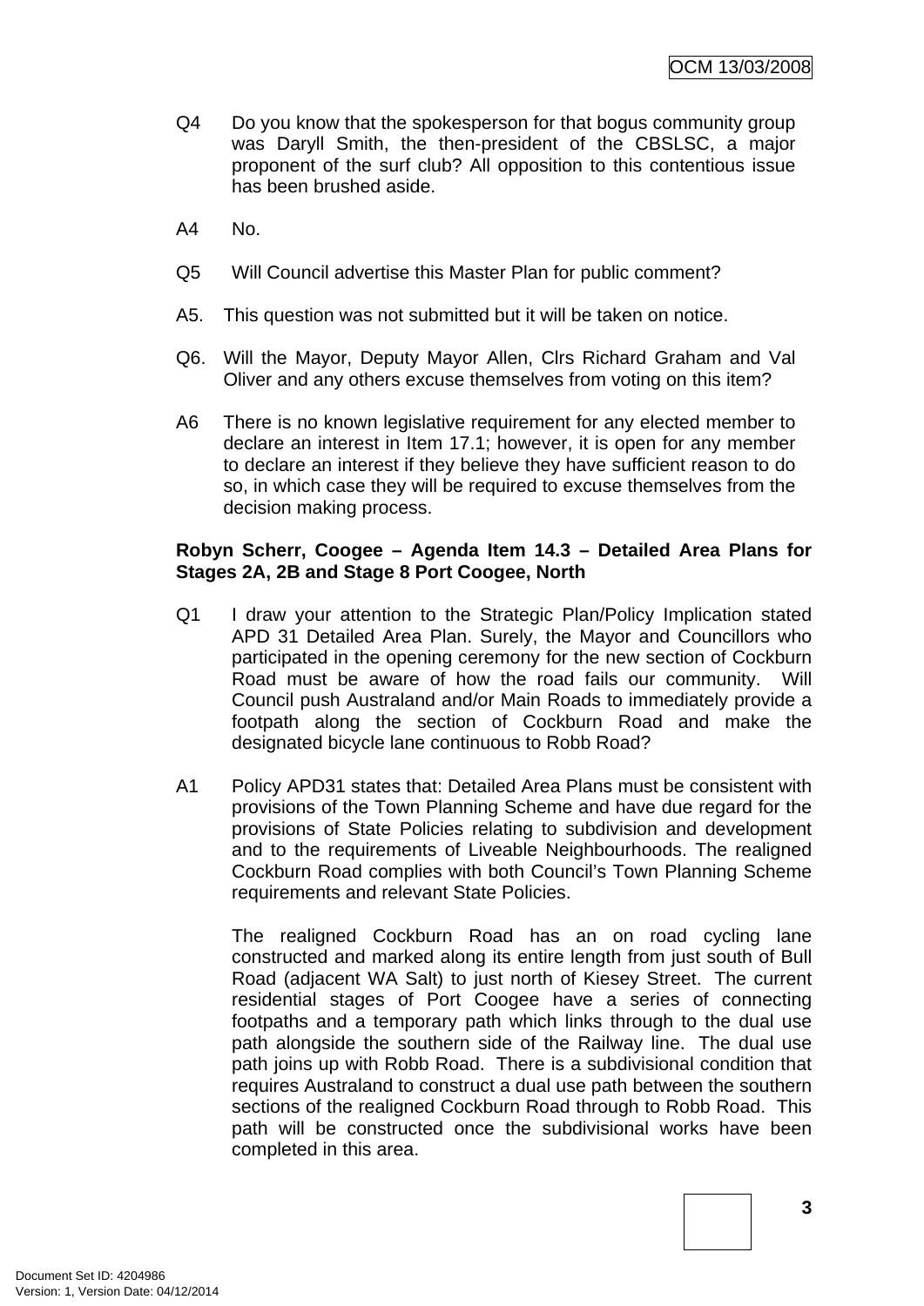Q4 Do you know that the spokesperson for that bogus community group was Daryll Smith, the then-president of the CBSLSC, a major proponent of the surf club? All opposition to this contentious issue has been brushed aside.

A4 No.

Q5 Will Council advertise this Master Plan for public comment?

A5. This question was not submitted but it will be taken on notice.

Q6. Will the Mayor, Deputy Mayor Allen, Clrs Richard Graham and Val Oliver and any others excuse themselves from voting on this item?

A6 There is no known legislative requirement for any elected member to declare an interest in Item 17.1; however, it is open for any member to declare an interest if they believe they have sufficient reason to do so, in which case they will be required to excuse themselves from the decision making process.

**Robyn Scherr, Coogee – Agenda Item 14.3 – Detailed Area Plans for Stages 2A, 2B and Stage 8 Port Coogee, North**

Q1 I draw your attention to the Strategic Plan/Policy Implication stated APD 31 Detailed Area Plan. Surely, the Mayor and Councillors who participated in the opening ceremony for the new section of Cockburn Road must be aware of how the road fails our community. Will Council push Australand and/or Main Roads to immediately provide a footpath along the section of Cockburn Road and make the designated bicycle lane continuous to Robb Road?

A1 Policy APD31 states that: Detailed Area Plans must be consistent with provisions of the Town Planning Scheme and have due regard for the provisions of State Policies relating to subdivision and development and to the requirements of Liveable Neighbourhoods. The realigned Cockburn Road complies with both Council's Town Planning Scheme requirements and relevant State Policies.

The realigned Cockburn Road has an on road cycling lane constructed and marked along its entire length from just south of Bull Road (adjacent WA Salt) to just north of Kiesey Street. The current residential stages of Port Coogee have a series of connecting footpaths and a temporary path which links through to the dual use path alongside the southern side of the Railway line. The dual use path joins up with Robb Road. There is a subdivisional condition that requires Australand to construct a dual use path between the southern sections of the realigned Cockburn Road through to Robb Road. This path will be constructed once the subdivisional works have been completed in this area.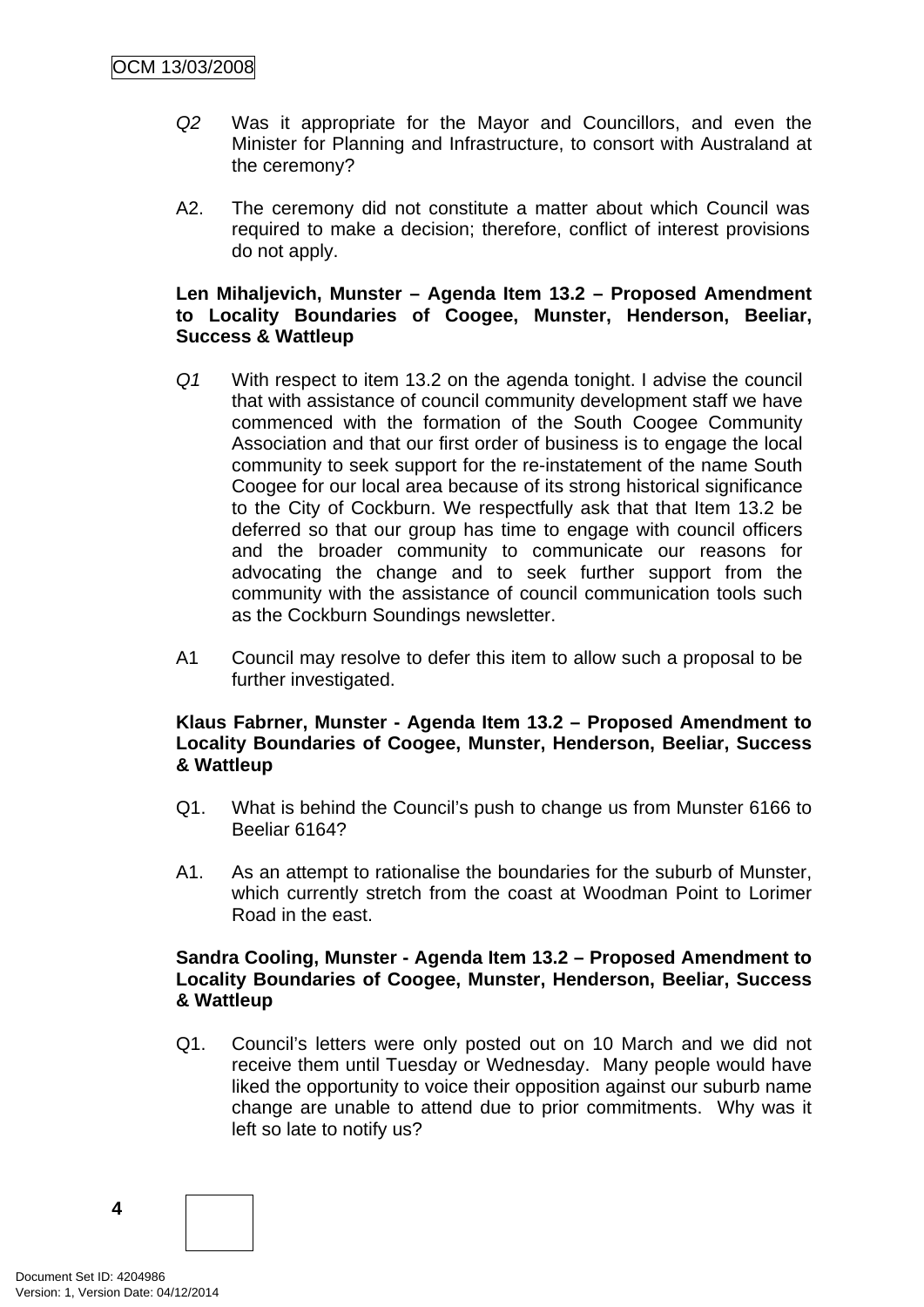*Q2* Was it appropriate for the Mayor and Councillors, and even the Minister for Planning and Infrastructure, to consort with Australand at the ceremony?

A2. The ceremony did not constitute a matter about which Council was required to make a decision; therefore, conflict of interest provisions do not apply.

**Len Mihaljevich, Munster – Agenda Item 13.2 – Proposed Amendment to Locality Boundaries of Coogee, Munster, Henderson, Beeliar, Success & Wattleup**

*Q1* With respect to item 13.2 on the agenda tonight. I advise the council that with assistance of council community development staff we have commenced with the formation of the South Coogee Community Association and that our first order of business is to engage the local community to seek support for the re-instatement of the name South Coogee for our local area because of its strong historical significance to the City of Cockburn. We respectfully ask that that Item 13.2 be deferred so that our group has time to engage with council officers and the broader community to communicate our reasons for advocating the change and to seek further support from the community with the assistance of council communication tools such as the Cockburn Soundings newsletter.

A1 Council may resolve to defer this item to allow such a proposal to be further investigated.

**Klaus Fabrner, Munster - Agenda Item 13.2 – Proposed Amendment to Locality Boundaries of Coogee, Munster, Henderson, Beeliar, Success & Wattleup**

Q1. What is behind the Council's push to change us from Munster 6166 to Beeliar 6164?

A1. As an attempt to rationalise the boundaries for the suburb of Munster, which currently stretch from the coast at Woodman Point to Lorimer Road in the east.

**Sandra Cooling, Munster - Agenda Item 13.2 – Proposed Amendment to Locality Boundaries of Coogee, Munster, Henderson, Beeliar, Success & Wattleup**

Q1. Council's letters were only posted out on 10 March and we did not receive them until Tuesday or Wednesday. Many people would have liked the opportunity to voice their opposition against our suburb name change are unable to attend due to prior commitments. Why was it left so late to notify us?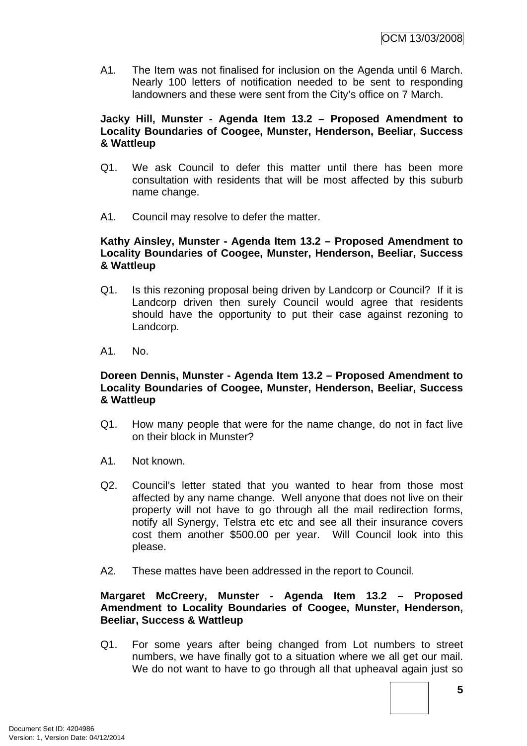A1. The Item was not finalised for inclusion on the Agenda until 6 March. Nearly 100 letters of notification needed to be sent to responding landowners and these were sent from the City's office on 7 March.

**Jacky Hill, Munster - Agenda Item 13.2 – Proposed Amendment to Locality Boundaries of Coogee, Munster, Henderson, Beeliar, Success & Wattleup**

Q1. We ask Council to defer this matter until there has been more consultation with residents that will be most affected by this suburb name change.

A1. Council may resolve to defer the matter.

**Kathy Ainsley, Munster - Agenda Item 13.2 – Proposed Amendment to Locality Boundaries of Coogee, Munster, Henderson, Beeliar, Success & Wattleup**

Q1. Is this rezoning proposal being driven by Landcorp or Council? If it is Landcorp driven then surely Council would agree that residents should have the opportunity to put their case against rezoning to Landcorp.

A1. No.

**Doreen Dennis, Munster - Agenda Item 13.2 – Proposed Amendment to Locality Boundaries of Coogee, Munster, Henderson, Beeliar, Success & Wattleup**

Q1. How many people that were for the name change, do not in fact live on their block in Munster?

A1. Not known.

Q2. Council's letter stated that you wanted to hear from those most affected by any name change. Well anyone that does not live on their property will not have to go through all the mail redirection forms, notify all Synergy, Telstra etc etc and see all their insurance covers cost them another $500.00 per year. Will Council look into this please.

A2. These mattes have been addressed in the report to Council.

**Margaret McCreery, Munster - Agenda Item 13.2 – Proposed Amendment to Locality Boundaries of Coogee, Munster, Henderson, Beeliar, Success & Wattleup**

Q1. For some years after being changed from Lot numbers to street numbers, we have finally got to a situation where we all get our mail. We do not want to have to go through all that upheaval again just so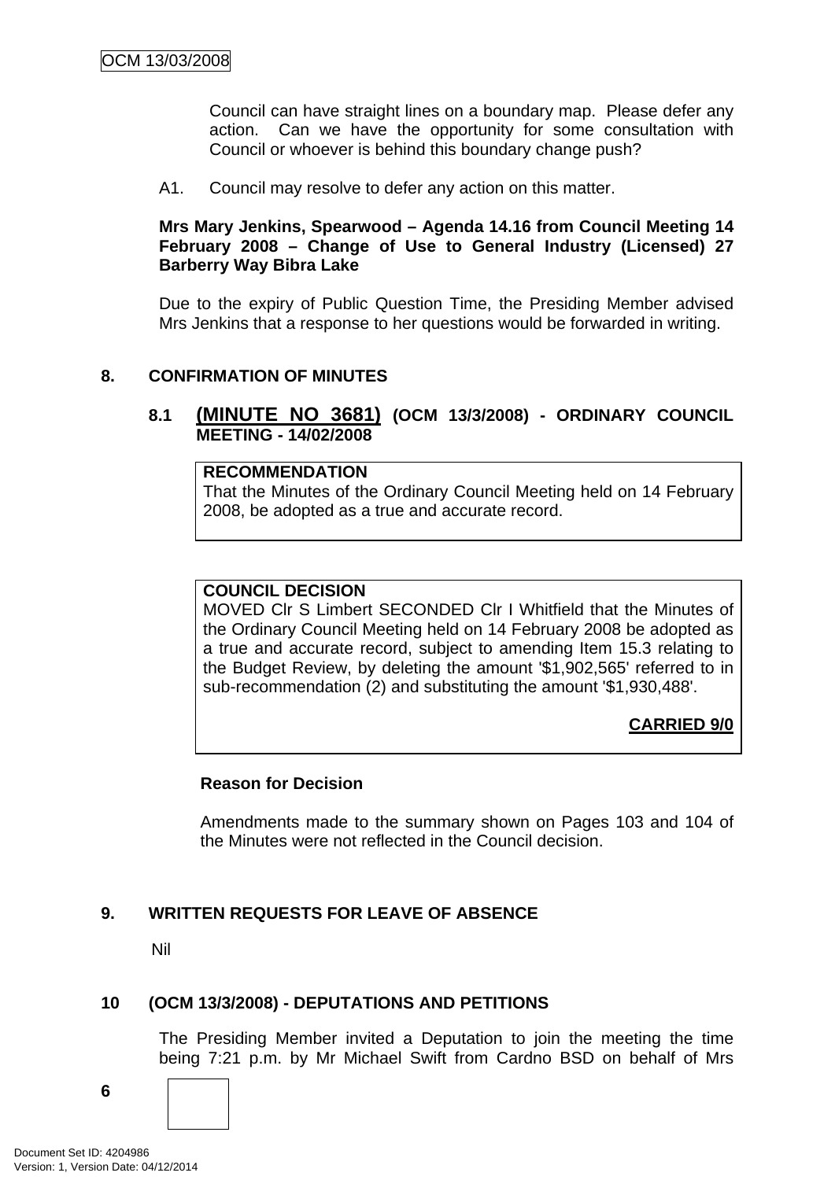Council can have straight lines on a boundary map. Please defer any action. Can we have the opportunity for some consultation with Council or whoever is behind this boundary change push?

A1. Council may resolve to defer any action on this matter.

**Mrs Mary Jenkins, Spearwood – Agenda 14.16 from Council Meeting 14 February 2008 – Change of Use to General Industry (Licensed) 27 Barberry Way Bibra Lake**

Due to the expiry of Public Question Time, the Presiding Member advised Mrs Jenkins that a response to her questions would be forwarded in writing.

## 8. CONFIRMATION OF MINUTES

### 8.1 (MINUTE NO 3681) (OCM 13/3/2008) - ORDINARY COUNCIL MEETING - 14/02/2008

**RECOMMENDATION**
That the Minutes of the Ordinary Council Meeting held on 14 February 2008, be adopted as a true and accurate record.

**COUNCIL DECISION**
MOVED Clr S Limbert SECONDED Clr I Whitfield that the Minutes of the Ordinary Council Meeting held on 14 February 2008 be adopted as a true and accurate record, subject to amending Item 15.3 relating to the Budget Review, by deleting the amount '$1,902,565' referred to in sub-recommendation (2) and substituting the amount '$1,930,488'.

**CARRIED 9/0**

**Reason for Decision**

Amendments made to the summary shown on Pages 103 and 104 of the Minutes were not reflected in the Council decision.

## 9. WRITTEN REQUESTS FOR LEAVE OF ABSENCE

Nil

## 10 (OCM 13/3/2008) - DEPUTATIONS AND PETITIONS

The Presiding Member invited a Deputation to join the meeting the time being 7:21 p.m. by Mr Michael Swift from Cardno BSD on behalf of Mrs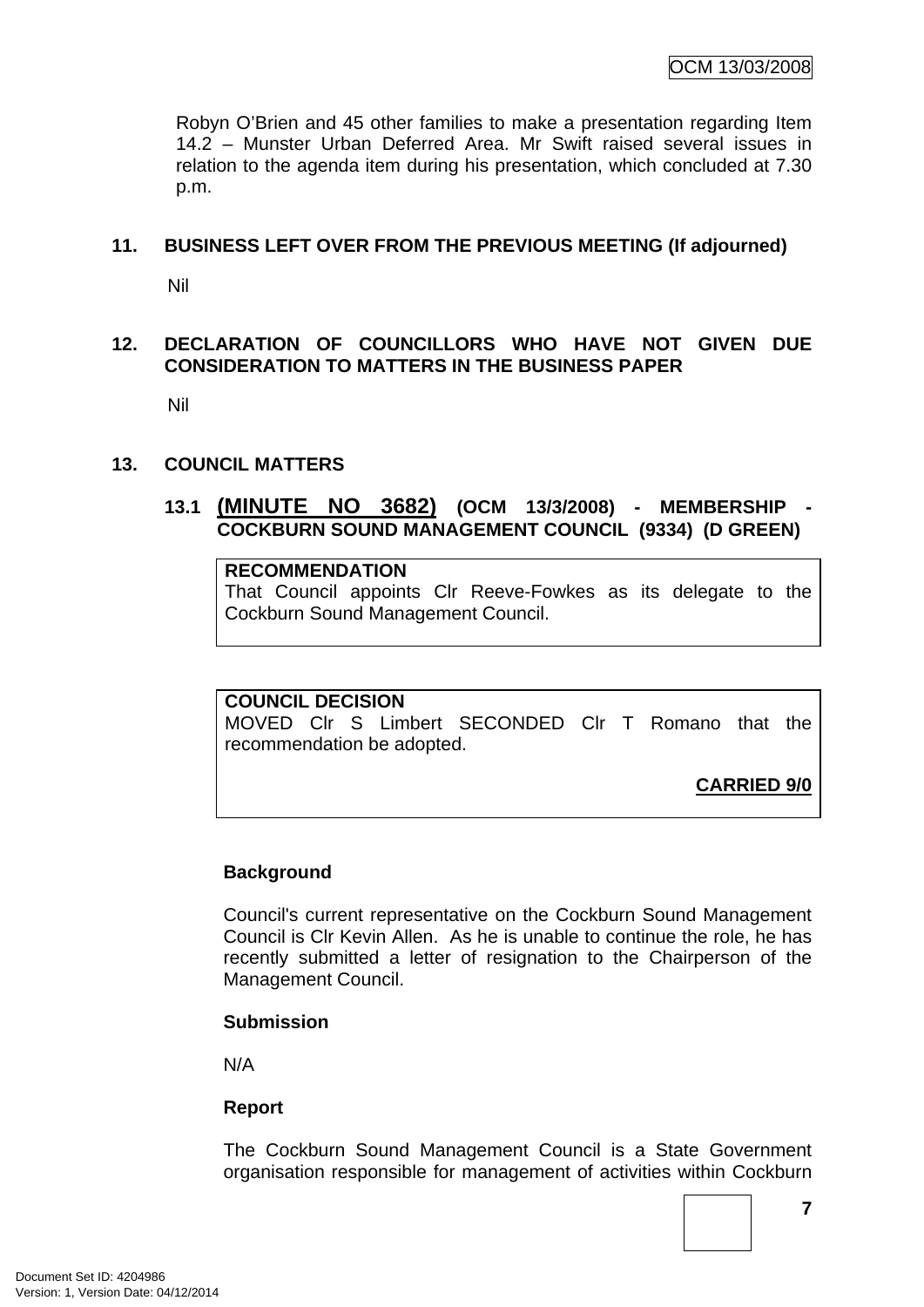Robyn O'Brien and 45 other families to make a presentation regarding Item 14.2 – Munster Urban Deferred Area. Mr Swift raised several issues in relation to the agenda item during his presentation, which concluded at 7.30 p.m.

## 11. BUSINESS LEFT OVER FROM THE PREVIOUS MEETING (If adjourned)

Nil

## 12. DECLARATION OF COUNCILLORS WHO HAVE NOT GIVEN DUE CONSIDERATION TO MATTERS IN THE BUSINESS PAPER

Nil

## 13. COUNCIL MATTERS

### 13.1 (MINUTE NO 3682) (OCM 13/3/2008) - MEMBERSHIP - COCKBURN SOUND MANAGEMENT COUNCIL (9334) (D GREEN)

**RECOMMENDATION**
That Council appoints Clr Reeve-Fowkes as its delegate to the Cockburn Sound Management Council.

**COUNCIL DECISION**
MOVED Clr S Limbert SECONDED Clr T Romano that the recommendation be adopted.

**CARRIED 9/0**

**Background**

Council's current representative on the Cockburn Sound Management Council is Clr Kevin Allen. As he is unable to continue the role, he has recently submitted a letter of resignation to the Chairperson of the Management Council.

**Submission**

N/A

**Report**

The Cockburn Sound Management Council is a State Government organisation responsible for management of activities within Cockburn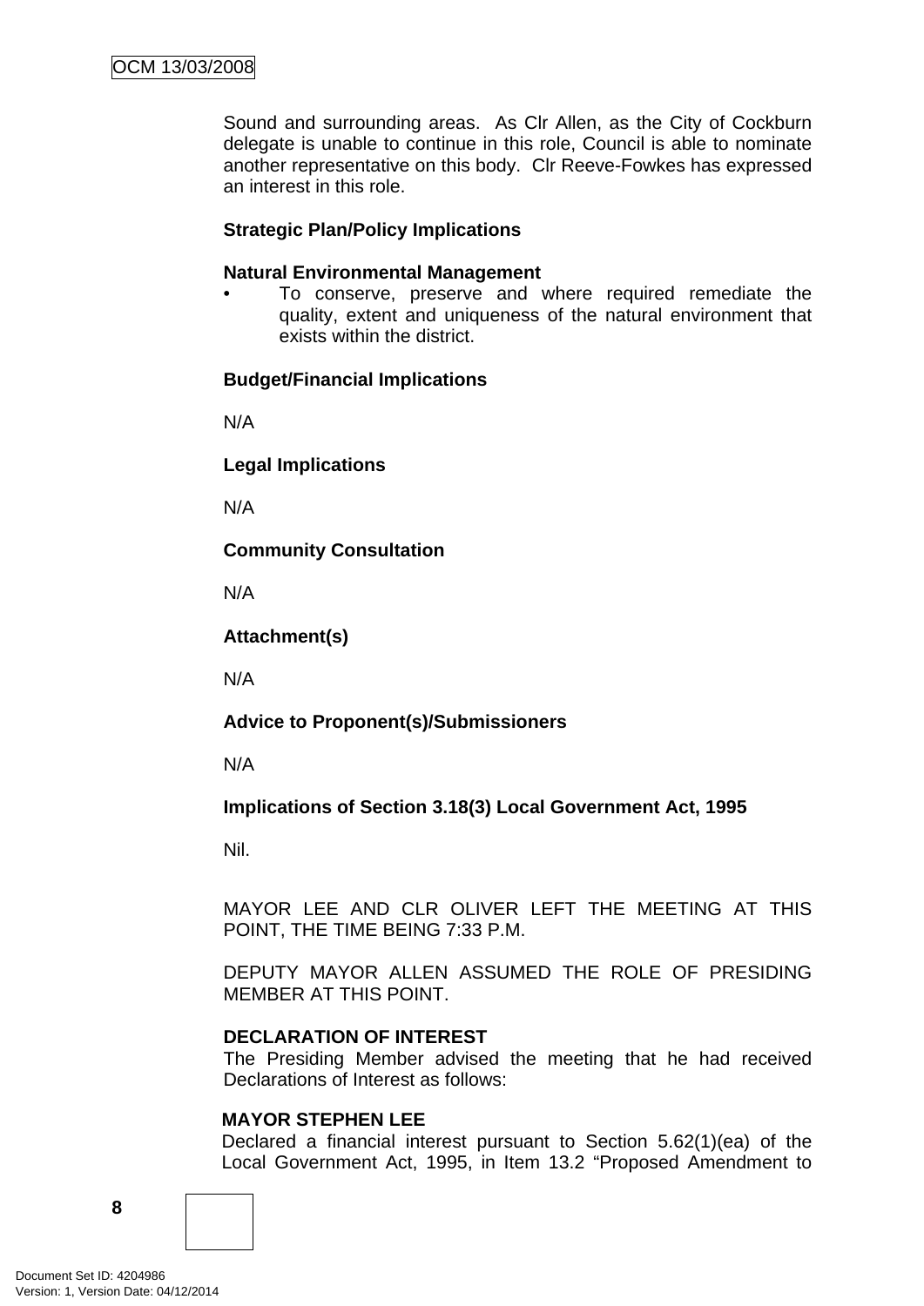Sound and surrounding areas.  As Clr Allen, as the City of Cockburn delegate is unable to continue in this role, Council is able to nominate another representative on this body.  Clr Reeve-Fowkes has expressed an interest in this role.

**Strategic Plan/Policy Implications**

**Natural Environmental Management**

- To conserve, preserve and where required remediate the quality, extent and uniqueness of the natural environment that exists within the district.

**Budget/Financial Implications**

N/A

**Legal Implications**

N/A

**Community Consultation**

N/A

**Attachment(s)**

N/A

**Advice to Proponent(s)/Submissioners**

N/A

**Implications of Section 3.18(3) Local Government Act, 1995**

Nil.

MAYOR LEE AND CLR OLIVER LEFT THE MEETING AT THIS POINT, THE TIME BEING 7:33 P.M.

DEPUTY MAYOR ALLEN ASSUMED THE ROLE OF PRESIDING MEMBER AT THIS POINT.

**DECLARATION OF INTEREST**

The Presiding Member advised the meeting that he had received Declarations of Interest as follows:

**MAYOR STEPHEN LEE**

Declared a financial interest pursuant to Section 5.62(1)(ea) of the Local Government Act, 1995, in Item 13.2 "Proposed Amendment to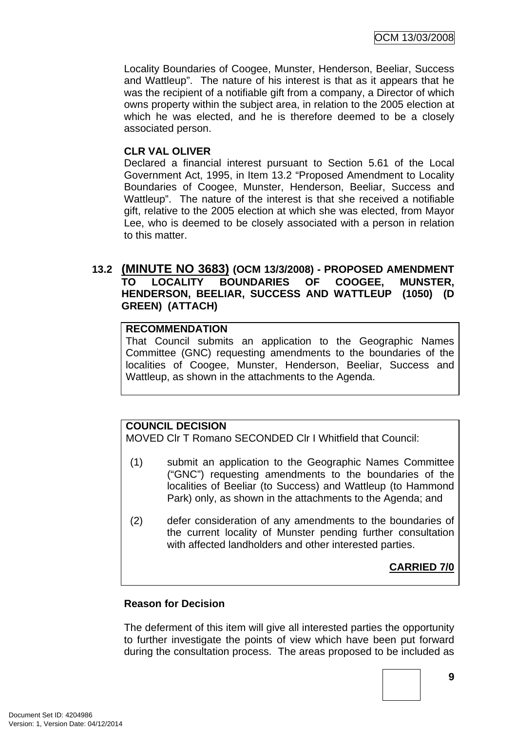Locality Boundaries of Coogee, Munster, Henderson, Beeliar, Success and Wattleup". The nature of his interest is that as it appears that he was the recipient of a notifiable gift from a company, a Director of which owns property within the subject area, in relation to the 2005 election at which he was elected, and he is therefore deemed to be a closely associated person.

**CLR VAL OLIVER**
Declared a financial interest pursuant to Section 5.61 of the Local Government Act, 1995, in Item 13.2 "Proposed Amendment to Locality Boundaries of Coogee, Munster, Henderson, Beeliar, Success and Wattleup". The nature of the interest is that she received a notifiable gift, relative to the 2005 election at which she was elected, from Mayor Lee, who is deemed to be closely associated with a person in relation to this matter.

### 13.2 (MINUTE NO 3683) (OCM 13/3/2008) - PROPOSED AMENDMENT TO LOCALITY BOUNDARIES OF COOGEE, MUNSTER, HENDERSON, BEELIAR, SUCCESS AND WATTLEUP (1050) (D GREEN) (ATTACH)

**RECOMMENDATION**
That Council submits an application to the Geographic Names Committee (GNC) requesting amendments to the boundaries of the localities of Coogee, Munster, Henderson, Beeliar, Success and Wattleup, as shown in the attachments to the Agenda.

**COUNCIL DECISION**
MOVED Clr T Romano SECONDED Clr I Whitfield that Council:

(1) submit an application to the Geographic Names Committee ("GNC") requesting amendments to the boundaries of the localities of Beeliar (to Success) and Wattleup (to Hammond Park) only, as shown in the attachments to the Agenda; and

(2) defer consideration of any amendments to the boundaries of the current locality of Munster pending further consultation with affected landholders and other interested parties.

**CARRIED 7/0**

**Reason for Decision**

The deferment of this item will give all interested parties the opportunity to further investigate the points of view which have been put forward during the consultation process. The areas proposed to be included as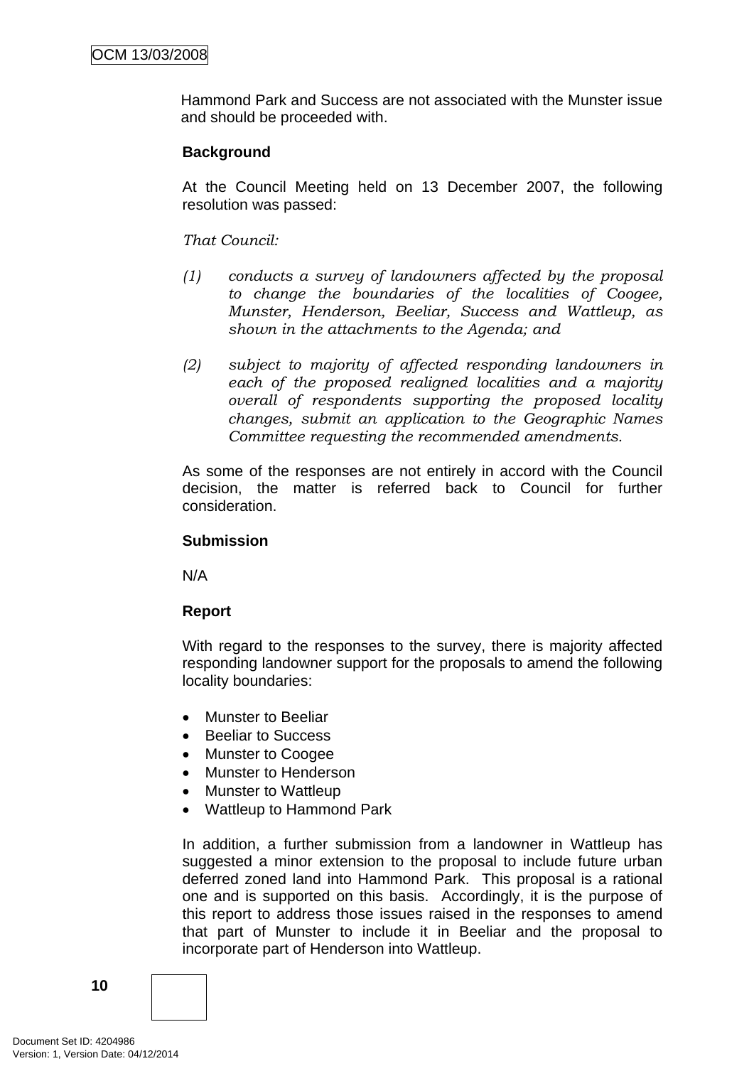Hammond Park and Success are not associated with the Munster issue and should be proceeded with.

**Background**

At the Council Meeting held on 13 December 2007, the following resolution was passed:

*That Council:*

*(1) conducts a survey of landowners affected by the proposal to change the boundaries of the localities of Coogee, Munster, Henderson, Beeliar, Success and Wattleup, as shown in the attachments to the Agenda; and*

*(2) subject to majority of affected responding landowners in each of the proposed realigned localities and a majority overall of respondents supporting the proposed locality changes, submit an application to the Geographic Names Committee requesting the recommended amendments.*

As some of the responses are not entirely in accord with the Council decision, the matter is referred back to Council for further consideration.

**Submission**

N/A

**Report**

With regard to the responses to the survey, there is majority affected responding landowner support for the proposals to amend the following locality boundaries:

- Munster to Beeliar
- Beeliar to Success
- Munster to Coogee
- Munster to Henderson
- Munster to Wattleup
- Wattleup to Hammond Park

In addition, a further submission from a landowner in Wattleup has suggested a minor extension to the proposal to include future urban deferred zoned land into Hammond Park. This proposal is a rational one and is supported on this basis. Accordingly, it is the purpose of this report to address those issues raised in the responses to amend that part of Munster to include it in Beeliar and the proposal to incorporate part of Henderson into Wattleup.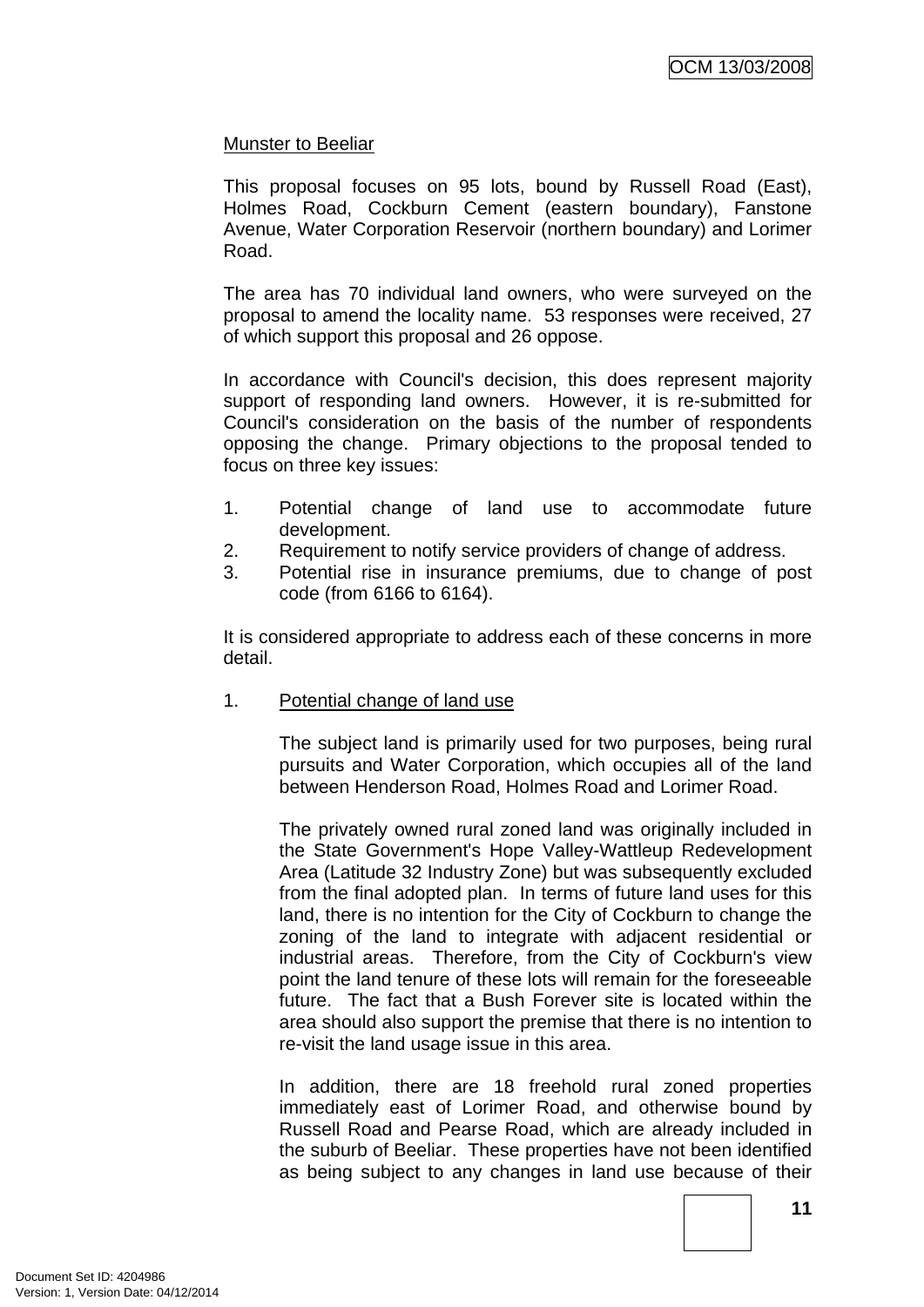Munster to Beeliar

This proposal focuses on 95 lots, bound by Russell Road (East), Holmes Road, Cockburn Cement (eastern boundary), Fanstone Avenue, Water Corporation Reservoir (northern boundary) and Lorimer Road.

The area has 70 individual land owners, who were surveyed on the proposal to amend the locality name. 53 responses were received, 27 of which support this proposal and 26 oppose.

In accordance with Council's decision, this does represent majority support of responding land owners. However, it is re-submitted for Council's consideration on the basis of the number of respondents opposing the change. Primary objections to the proposal tended to focus on three key issues:

1. Potential change of land use to accommodate future development.
2. Requirement to notify service providers of change of address.
3. Potential rise in insurance premiums, due to change of post code (from 6166 to 6164).

It is considered appropriate to address each of these concerns in more detail.

1. Potential change of land use

   The subject land is primarily used for two purposes, being rural pursuits and Water Corporation, which occupies all of the land between Henderson Road, Holmes Road and Lorimer Road.

   The privately owned rural zoned land was originally included in the State Government's Hope Valley-Wattleup Redevelopment Area (Latitude 32 Industry Zone) but was subsequently excluded from the final adopted plan. In terms of future land uses for this land, there is no intention for the City of Cockburn to change the zoning of the land to integrate with adjacent residential or industrial areas. Therefore, from the City of Cockburn's view point the land tenure of these lots will remain for the foreseeable future. The fact that a Bush Forever site is located within the area should also support the premise that there is no intention to re-visit the land usage issue in this area.

   In addition, there are 18 freehold rural zoned properties immediately east of Lorimer Road, and otherwise bound by Russell Road and Pearse Road, which are already included in the suburb of Beeliar. These properties have not been identified as being subject to any changes in land use because of their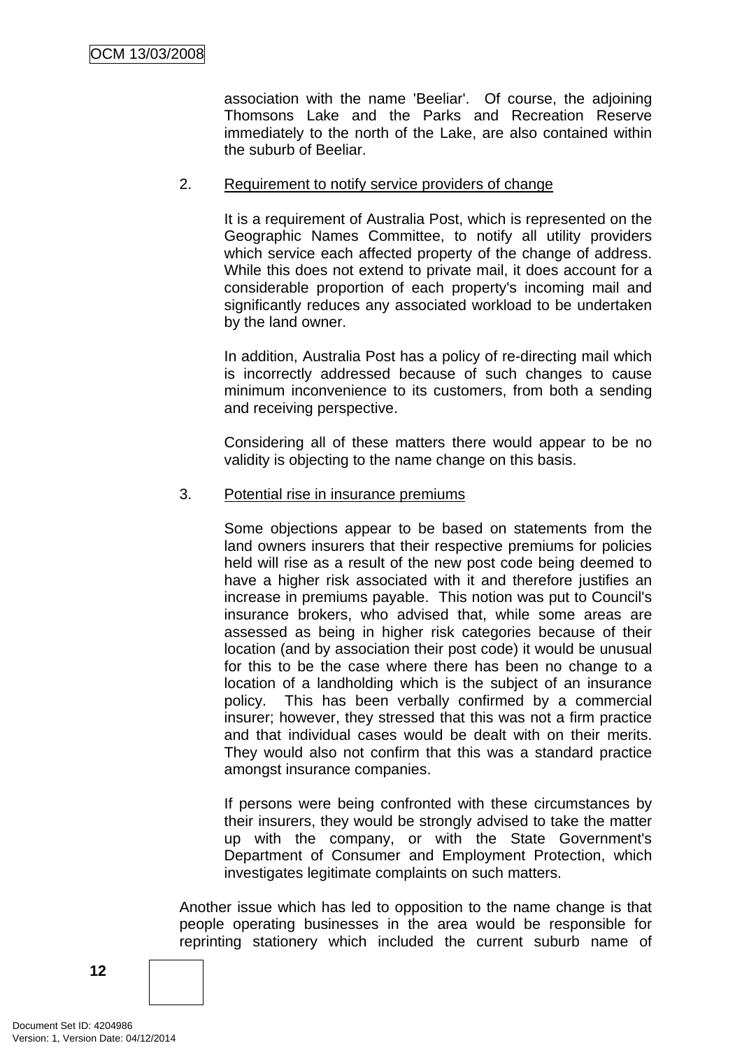association with the name 'Beeliar'. Of course, the adjoining Thomsons Lake and the Parks and Recreation Reserve immediately to the north of the Lake, are also contained within the suburb of Beeliar.

2. <u>Requirement to notify service providers of change</u>

   It is a requirement of Australia Post, which is represented on the Geographic Names Committee, to notify all utility providers which service each affected property of the change of address. While this does not extend to private mail, it does account for a considerable proportion of each property's incoming mail and significantly reduces any associated workload to be undertaken by the land owner.

   In addition, Australia Post has a policy of re-directing mail which is incorrectly addressed because of such changes to cause minimum inconvenience to its customers, from both a sending and receiving perspective.

   Considering all of these matters there would appear to be no validity is objecting to the name change on this basis.

3. <u>Potential rise in insurance premiums</u>

   Some objections appear to be based on statements from the land owners insurers that their respective premiums for policies held will rise as a result of the new post code being deemed to have a higher risk associated with it and therefore justifies an increase in premiums payable. This notion was put to Council's insurance brokers, who advised that, while some areas are assessed as being in higher risk categories because of their location (and by association their post code) it would be unusual for this to be the case where there has been no change to a location of a landholding which is the subject of an insurance policy. This has been verbally confirmed by a commercial insurer; however, they stressed that this was not a firm practice and that individual cases would be dealt with on their merits. They would also not confirm that this was a standard practice amongst insurance companies.

   If persons were being confronted with these circumstances by their insurers, they would be strongly advised to take the matter up with the company, or with the State Government's Department of Consumer and Employment Protection, which investigates legitimate complaints on such matters.

Another issue which has led to opposition to the name change is that people operating businesses in the area would be responsible for reprinting stationery which included the current suburb name of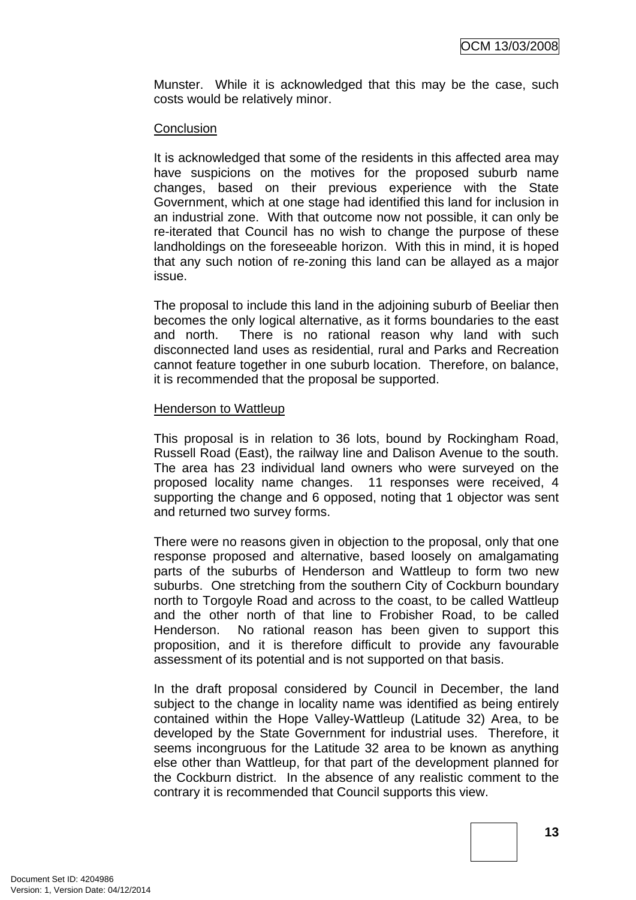Munster. While it is acknowledged that this may be the case, such costs would be relatively minor.

Conclusion

It is acknowledged that some of the residents in this affected area may have suspicions on the motives for the proposed suburb name changes, based on their previous experience with the State Government, which at one stage had identified this land for inclusion in an industrial zone. With that outcome now not possible, it can only be re-iterated that Council has no wish to change the purpose of these landholdings on the foreseeable horizon. With this in mind, it is hoped that any such notion of re-zoning this land can be allayed as a major issue.

The proposal to include this land in the adjoining suburb of Beeliar then becomes the only logical alternative, as it forms boundaries to the east and north. There is no rational reason why land with such disconnected land uses as residential, rural and Parks and Recreation cannot feature together in one suburb location. Therefore, on balance, it is recommended that the proposal be supported.

Henderson to Wattleup

This proposal is in relation to 36 lots, bound by Rockingham Road, Russell Road (East), the railway line and Dalison Avenue to the south. The area has 23 individual land owners who were surveyed on the proposed locality name changes. 11 responses were received, 4 supporting the change and 6 opposed, noting that 1 objector was sent and returned two survey forms.

There were no reasons given in objection to the proposal, only that one response proposed and alternative, based loosely on amalgamating parts of the suburbs of Henderson and Wattleup to form two new suburbs. One stretching from the southern City of Cockburn boundary north to Torgoyle Road and across to the coast, to be called Wattleup and the other north of that line to Frobisher Road, to be called Henderson. No rational reason has been given to support this proposition, and it is therefore difficult to provide any favourable assessment of its potential and is not supported on that basis.

In the draft proposal considered by Council in December, the land subject to the change in locality name was identified as being entirely contained within the Hope Valley-Wattleup (Latitude 32) Area, to be developed by the State Government for industrial uses. Therefore, it seems incongruous for the Latitude 32 area to be known as anything else other than Wattleup, for that part of the development planned for the Cockburn district. In the absence of any realistic comment to the contrary it is recommended that Council supports this view.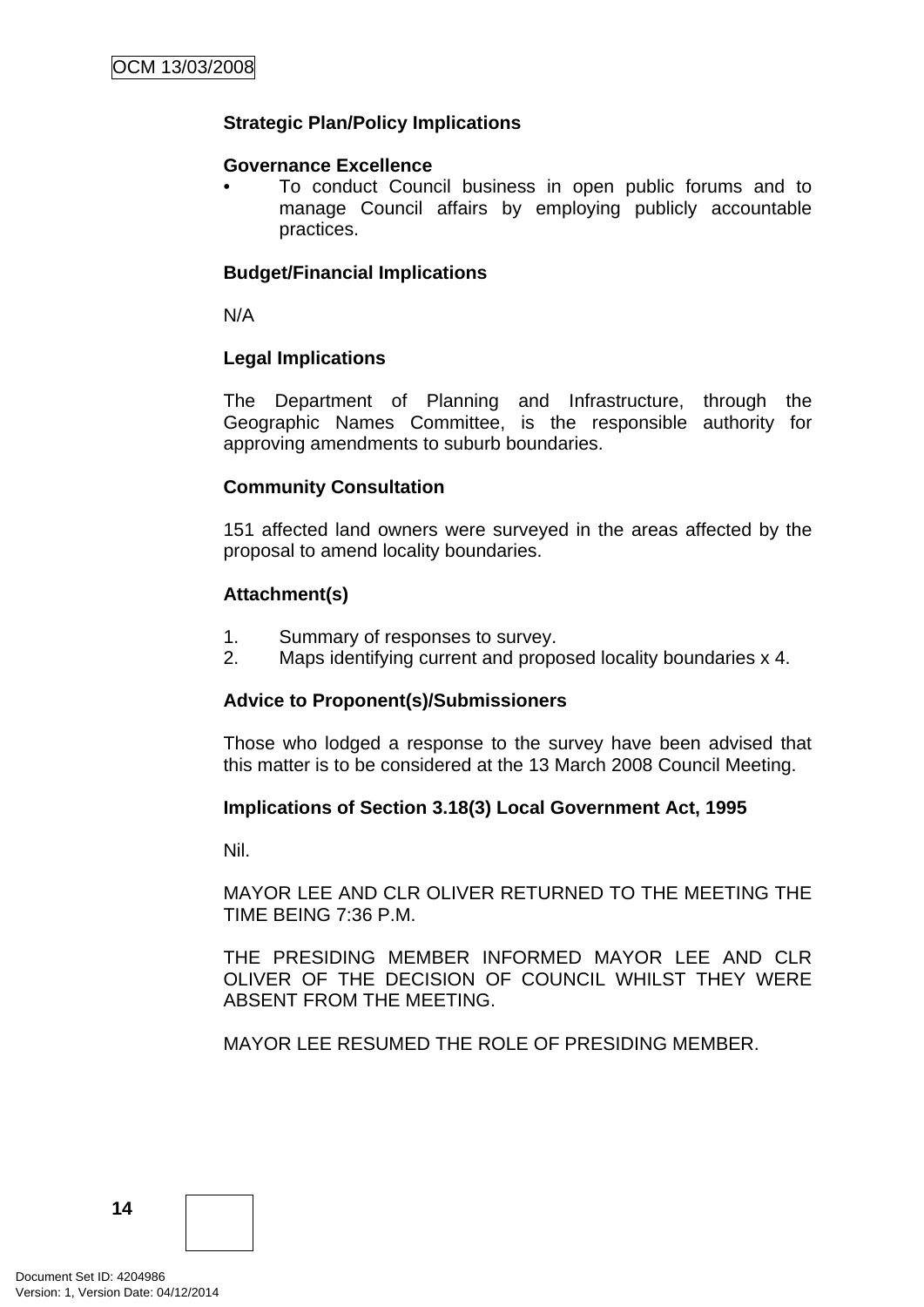**Strategic Plan/Policy Implications**

**Governance Excellence**

- To conduct Council business in open public forums and to manage Council affairs by employing publicly accountable practices.

**Budget/Financial Implications**

N/A

**Legal Implications**

The Department of Planning and Infrastructure, through the Geographic Names Committee, is the responsible authority for approving amendments to suburb boundaries.

**Community Consultation**

151 affected land owners were surveyed in the areas affected by the proposal to amend locality boundaries.

**Attachment(s)**

1. Summary of responses to survey.
2. Maps identifying current and proposed locality boundaries x 4.

**Advice to Proponent(s)/Submissioners**

Those who lodged a response to the survey have been advised that this matter is to be considered at the 13 March 2008 Council Meeting.

**Implications of Section 3.18(3) Local Government Act, 1995**

Nil.

MAYOR LEE AND CLR OLIVER RETURNED TO THE MEETING THE TIME BEING 7:36 P.M.

THE PRESIDING MEMBER INFORMED MAYOR LEE AND CLR OLIVER OF THE DECISION OF COUNCIL WHILST THEY WERE ABSENT FROM THE MEETING.

MAYOR LEE RESUMED THE ROLE OF PRESIDING MEMBER.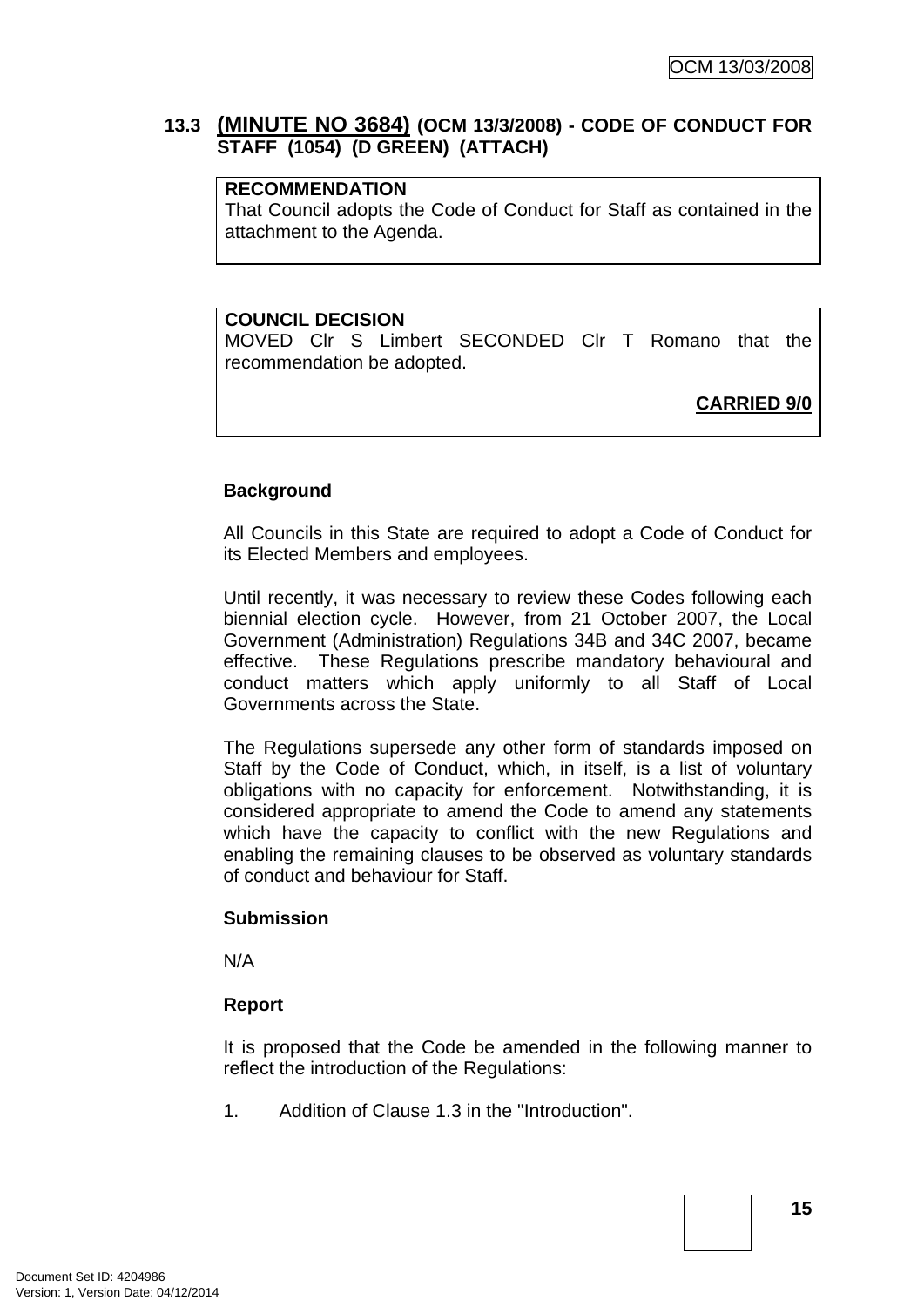### 13.3 (MINUTE NO 3684) (OCM 13/3/2008) - CODE OF CONDUCT FOR STAFF (1054) (D GREEN) (ATTACH)

**RECOMMENDATION**
That Council adopts the Code of Conduct for Staff as contained in the attachment to the Agenda.

**COUNCIL DECISION**
MOVED Clr S Limbert SECONDED Clr T Romano that the recommendation be adopted.

**CARRIED 9/0**

**Background**

All Councils in this State are required to adopt a Code of Conduct for its Elected Members and employees.

Until recently, it was necessary to review these Codes following each biennial election cycle. However, from 21 October 2007, the Local Government (Administration) Regulations 34B and 34C 2007, became effective. These Regulations prescribe mandatory behavioural and conduct matters which apply uniformly to all Staff of Local Governments across the State.

The Regulations supersede any other form of standards imposed on Staff by the Code of Conduct, which, in itself, is a list of voluntary obligations with no capacity for enforcement. Notwithstanding, it is considered appropriate to amend the Code to amend any statements which have the capacity to conflict with the new Regulations and enabling the remaining clauses to be observed as voluntary standards of conduct and behaviour for Staff.

**Submission**

N/A

**Report**

It is proposed that the Code be amended in the following manner to reflect the introduction of the Regulations:

1. Addition of Clause 1.3 in the "Introduction".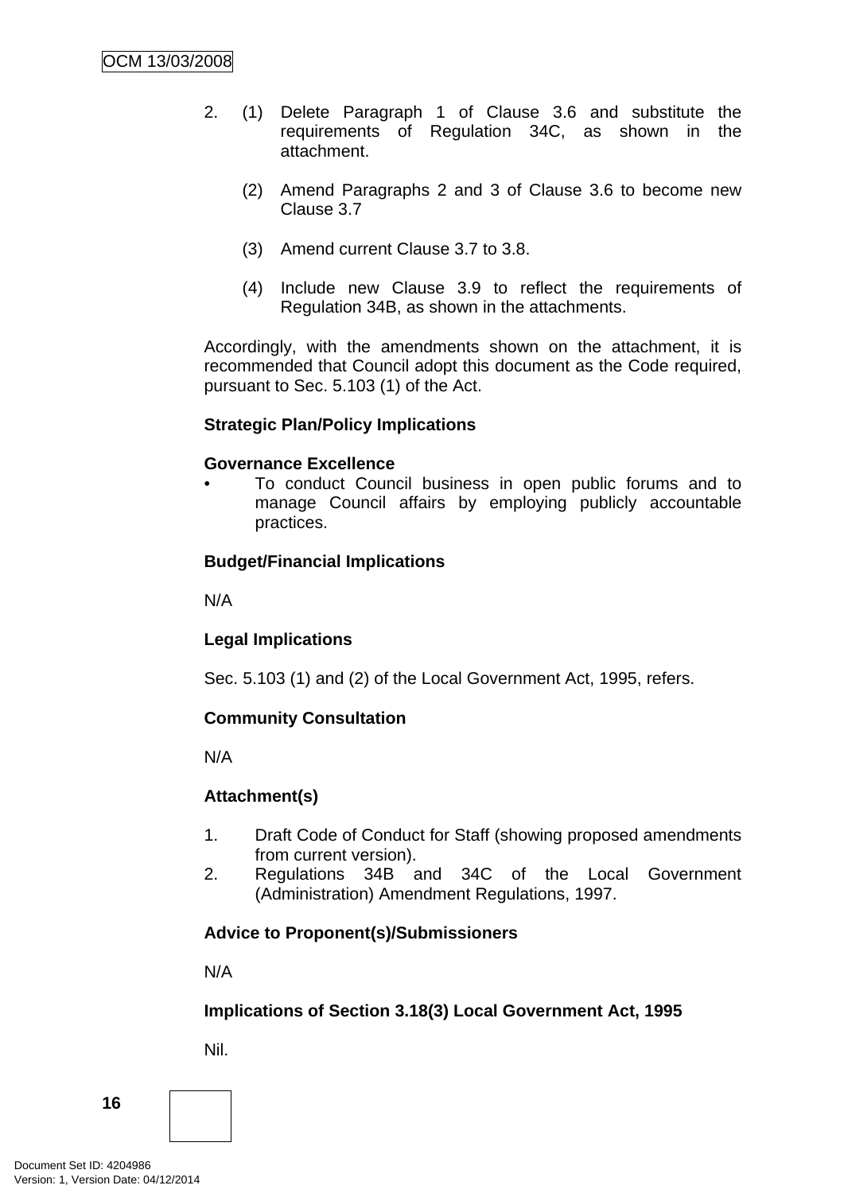2. (1) Delete Paragraph 1 of Clause 3.6 and substitute the requirements of Regulation 34C, as shown in the attachment.

   (2) Amend Paragraphs 2 and 3 of Clause 3.6 to become new Clause 3.7

   (3) Amend current Clause 3.7 to 3.8.

   (4) Include new Clause 3.9 to reflect the requirements of Regulation 34B, as shown in the attachments.

Accordingly, with the amendments shown on the attachment, it is recommended that Council adopt this document as the Code required, pursuant to Sec. 5.103 (1) of the Act.

**Strategic Plan/Policy Implications**

**Governance Excellence**

- To conduct Council business in open public forums and to manage Council affairs by employing publicly accountable practices.

**Budget/Financial Implications**

N/A

**Legal Implications**

Sec. 5.103 (1) and (2) of the Local Government Act, 1995, refers.

**Community Consultation**

N/A

**Attachment(s)**

1. Draft Code of Conduct for Staff (showing proposed amendments from current version).
2. Regulations 34B and 34C of the Local Government (Administration) Amendment Regulations, 1997.

**Advice to Proponent(s)/Submissioners**

N/A

**Implications of Section 3.18(3) Local Government Act, 1995**

Nil.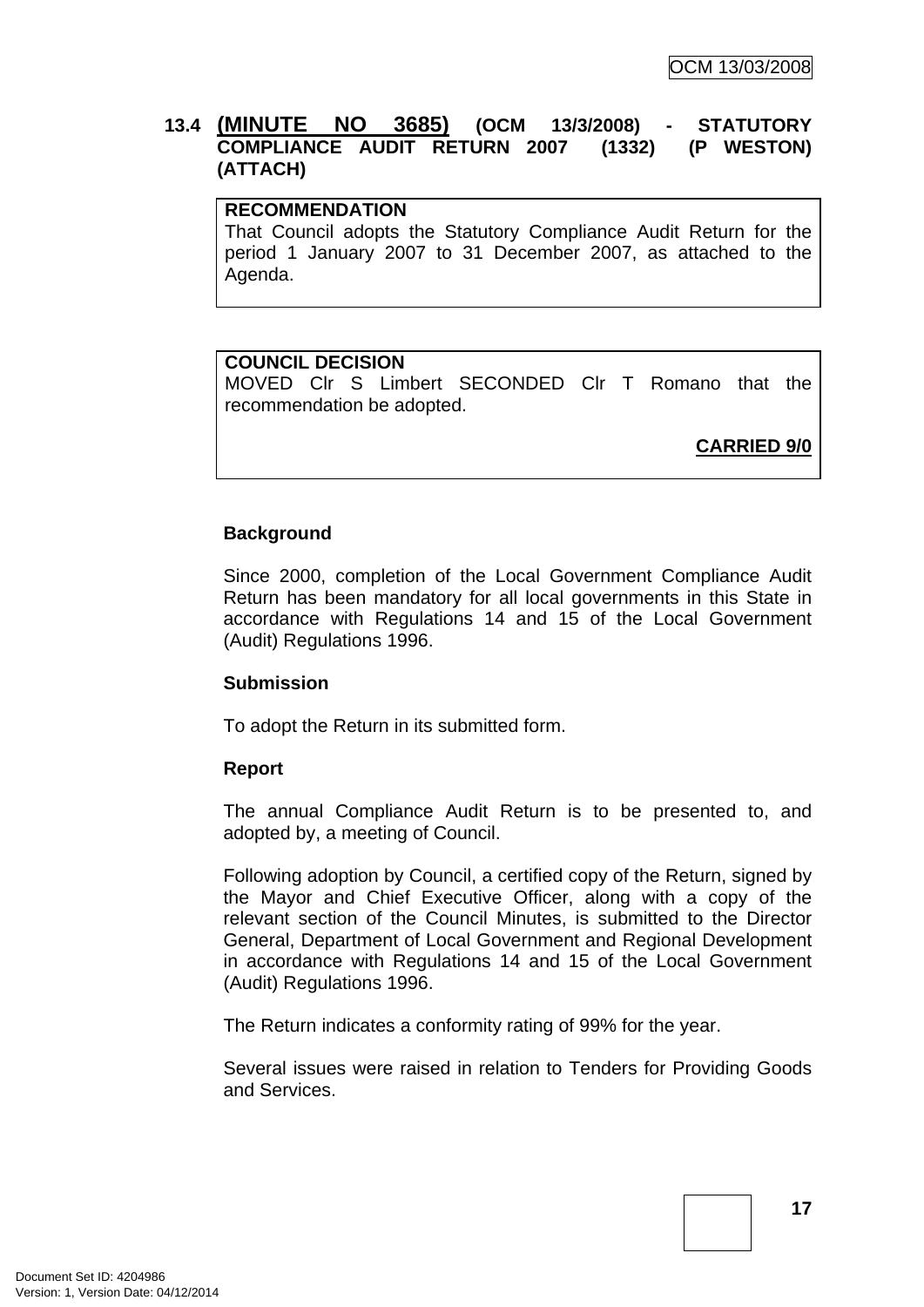### 13.4 (MINUTE NO 3685) (OCM 13/3/2008) - STATUTORY COMPLIANCE AUDIT RETURN 2007 (1332) (P WESTON) (ATTACH)

**RECOMMENDATION**

That Council adopts the Statutory Compliance Audit Return for the period 1 January 2007 to 31 December 2007, as attached to the Agenda.

**COUNCIL DECISION**

MOVED Clr S Limbert SECONDED Clr T Romano that the recommendation be adopted.

**CARRIED 9/0**

**Background**

Since 2000, completion of the Local Government Compliance Audit Return has been mandatory for all local governments in this State in accordance with Regulations 14 and 15 of the Local Government (Audit) Regulations 1996.

**Submission**

To adopt the Return in its submitted form.

**Report**

The annual Compliance Audit Return is to be presented to, and adopted by, a meeting of Council.

Following adoption by Council, a certified copy of the Return, signed by the Mayor and Chief Executive Officer, along with a copy of the relevant section of the Council Minutes, is submitted to the Director General, Department of Local Government and Regional Development in accordance with Regulations 14 and 15 of the Local Government (Audit) Regulations 1996.

The Return indicates a conformity rating of 99% for the year.

Several issues were raised in relation to Tenders for Providing Goods and Services.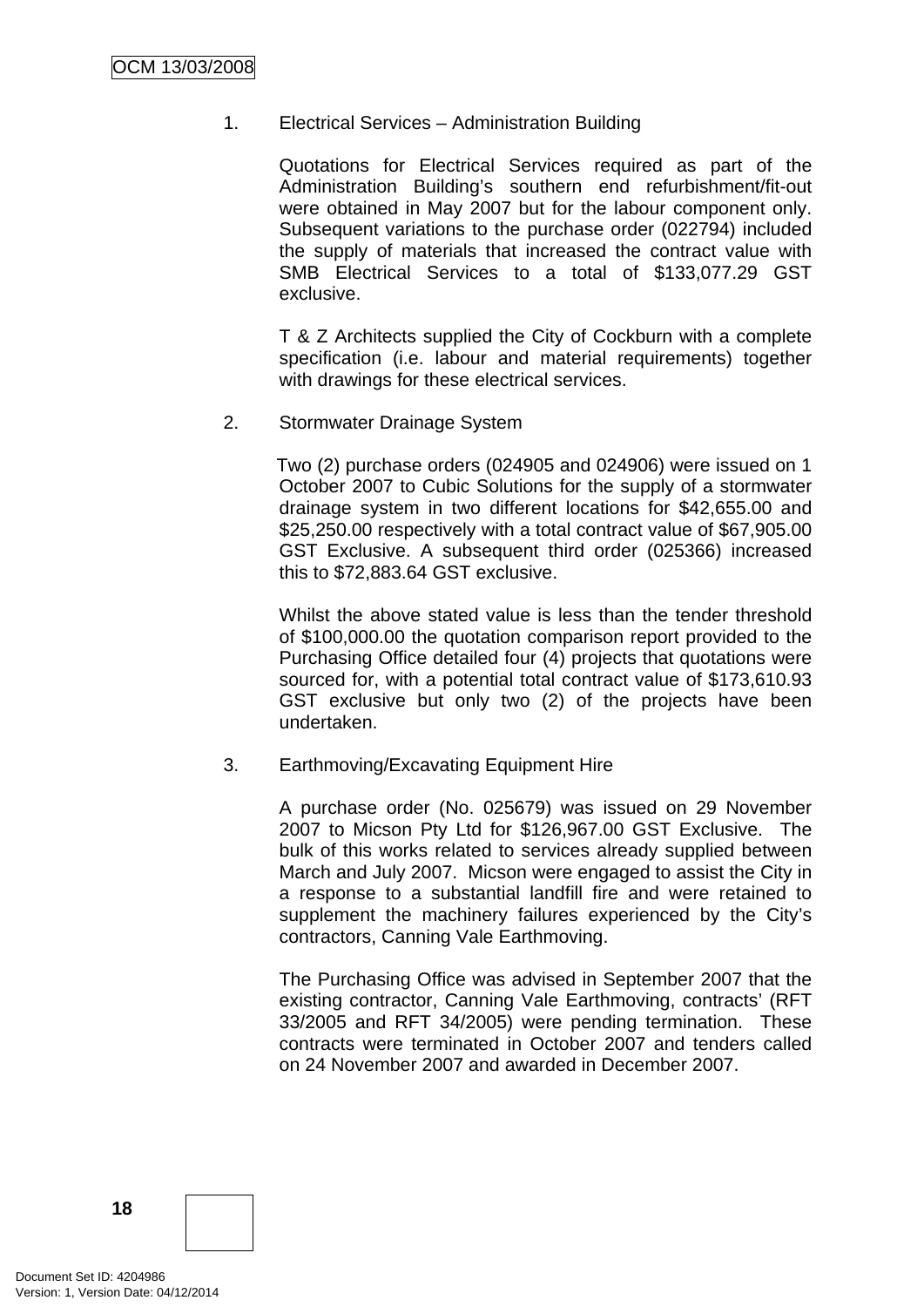1. Electrical Services – Administration Building

   Quotations for Electrical Services required as part of the Administration Building's southern end refurbishment/fit-out were obtained in May 2007 but for the labour component only. Subsequent variations to the purchase order (022794) included the supply of materials that increased the contract value with SMB Electrical Services to a total of $133,077.29 GST exclusive.

   T & Z Architects supplied the City of Cockburn with a complete specification (i.e. labour and material requirements) together with drawings for these electrical services.

2. Stormwater Drainage System

   Two (2) purchase orders (024905 and 024906) were issued on 1 October 2007 to Cubic Solutions for the supply of a stormwater drainage system in two different locations for $42,655.00 and $25,250.00 respectively with a total contract value of $67,905.00 GST Exclusive. A subsequent third order (025366) increased this to $72,883.64 GST exclusive.

   Whilst the above stated value is less than the tender threshold of $100,000.00 the quotation comparison report provided to the Purchasing Office detailed four (4) projects that quotations were sourced for, with a potential total contract value of $173,610.93 GST exclusive but only two (2) of the projects have been undertaken.

3. Earthmoving/Excavating Equipment Hire

   A purchase order (No. 025679) was issued on 29 November 2007 to Micson Pty Ltd for $126,967.00 GST Exclusive. The bulk of this works related to services already supplied between March and July 2007. Micson were engaged to assist the City in a response to a substantial landfill fire and were retained to supplement the machinery failures experienced by the City's contractors, Canning Vale Earthmoving.

   The Purchasing Office was advised in September 2007 that the existing contractor, Canning Vale Earthmoving, contracts' (RFT 33/2005 and RFT 34/2005) were pending termination. These contracts were terminated in October 2007 and tenders called on 24 November 2007 and awarded in December 2007.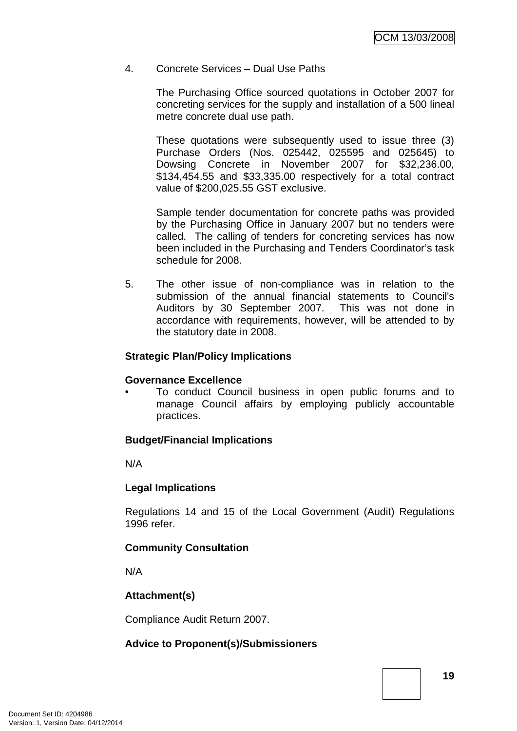4. Concrete Services – Dual Use Paths

   The Purchasing Office sourced quotations in October 2007 for concreting services for the supply and installation of a 500 lineal metre concrete dual use path.

   These quotations were subsequently used to issue three (3) Purchase Orders (Nos. 025442, 025595 and 025645) to Dowsing Concrete in November 2007 for $32,236.00, $134,454.55 and $33,335.00 respectively for a total contract value of $200,025.55 GST exclusive.

   Sample tender documentation for concrete paths was provided by the Purchasing Office in January 2007 but no tenders were called. The calling of tenders for concreting services has now been included in the Purchasing and Tenders Coordinator's task schedule for 2008.

5. The other issue of non-compliance was in relation to the submission of the annual financial statements to Council's Auditors by 30 September 2007. This was not done in accordance with requirements, however, will be attended to by the statutory date in 2008.

**Strategic Plan/Policy Implications**

**Governance Excellence**

- To conduct Council business in open public forums and to manage Council affairs by employing publicly accountable practices.

**Budget/Financial Implications**

N/A

**Legal Implications**

Regulations 14 and 15 of the Local Government (Audit) Regulations 1996 refer.

**Community Consultation**

N/A

**Attachment(s)**

Compliance Audit Return 2007.

**Advice to Proponent(s)/Submissioners**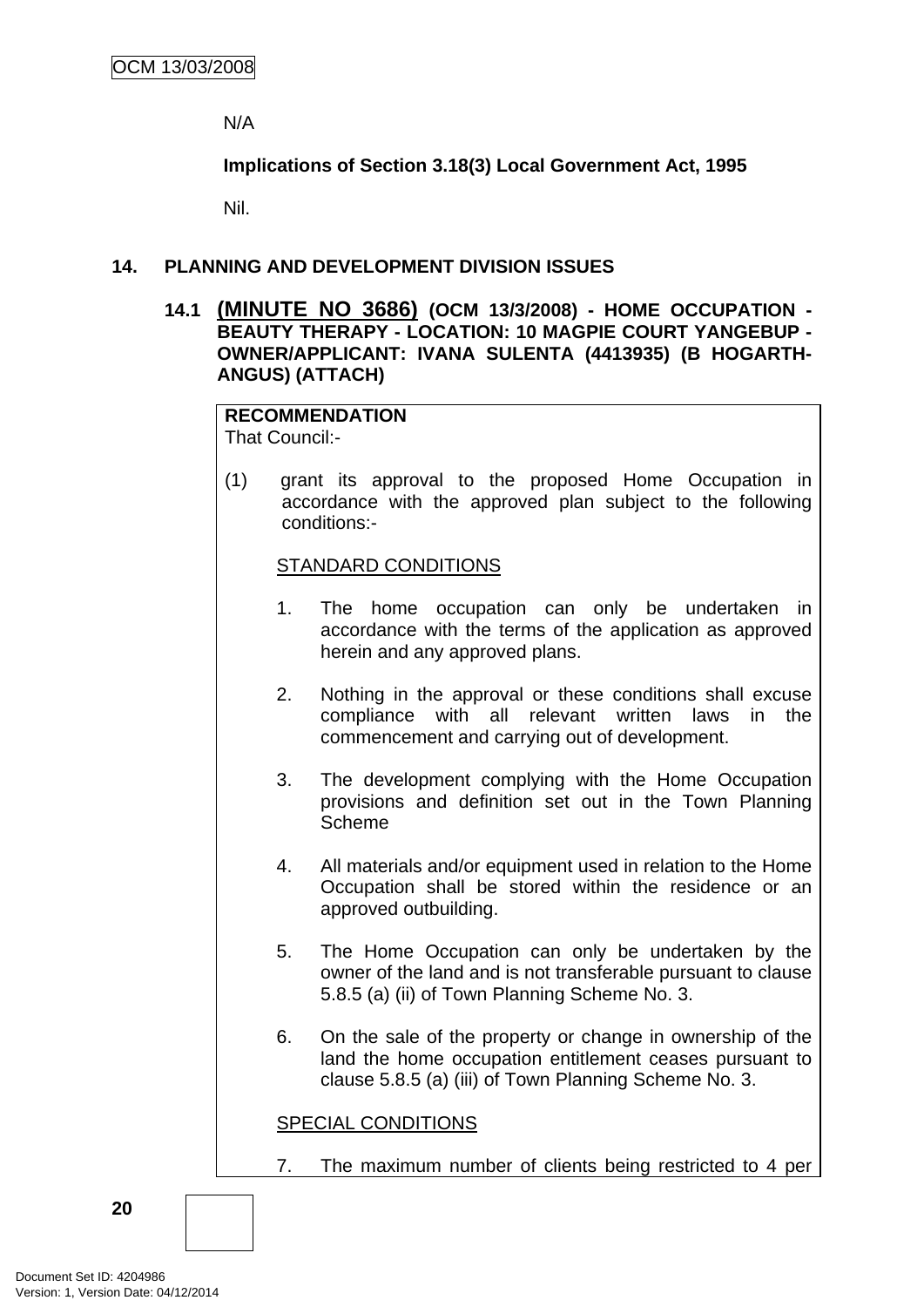N/A

**Implications of Section 3.18(3) Local Government Act, 1995**

Nil.

## 14. PLANNING AND DEVELOPMENT DIVISION ISSUES

### 14.1 (MINUTE NO 3686) (OCM 13/3/2008) - HOME OCCUPATION - BEAUTY THERAPY - LOCATION: 10 MAGPIE COURT YANGEBUP - OWNER/APPLICANT: IVANA SULENTA (4413935) (B HOGARTH-ANGUS) (ATTACH)

**RECOMMENDATION**
That Council:-

(1) grant its approval to the proposed Home Occupation in accordance with the approved plan subject to the following conditions:-

STANDARD CONDITIONS

1. The home occupation can only be undertaken in accordance with the terms of the application as approved herein and any approved plans.

2. Nothing in the approval or these conditions shall excuse compliance with all relevant written laws in the commencement and carrying out of development.

3. The development complying with the Home Occupation provisions and definition set out in the Town Planning Scheme

4. All materials and/or equipment used in relation to the Home Occupation shall be stored within the residence or an approved outbuilding.

5. The Home Occupation can only be undertaken by the owner of the land and is not transferable pursuant to clause 5.8.5 (a) (ii) of Town Planning Scheme No. 3.

6. On the sale of the property or change in ownership of the land the home occupation entitlement ceases pursuant to clause 5.8.5 (a) (iii) of Town Planning Scheme No. 3.

SPECIAL CONDITIONS

7. The maximum number of clients being restricted to 4 per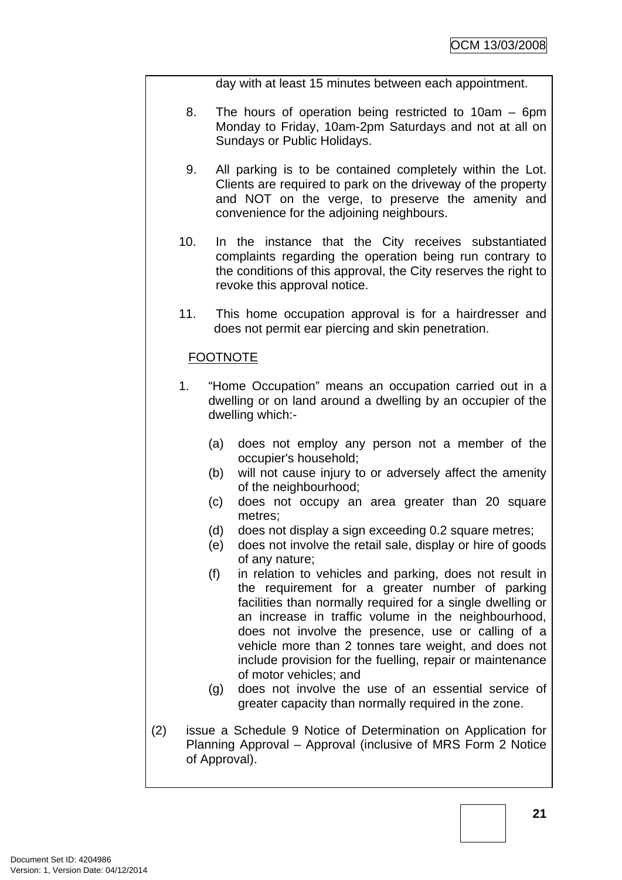day with at least 15 minutes between each appointment.

8. The hours of operation being restricted to 10am – 6pm Monday to Friday, 10am-2pm Saturdays and not at all on Sundays or Public Holidays.

9. All parking is to be contained completely within the Lot. Clients are required to park on the driveway of the property and NOT on the verge, to preserve the amenity and convenience for the adjoining neighbours.

10. In the instance that the City receives substantiated complaints regarding the operation being run contrary to the conditions of this approval, the City reserves the right to revoke this approval notice.

11. This home occupation approval is for a hairdresser and does not permit ear piercing and skin penetration.

<u>FOOTNOTE</u>

1. "Home Occupation" means an occupation carried out in a dwelling or on land around a dwelling by an occupier of the dwelling which:-

   (a) does not employ any person not a member of the occupier's household;
   (b) will not cause injury to or adversely affect the amenity of the neighbourhood;
   (c) does not occupy an area greater than 20 square metres;
   (d) does not display a sign exceeding 0.2 square metres;
   (e) does not involve the retail sale, display or hire of goods of any nature;
   (f) in relation to vehicles and parking, does not result in the requirement for a greater number of parking facilities than normally required for a single dwelling or an increase in traffic volume in the neighbourhood, does not involve the presence, use or calling of a vehicle more than 2 tonnes tare weight, and does not include provision for the fuelling, repair or maintenance of motor vehicles; and
   (g) does not involve the use of an essential service of greater capacity than normally required in the zone.

(2) issue a Schedule 9 Notice of Determination on Application for Planning Approval – Approval (inclusive of MRS Form 2 Notice of Approval).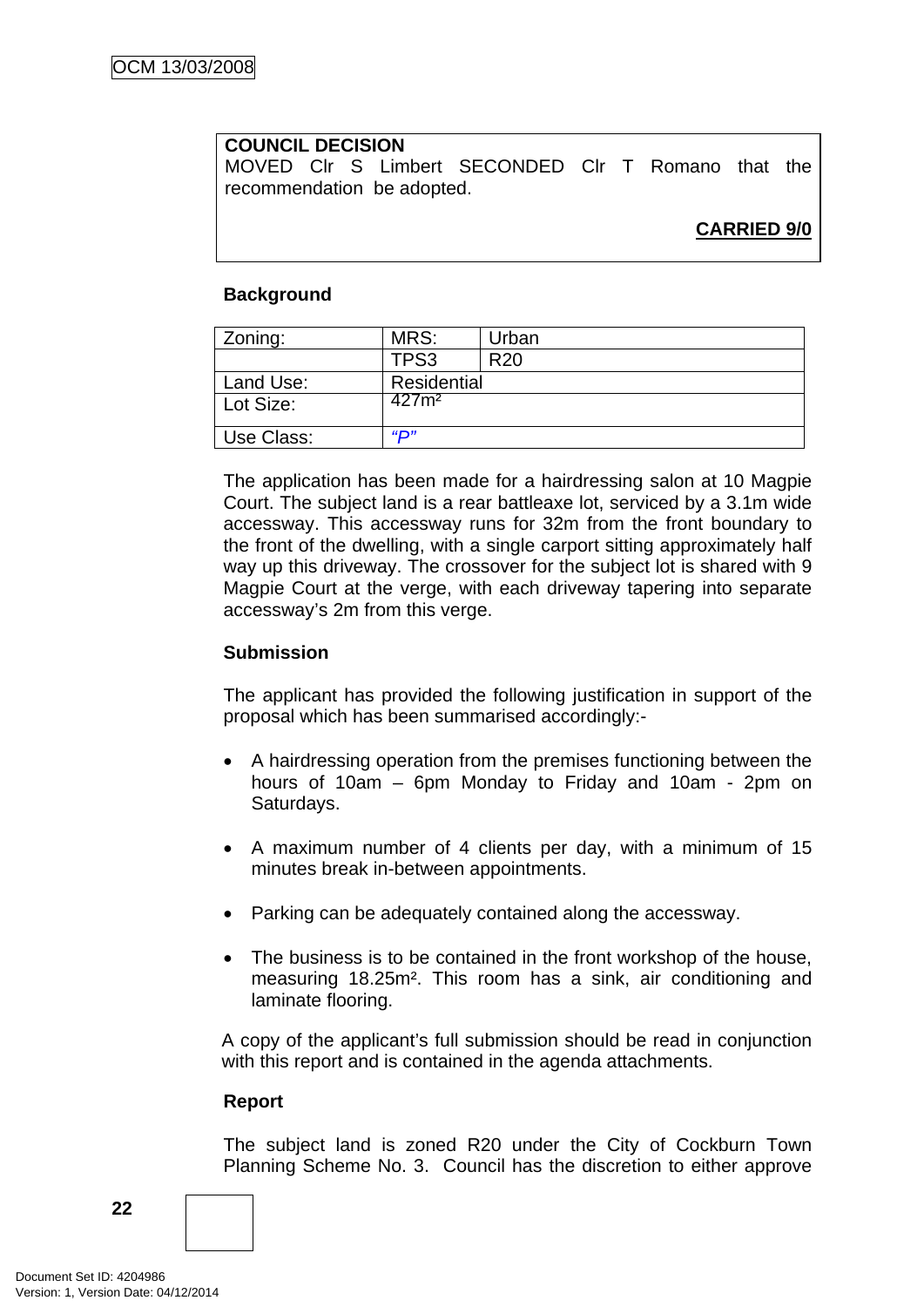**COUNCIL DECISION**
MOVED Clr S Limbert SECONDED Clr T Romano that the recommendation be adopted.

**CARRIED 9/0**

**Background**

| Zoning: | MRS: | Urban |
|---|---|---|
| | TPS3 | R20 |
| Land Use: | Residential | |
| Lot Size: | 427m² | |
| Use Class: | *"P"* | |

The application has been made for a hairdressing salon at 10 Magpie Court. The subject land is a rear battleaxe lot, serviced by a 3.1m wide accessway. This accessway runs for 32m from the front boundary to the front of the dwelling, with a single carport sitting approximately half way up this driveway. The crossover for the subject lot is shared with 9 Magpie Court at the verge, with each driveway tapering into separate accessway's 2m from this verge.

**Submission**

The applicant has provided the following justification in support of the proposal which has been summarised accordingly:-

- A hairdressing operation from the premises functioning between the hours of 10am – 6pm Monday to Friday and 10am - 2pm on Saturdays.
- A maximum number of 4 clients per day, with a minimum of 15 minutes break in-between appointments.
- Parking can be adequately contained along the accessway.
- The business is to be contained in the front workshop of the house, measuring 18.25m². This room has a sink, air conditioning and laminate flooring.

A copy of the applicant's full submission should be read in conjunction with this report and is contained in the agenda attachments.

**Report**

The subject land is zoned R20 under the City of Cockburn Town Planning Scheme No. 3. Council has the discretion to either approve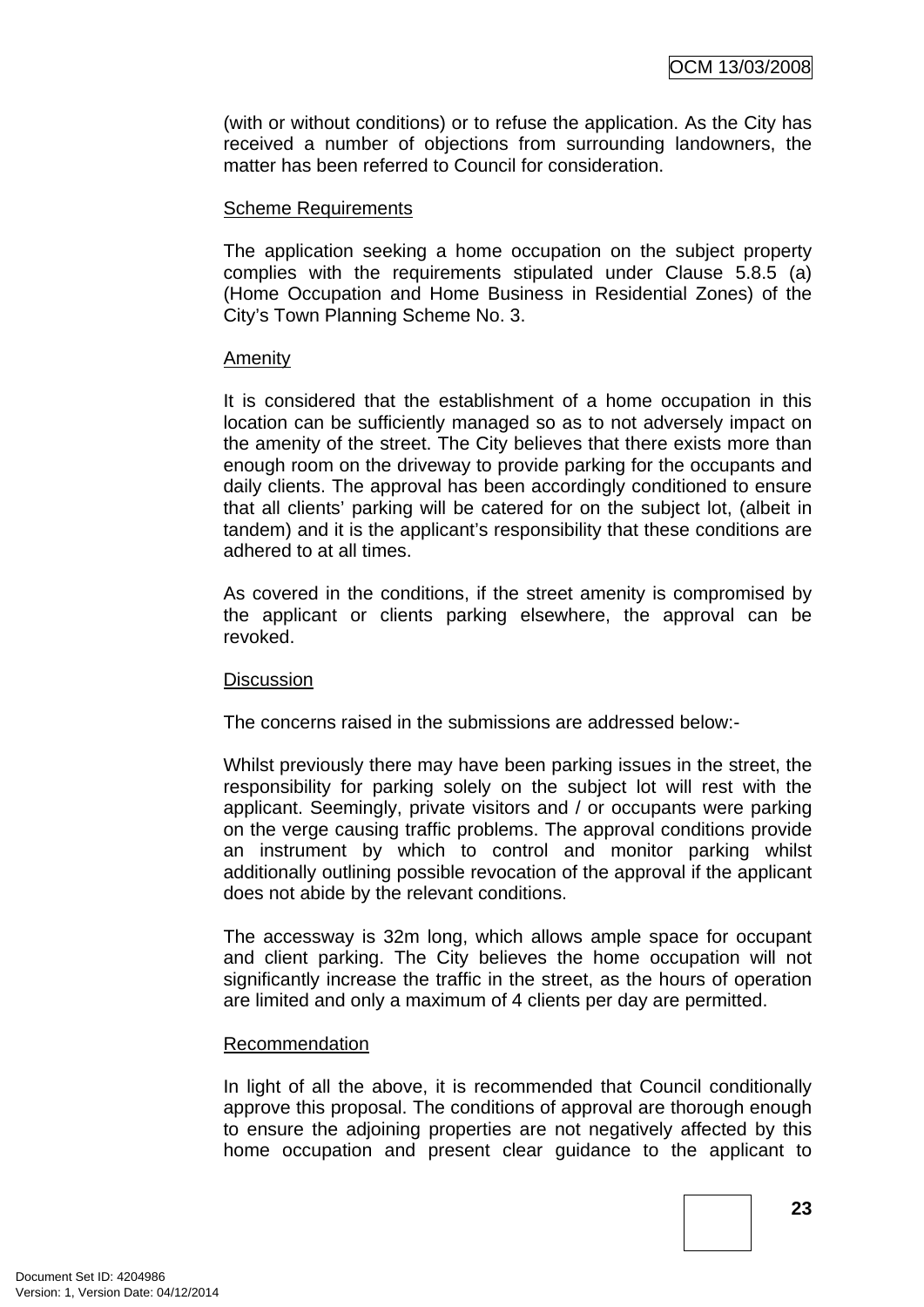(with or without conditions) or to refuse the application. As the City has received a number of objections from surrounding landowners, the matter has been referred to Council for consideration.

Scheme Requirements

The application seeking a home occupation on the subject property complies with the requirements stipulated under Clause 5.8.5 (a) (Home Occupation and Home Business in Residential Zones) of the City's Town Planning Scheme No. 3.

Amenity

It is considered that the establishment of a home occupation in this location can be sufficiently managed so as to not adversely impact on the amenity of the street. The City believes that there exists more than enough room on the driveway to provide parking for the occupants and daily clients. The approval has been accordingly conditioned to ensure that all clients' parking will be catered for on the subject lot, (albeit in tandem) and it is the applicant's responsibility that these conditions are adhered to at all times.

As covered in the conditions, if the street amenity is compromised by the applicant or clients parking elsewhere, the approval can be revoked.

Discussion

The concerns raised in the submissions are addressed below:-

Whilst previously there may have been parking issues in the street, the responsibility for parking solely on the subject lot will rest with the applicant. Seemingly, private visitors and / or occupants were parking on the verge causing traffic problems. The approval conditions provide an instrument by which to control and monitor parking whilst additionally outlining possible revocation of the approval if the applicant does not abide by the relevant conditions.

The accessway is 32m long, which allows ample space for occupant and client parking. The City believes the home occupation will not significantly increase the traffic in the street, as the hours of operation are limited and only a maximum of 4 clients per day are permitted.

Recommendation

In light of all the above, it is recommended that Council conditionally approve this proposal. The conditions of approval are thorough enough to ensure the adjoining properties are not negatively affected by this home occupation and present clear guidance to the applicant to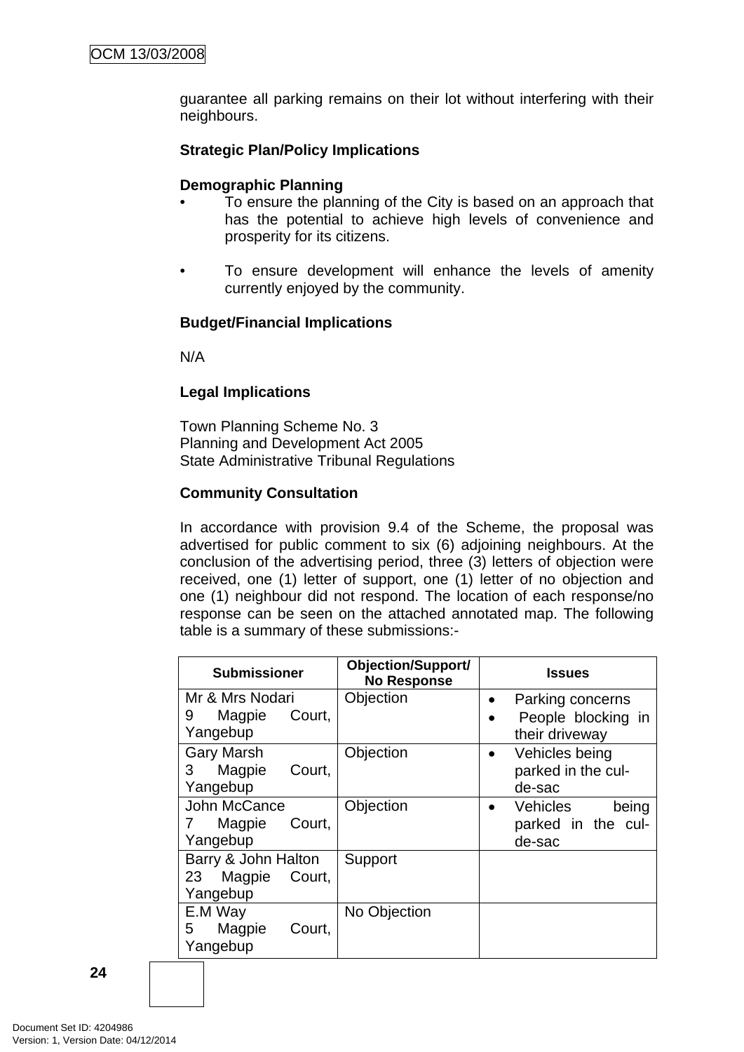guarantee all parking remains on their lot without interfering with their neighbours.

**Strategic Plan/Policy Implications**

**Demographic Planning**

- To ensure the planning of the City is based on an approach that has the potential to achieve high levels of convenience and prosperity for its citizens.

- To ensure development will enhance the levels of amenity currently enjoyed by the community.

**Budget/Financial Implications**

N/A

**Legal Implications**

Town Planning Scheme No. 3
Planning and Development Act 2005
State Administrative Tribunal Regulations

**Community Consultation**

In accordance with provision 9.4 of the Scheme, the proposal was advertised for public comment to six (6) adjoining neighbours. At the conclusion of the advertising period, three (3) letters of objection were received, one (1) letter of support, one (1) letter of no objection and one (1) neighbour did not respond. The location of each response/no response can be seen on the attached annotated map. The following table is a summary of these submissions:-

| Submissioner | Objection/Support/ No Response | Issues |
|---|---|---|
| Mr & Mrs Nodari<br>9 Magpie Court, Yangebup | Objection | • Parking concerns<br>• People blocking in their driveway |
| Gary Marsh<br>3 Magpie Court, Yangebup | Objection | • Vehicles being parked in the cul-de-sac |
| John McCance<br>7 Magpie Court, Yangebup | Objection | • Vehicles being parked in the cul-de-sac |
| Barry & John Halton<br>23 Magpie Court, Yangebup | Support | |
| E.M Way<br>5 Magpie Court, Yangebup | No Objection | |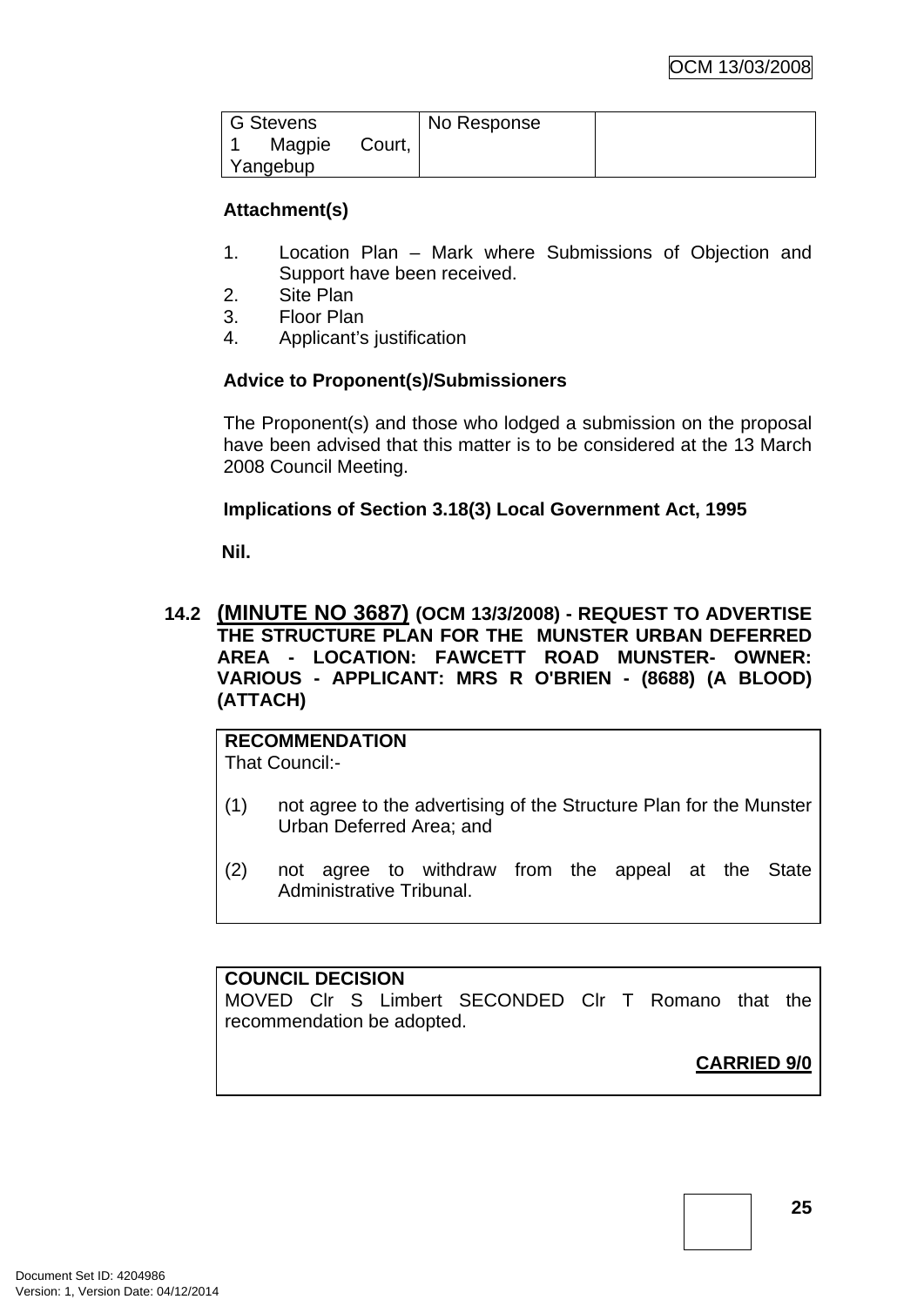| G Stevens 1 Magpie Court, Yangebup | No Response | |
|---|---|---|

**Attachment(s)**

1. Location Plan – Mark where Submissions of Objection and Support have been received.
2. Site Plan
3. Floor Plan
4. Applicant's justification

**Advice to Proponent(s)/Submissioners**

The Proponent(s) and those who lodged a submission on the proposal have been advised that this matter is to be considered at the 13 March 2008 Council Meeting.

**Implications of Section 3.18(3) Local Government Act, 1995**

**Nil.**

## 14.2 (MINUTE NO 3687) (OCM 13/3/2008) - REQUEST TO ADVERTISE THE STRUCTURE PLAN FOR THE MUNSTER URBAN DEFERRED AREA - LOCATION: FAWCETT ROAD MUNSTER- OWNER: VARIOUS - APPLICANT: MRS R O'BRIEN - (8688) (A BLOOD) (ATTACH)

**RECOMMENDATION**
That Council:-

(1) not agree to the advertising of the Structure Plan for the Munster Urban Deferred Area; and

(2) not agree to withdraw from the appeal at the State Administrative Tribunal.

**COUNCIL DECISION**
MOVED Clr S Limbert SECONDED Clr T Romano that the recommendation be adopted.

**CARRIED 9/0**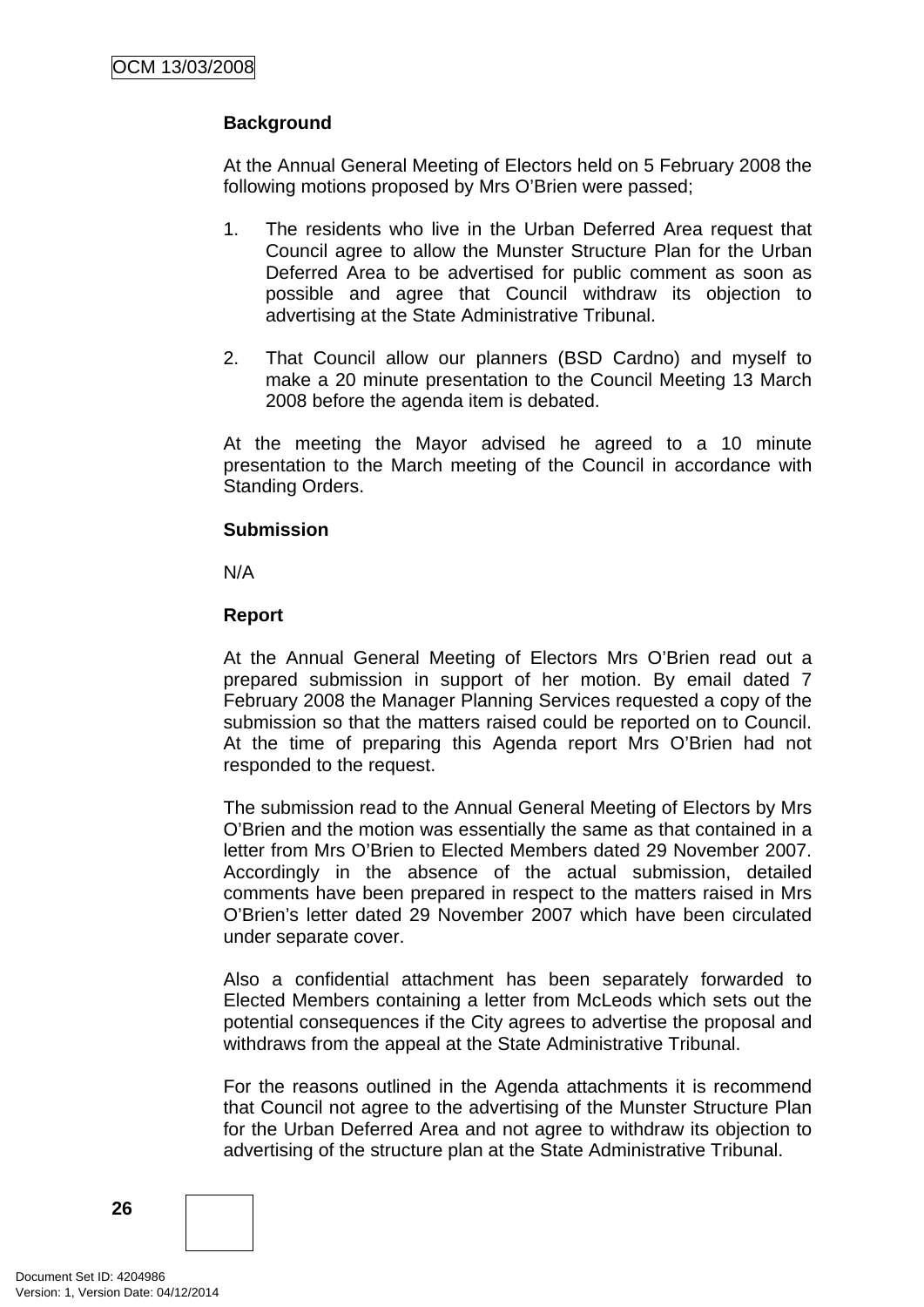**Background**

At the Annual General Meeting of Electors held on 5 February 2008 the following motions proposed by Mrs O'Brien were passed;

1. The residents who live in the Urban Deferred Area request that Council agree to allow the Munster Structure Plan for the Urban Deferred Area to be advertised for public comment as soon as possible and agree that Council withdraw its objection to advertising at the State Administrative Tribunal.

2. That Council allow our planners (BSD Cardno) and myself to make a 20 minute presentation to the Council Meeting 13 March 2008 before the agenda item is debated.

At the meeting the Mayor advised he agreed to a 10 minute presentation to the March meeting of the Council in accordance with Standing Orders.

**Submission**

N/A

**Report**

At the Annual General Meeting of Electors Mrs O'Brien read out a prepared submission in support of her motion. By email dated 7 February 2008 the Manager Planning Services requested a copy of the submission so that the matters raised could be reported on to Council. At the time of preparing this Agenda report Mrs O'Brien had not responded to the request.

The submission read to the Annual General Meeting of Electors by Mrs O'Brien and the motion was essentially the same as that contained in a letter from Mrs O'Brien to Elected Members dated 29 November 2007. Accordingly in the absence of the actual submission, detailed comments have been prepared in respect to the matters raised in Mrs O'Brien's letter dated 29 November 2007 which have been circulated under separate cover.

Also a confidential attachment has been separately forwarded to Elected Members containing a letter from McLeods which sets out the potential consequences if the City agrees to advertise the proposal and withdraws from the appeal at the State Administrative Tribunal.

For the reasons outlined in the Agenda attachments it is recommend that Council not agree to the advertising of the Munster Structure Plan for the Urban Deferred Area and not agree to withdraw its objection to advertising of the structure plan at the State Administrative Tribunal.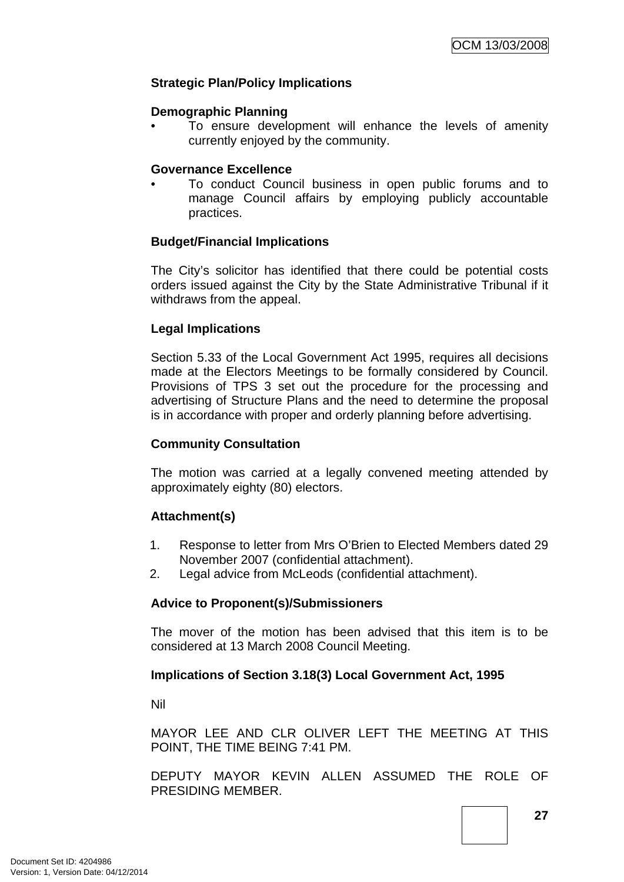**Strategic Plan/Policy Implications**

**Demographic Planning**

- To ensure development will enhance the levels of amenity currently enjoyed by the community.

**Governance Excellence**

- To conduct Council business in open public forums and to manage Council affairs by employing publicly accountable practices.

**Budget/Financial Implications**

The City's solicitor has identified that there could be potential costs orders issued against the City by the State Administrative Tribunal if it withdraws from the appeal.

**Legal Implications**

Section 5.33 of the Local Government Act 1995, requires all decisions made at the Electors Meetings to be formally considered by Council. Provisions of TPS 3 set out the procedure for the processing and advertising of Structure Plans and the need to determine the proposal is in accordance with proper and orderly planning before advertising.

**Community Consultation**

The motion was carried at a legally convened meeting attended by approximately eighty (80) electors.

**Attachment(s)**

1. Response to letter from Mrs O'Brien to Elected Members dated 29 November 2007 (confidential attachment).
2. Legal advice from McLeods (confidential attachment).

**Advice to Proponent(s)/Submissioners**

The mover of the motion has been advised that this item is to be considered at 13 March 2008 Council Meeting.

**Implications of Section 3.18(3) Local Government Act, 1995**

Nil

MAYOR LEE AND CLR OLIVER LEFT THE MEETING AT THIS POINT, THE TIME BEING 7:41 PM.

DEPUTY MAYOR KEVIN ALLEN ASSUMED THE ROLE OF PRESIDING MEMBER.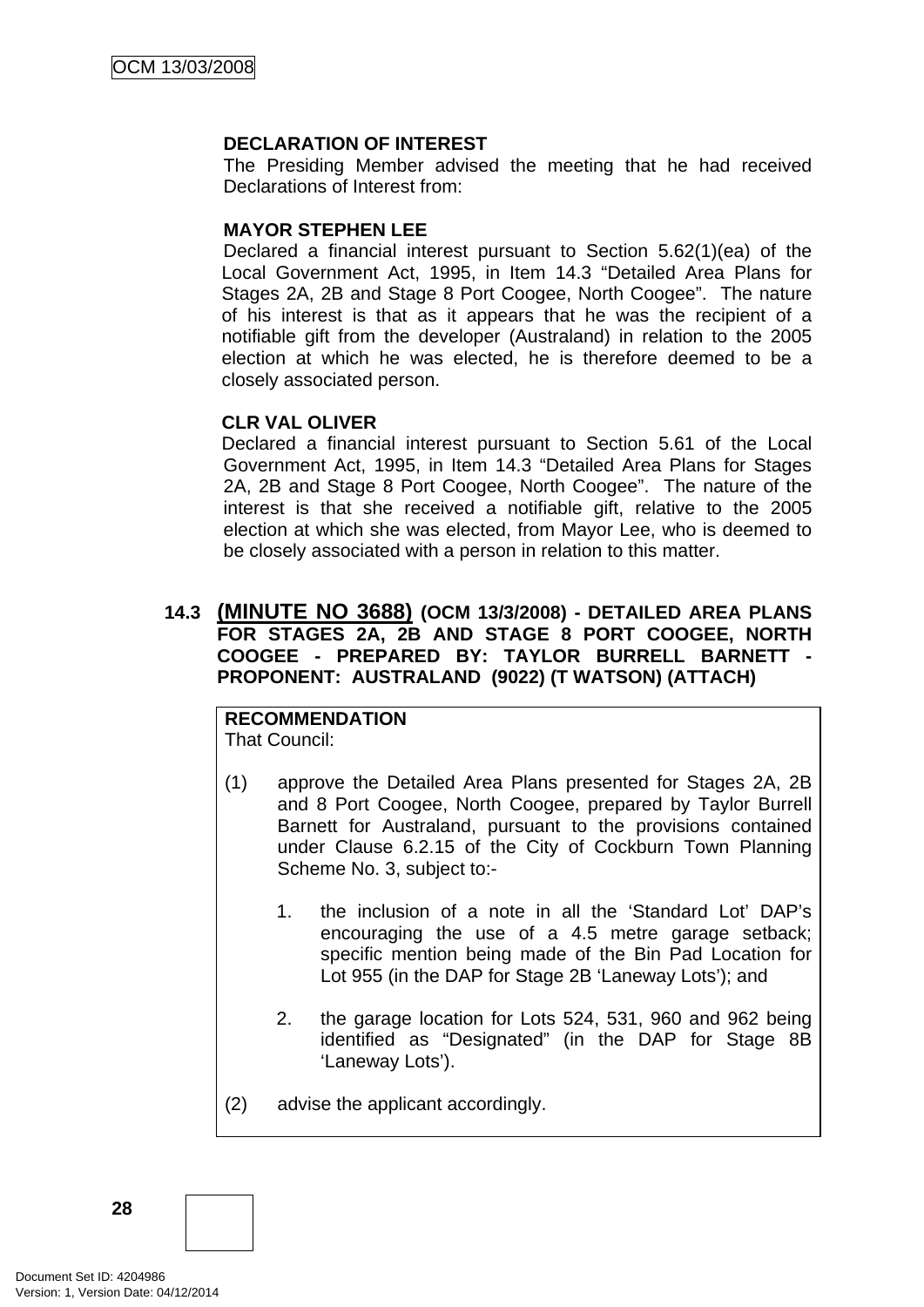**DECLARATION OF INTEREST**

The Presiding Member advised the meeting that he had received Declarations of Interest from:

**MAYOR STEPHEN LEE**

Declared a financial interest pursuant to Section 5.62(1)(ea) of the Local Government Act, 1995, in Item 14.3 "Detailed Area Plans for Stages 2A, 2B and Stage 8 Port Coogee, North Coogee". The nature of his interest is that as it appears that he was the recipient of a notifiable gift from the developer (Australand) in relation to the 2005 election at which he was elected, he is therefore deemed to be a closely associated person.

**CLR VAL OLIVER**

Declared a financial interest pursuant to Section 5.61 of the Local Government Act, 1995, in Item 14.3 "Detailed Area Plans for Stages 2A, 2B and Stage 8 Port Coogee, North Coogee". The nature of the interest is that she received a notifiable gift, relative to the 2005 election at which she was elected, from Mayor Lee, who is deemed to be closely associated with a person in relation to this matter.

## 14.3 (MINUTE NO 3688) (OCM 13/3/2008) - DETAILED AREA PLANS FOR STAGES 2A, 2B AND STAGE 8 PORT COOGEE, NORTH COOGEE - PREPARED BY: TAYLOR BURRELL BARNETT - PROPONENT: AUSTRALAND (9022) (T WATSON) (ATTACH)

**RECOMMENDATION**

That Council:

(1) approve the Detailed Area Plans presented for Stages 2A, 2B and 8 Port Coogee, North Coogee, prepared by Taylor Burrell Barnett for Australand, pursuant to the provisions contained under Clause 6.2.15 of the City of Cockburn Town Planning Scheme No. 3, subject to:-

1. the inclusion of a note in all the 'Standard Lot' DAP's encouraging the use of a 4.5 metre garage setback; specific mention being made of the Bin Pad Location for Lot 955 (in the DAP for Stage 2B 'Laneway Lots'); and

2. the garage location for Lots 524, 531, 960 and 962 being identified as "Designated" (in the DAP for Stage 8B 'Laneway Lots').

(2) advise the applicant accordingly.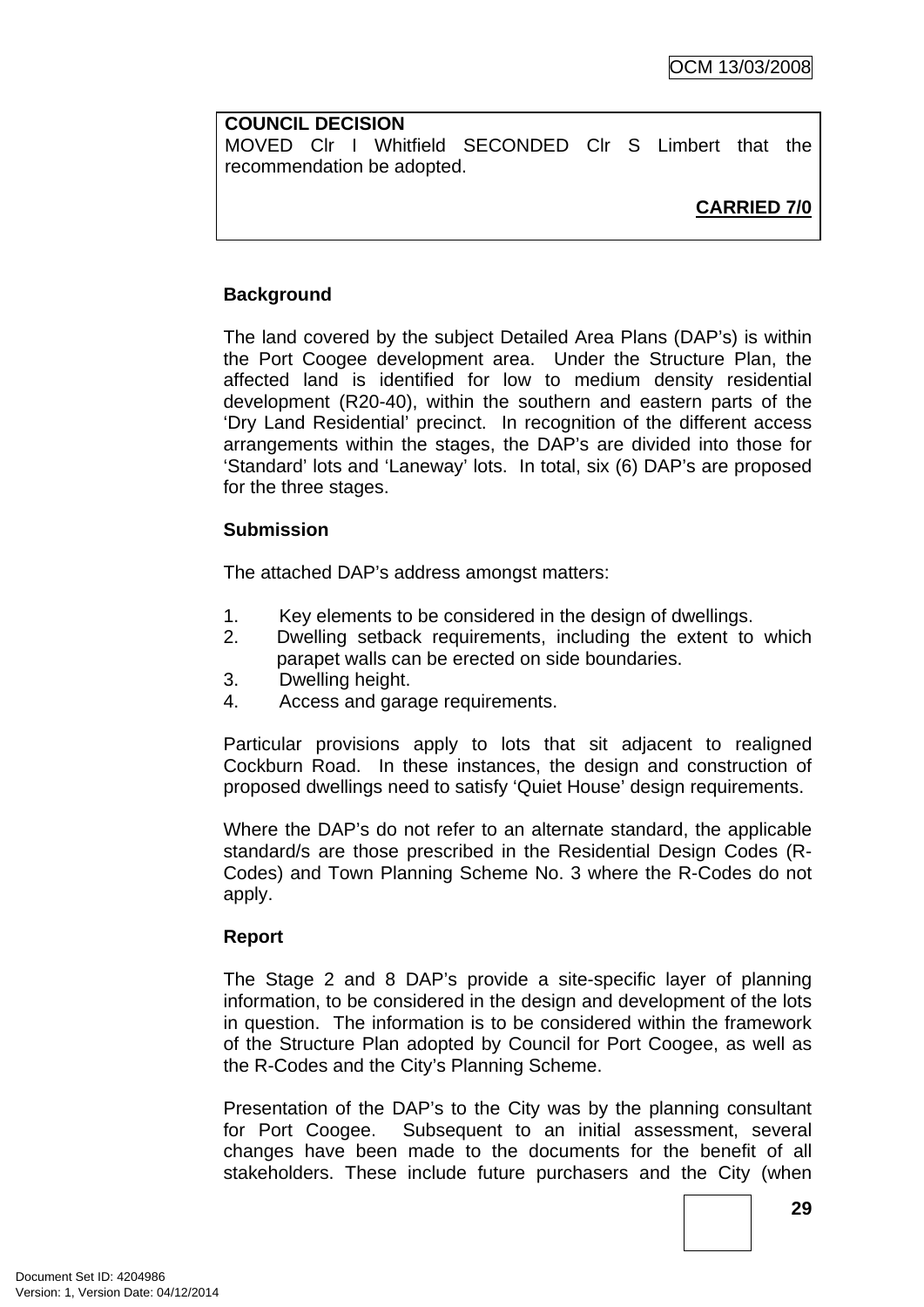**COUNCIL DECISION**
MOVED Clr I Whitfield SECONDED Clr S Limbert that the recommendation be adopted.

**CARRIED 7/0**

**Background**

The land covered by the subject Detailed Area Plans (DAP's) is within the Port Coogee development area. Under the Structure Plan, the affected land is identified for low to medium density residential development (R20-40), within the southern and eastern parts of the 'Dry Land Residential' precinct. In recognition of the different access arrangements within the stages, the DAP's are divided into those for 'Standard' lots and 'Laneway' lots. In total, six (6) DAP's are proposed for the three stages.

**Submission**

The attached DAP's address amongst matters:

1. Key elements to be considered in the design of dwellings.
2. Dwelling setback requirements, including the extent to which parapet walls can be erected on side boundaries.
3. Dwelling height.
4. Access and garage requirements.

Particular provisions apply to lots that sit adjacent to realigned Cockburn Road. In these instances, the design and construction of proposed dwellings need to satisfy 'Quiet House' design requirements.

Where the DAP's do not refer to an alternate standard, the applicable standard/s are those prescribed in the Residential Design Codes (R-Codes) and Town Planning Scheme No. 3 where the R-Codes do not apply.

**Report**

The Stage 2 and 8 DAP's provide a site-specific layer of planning information, to be considered in the design and development of the lots in question. The information is to be considered within the framework of the Structure Plan adopted by Council for Port Coogee, as well as the R-Codes and the City's Planning Scheme.

Presentation of the DAP's to the City was by the planning consultant for Port Coogee. Subsequent to an initial assessment, several changes have been made to the documents for the benefit of all stakeholders. These include future purchasers and the City (when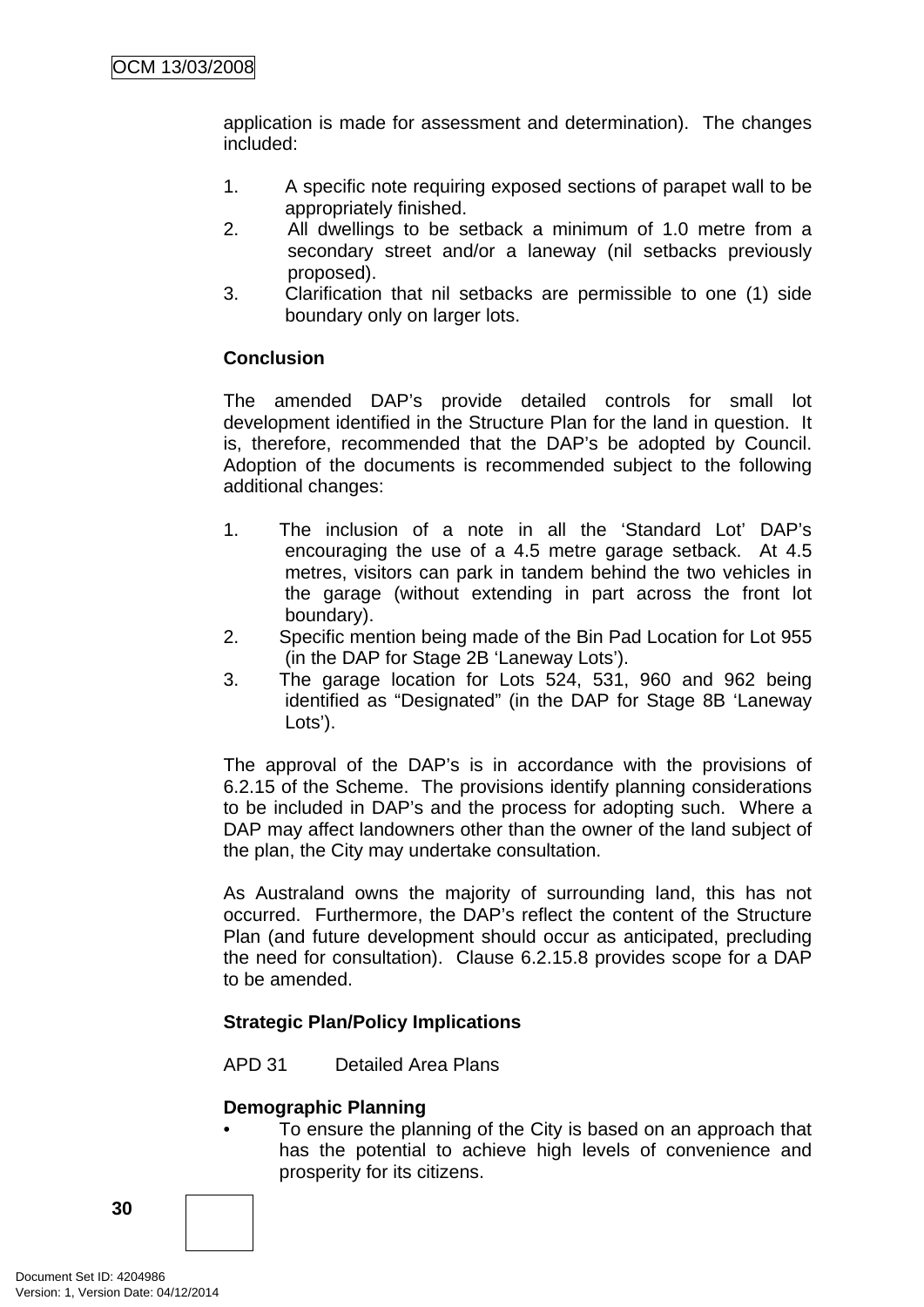application is made for assessment and determination). The changes included:

1. A specific note requiring exposed sections of parapet wall to be appropriately finished.
2. All dwellings to be setback a minimum of 1.0 metre from a secondary street and/or a laneway (nil setbacks previously proposed).
3. Clarification that nil setbacks are permissible to one (1) side boundary only on larger lots.

**Conclusion**

The amended DAP's provide detailed controls for small lot development identified in the Structure Plan for the land in question. It is, therefore, recommended that the DAP's be adopted by Council. Adoption of the documents is recommended subject to the following additional changes:

1. The inclusion of a note in all the 'Standard Lot' DAP's encouraging the use of a 4.5 metre garage setback. At 4.5 metres, visitors can park in tandem behind the two vehicles in the garage (without extending in part across the front lot boundary).
2. Specific mention being made of the Bin Pad Location for Lot 955 (in the DAP for Stage 2B 'Laneway Lots').
3. The garage location for Lots 524, 531, 960 and 962 being identified as "Designated" (in the DAP for Stage 8B 'Laneway Lots').

The approval of the DAP's is in accordance with the provisions of 6.2.15 of the Scheme. The provisions identify planning considerations to be included in DAP's and the process for adopting such. Where a DAP may affect landowners other than the owner of the land subject of the plan, the City may undertake consultation.

As Australand owns the majority of surrounding land, this has not occurred. Furthermore, the DAP's reflect the content of the Structure Plan (and future development should occur as anticipated, precluding the need for consultation). Clause 6.2.15.8 provides scope for a DAP to be amended.

**Strategic Plan/Policy Implications**

APD 31 Detailed Area Plans

**Demographic Planning**

- To ensure the planning of the City is based on an approach that has the potential to achieve high levels of convenience and prosperity for its citizens.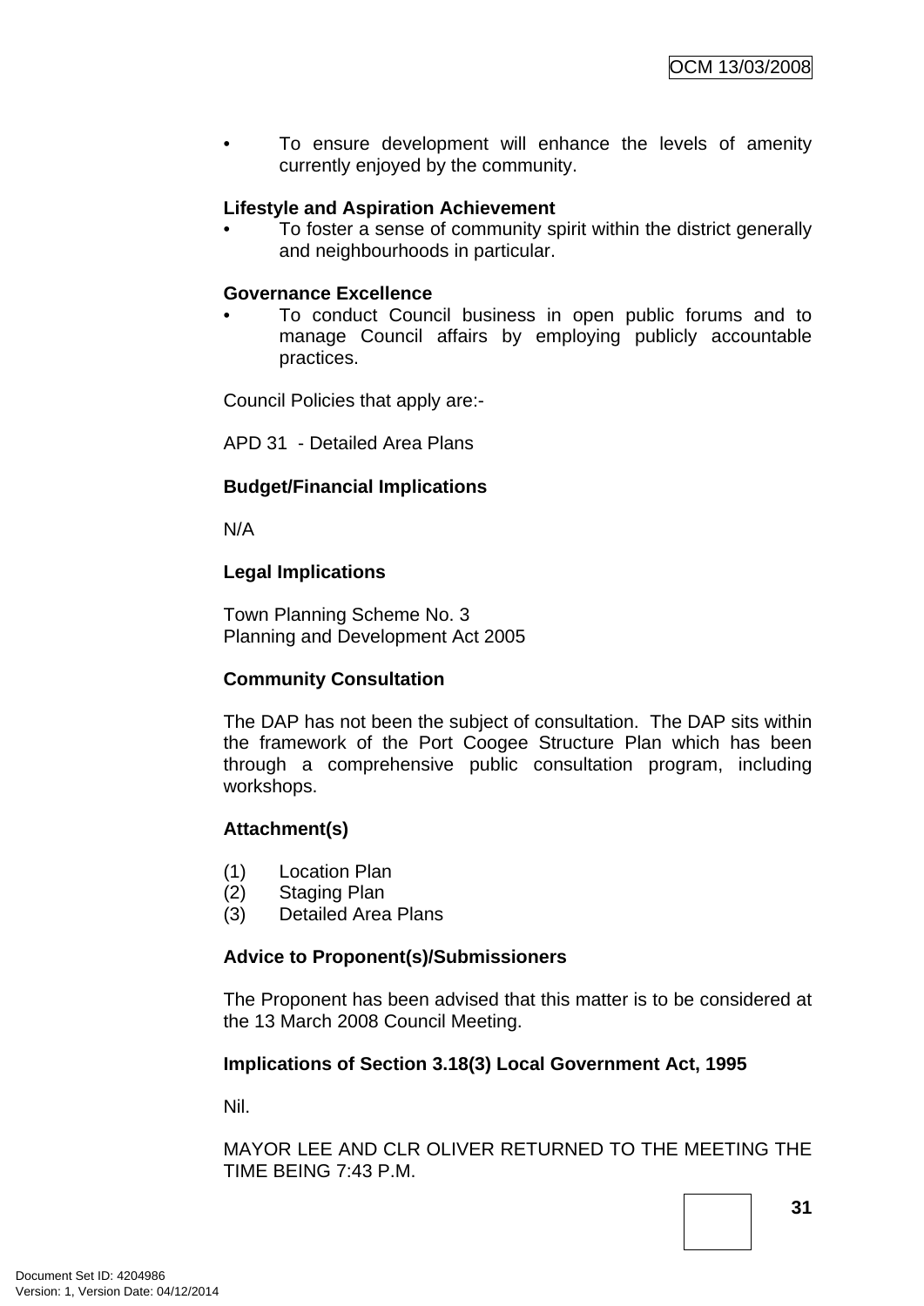- To ensure development will enhance the levels of amenity currently enjoyed by the community.

**Lifestyle and Aspiration Achievement**
- To foster a sense of community spirit within the district generally and neighbourhoods in particular.

**Governance Excellence**
- To conduct Council business in open public forums and to manage Council affairs by employing publicly accountable practices.

Council Policies that apply are:-

APD 31 - Detailed Area Plans

**Budget/Financial Implications**

N/A

**Legal Implications**

Town Planning Scheme No. 3
Planning and Development Act 2005

**Community Consultation**

The DAP has not been the subject of consultation. The DAP sits within the framework of the Port Coogee Structure Plan which has been through a comprehensive public consultation program, including workshops.

**Attachment(s)**

(1) Location Plan
(2) Staging Plan
(3) Detailed Area Plans

**Advice to Proponent(s)/Submissioners**

The Proponent has been advised that this matter is to be considered at the 13 March 2008 Council Meeting.

**Implications of Section 3.18(3) Local Government Act, 1995**

Nil.

MAYOR LEE AND CLR OLIVER RETURNED TO THE MEETING THE TIME BEING 7:43 P.M.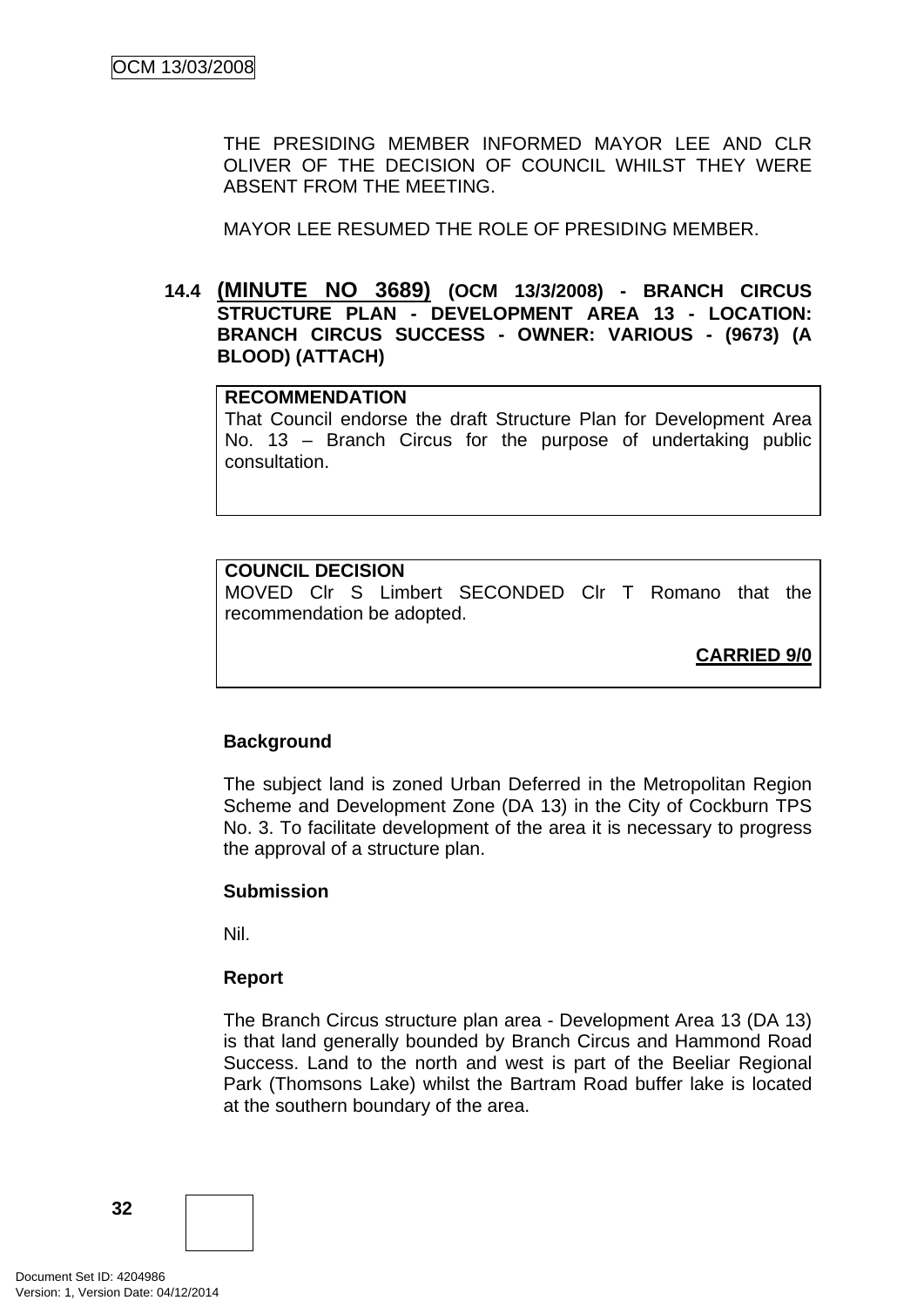THE PRESIDING MEMBER INFORMED MAYOR LEE AND CLR OLIVER OF THE DECISION OF COUNCIL WHILST THEY WERE ABSENT FROM THE MEETING.

MAYOR LEE RESUMED THE ROLE OF PRESIDING MEMBER.

### 14.4 (MINUTE NO 3689) (OCM 13/3/2008) - BRANCH CIRCUS STRUCTURE PLAN - DEVELOPMENT AREA 13 - LOCATION: BRANCH CIRCUS SUCCESS - OWNER: VARIOUS - (9673) (A BLOOD) (ATTACH)

**RECOMMENDATION**
That Council endorse the draft Structure Plan for Development Area No. 13 – Branch Circus for the purpose of undertaking public consultation.

**COUNCIL DECISION**
MOVED Clr S Limbert SECONDED Clr T Romano that the recommendation be adopted.

**CARRIED 9/0**

**Background**

The subject land is zoned Urban Deferred in the Metropolitan Region Scheme and Development Zone (DA 13) in the City of Cockburn TPS No. 3. To facilitate development of the area it is necessary to progress the approval of a structure plan.

**Submission**

Nil.

**Report**

The Branch Circus structure plan area - Development Area 13 (DA 13) is that land generally bounded by Branch Circus and Hammond Road Success. Land to the north and west is part of the Beeliar Regional Park (Thomsons Lake) whilst the Bartram Road buffer lake is located at the southern boundary of the area.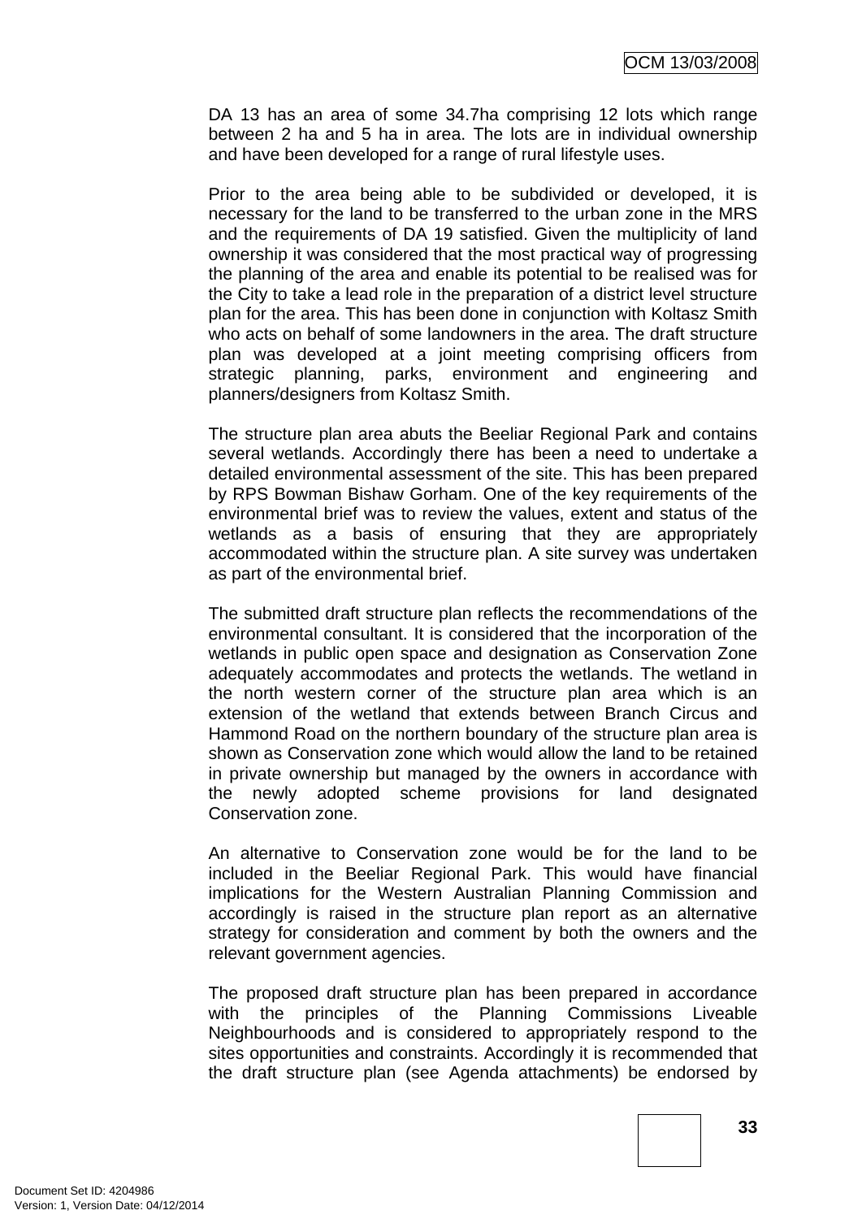DA 13 has an area of some 34.7ha comprising 12 lots which range between 2 ha and 5 ha in area. The lots are in individual ownership and have been developed for a range of rural lifestyle uses.

Prior to the area being able to be subdivided or developed, it is necessary for the land to be transferred to the urban zone in the MRS and the requirements of DA 19 satisfied. Given the multiplicity of land ownership it was considered that the most practical way of progressing the planning of the area and enable its potential to be realised was for the City to take a lead role in the preparation of a district level structure plan for the area. This has been done in conjunction with Koltasz Smith who acts on behalf of some landowners in the area. The draft structure plan was developed at a joint meeting comprising officers from strategic planning, parks, environment and engineering and planners/designers from Koltasz Smith.

The structure plan area abuts the Beeliar Regional Park and contains several wetlands. Accordingly there has been a need to undertake a detailed environmental assessment of the site. This has been prepared by RPS Bowman Bishaw Gorham. One of the key requirements of the environmental brief was to review the values, extent and status of the wetlands as a basis of ensuring that they are appropriately accommodated within the structure plan. A site survey was undertaken as part of the environmental brief.

The submitted draft structure plan reflects the recommendations of the environmental consultant. It is considered that the incorporation of the wetlands in public open space and designation as Conservation Zone adequately accommodates and protects the wetlands. The wetland in the north western corner of the structure plan area which is an extension of the wetland that extends between Branch Circus and Hammond Road on the northern boundary of the structure plan area is shown as Conservation zone which would allow the land to be retained in private ownership but managed by the owners in accordance with the newly adopted scheme provisions for land designated Conservation zone.

An alternative to Conservation zone would be for the land to be included in the Beeliar Regional Park. This would have financial implications for the Western Australian Planning Commission and accordingly is raised in the structure plan report as an alternative strategy for consideration and comment by both the owners and the relevant government agencies.

The proposed draft structure plan has been prepared in accordance with the principles of the Planning Commissions Liveable Neighbourhoods and is considered to appropriately respond to the sites opportunities and constraints. Accordingly it is recommended that the draft structure plan (see Agenda attachments) be endorsed by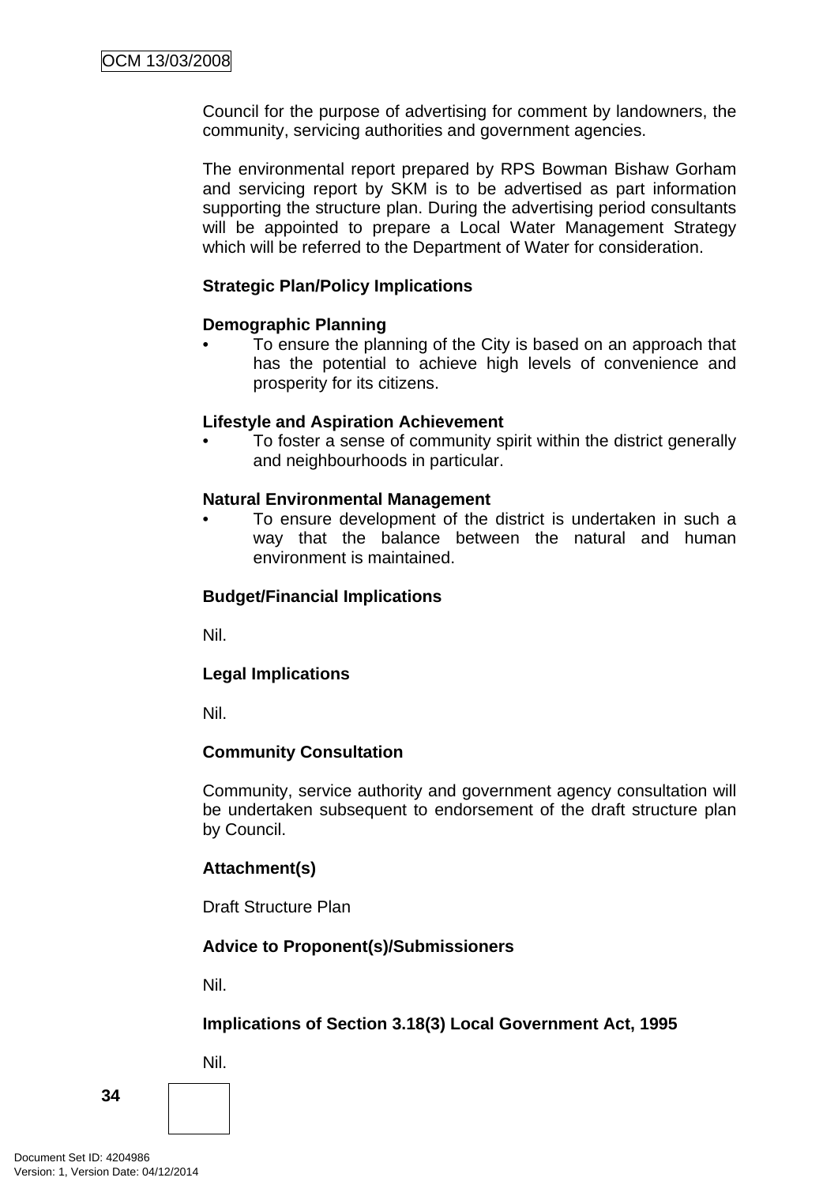Council for the purpose of advertising for comment by landowners, the community, servicing authorities and government agencies.

The environmental report prepared by RPS Bowman Bishaw Gorham and servicing report by SKM is to be advertised as part information supporting the structure plan. During the advertising period consultants will be appointed to prepare a Local Water Management Strategy which will be referred to the Department of Water for consideration.

**Strategic Plan/Policy Implications**

**Demographic Planning**

- To ensure the planning of the City is based on an approach that has the potential to achieve high levels of convenience and prosperity for its citizens.

**Lifestyle and Aspiration Achievement**

- To foster a sense of community spirit within the district generally and neighbourhoods in particular.

**Natural Environmental Management**

- To ensure development of the district is undertaken in such a way that the balance between the natural and human environment is maintained.

**Budget/Financial Implications**

Nil.

**Legal Implications**

Nil.

**Community Consultation**

Community, service authority and government agency consultation will be undertaken subsequent to endorsement of the draft structure plan by Council.

**Attachment(s)**

Draft Structure Plan

**Advice to Proponent(s)/Submissioners**

Nil.

**Implications of Section 3.18(3) Local Government Act, 1995**

Nil.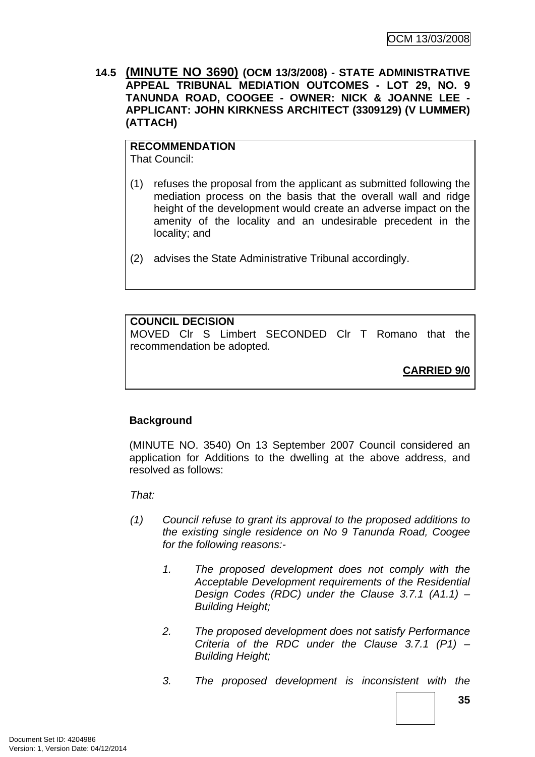### 14.5 (MINUTE NO 3690) (OCM 13/3/2008) - STATE ADMINISTRATIVE APPEAL TRIBUNAL MEDIATION OUTCOMES - LOT 29, NO. 9 TANUNDA ROAD, COOGEE - OWNER: NICK & JOANNE LEE - APPLICANT: JOHN KIRKNESS ARCHITECT (3309129) (V LUMMER) (ATTACH)

**RECOMMENDATION**
That Council:

(1) refuses the proposal from the applicant as submitted following the mediation process on the basis that the overall wall and ridge height of the development would create an adverse impact on the amenity of the locality and an undesirable precedent in the locality; and

(2) advises the State Administrative Tribunal accordingly.

**COUNCIL DECISION**
MOVED Clr S Limbert SECONDED Clr T Romano that the recommendation be adopted.

**CARRIED 9/0**

**Background**

(MINUTE NO. 3540) On 13 September 2007 Council considered an application for Additions to the dwelling at the above address, and resolved as follows:

*That:*

*(1) Council refuse to grant its approval to the proposed additions to the existing single residence on No 9 Tanunda Road, Coogee for the following reasons:-*

*1. The proposed development does not comply with the Acceptable Development requirements of the Residential Design Codes (RDC) under the Clause 3.7.1 (A1.1) – Building Height;*

*2. The proposed development does not satisfy Performance Criteria of the RDC under the Clause 3.7.1 (P1) – Building Height;*

*3. The proposed development is inconsistent with the*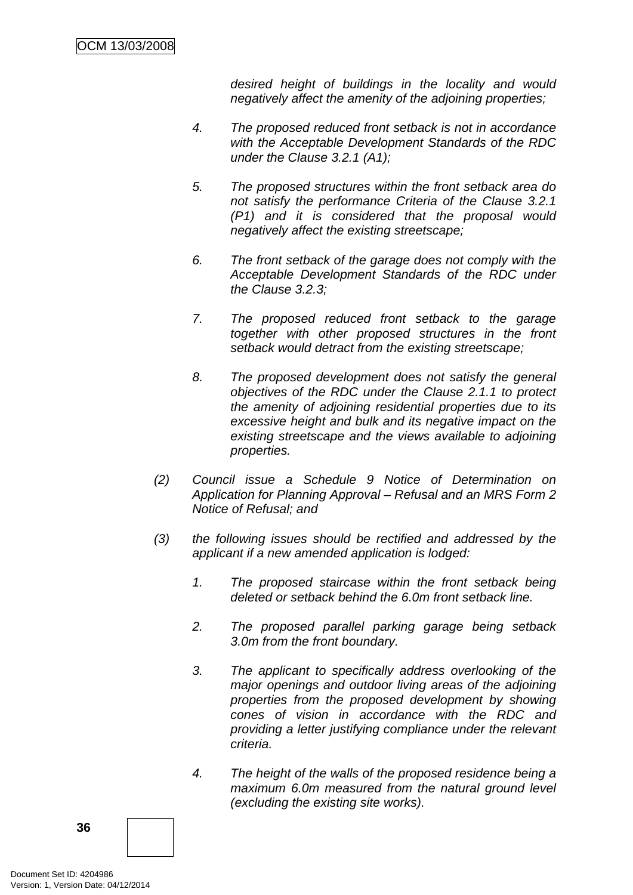*desired height of buildings in the locality and would negatively affect the amenity of the adjoining properties;*

4. *The proposed reduced front setback is not in accordance with the Acceptable Development Standards of the RDC under the Clause 3.2.1 (A1);*

5. *The proposed structures within the front setback area do not satisfy the performance Criteria of the Clause 3.2.1 (P1) and it is considered that the proposal would negatively affect the existing streetscape;*

6. *The front setback of the garage does not comply with the Acceptable Development Standards of the RDC under the Clause 3.2.3;*

7. *The proposed reduced front setback to the garage together with other proposed structures in the front setback would detract from the existing streetscape;*

8. *The proposed development does not satisfy the general objectives of the RDC under the Clause 2.1.1 to protect the amenity of adjoining residential properties due to its excessive height and bulk and its negative impact on the existing streetscape and the views available to adjoining properties.*

(2) *Council issue a Schedule 9 Notice of Determination on Application for Planning Approval – Refusal and an MRS Form 2 Notice of Refusal; and*

(3) *the following issues should be rectified and addressed by the applicant if a new amended application is lodged:*

1. *The proposed staircase within the front setback being deleted or setback behind the 6.0m front setback line.*

2. *The proposed parallel parking garage being setback 3.0m from the front boundary.*

3. *The applicant to specifically address overlooking of the major openings and outdoor living areas of the adjoining properties from the proposed development by showing cones of vision in accordance with the RDC and providing a letter justifying compliance under the relevant criteria.*

4. *The height of the walls of the proposed residence being a maximum 6.0m measured from the natural ground level (excluding the existing site works).*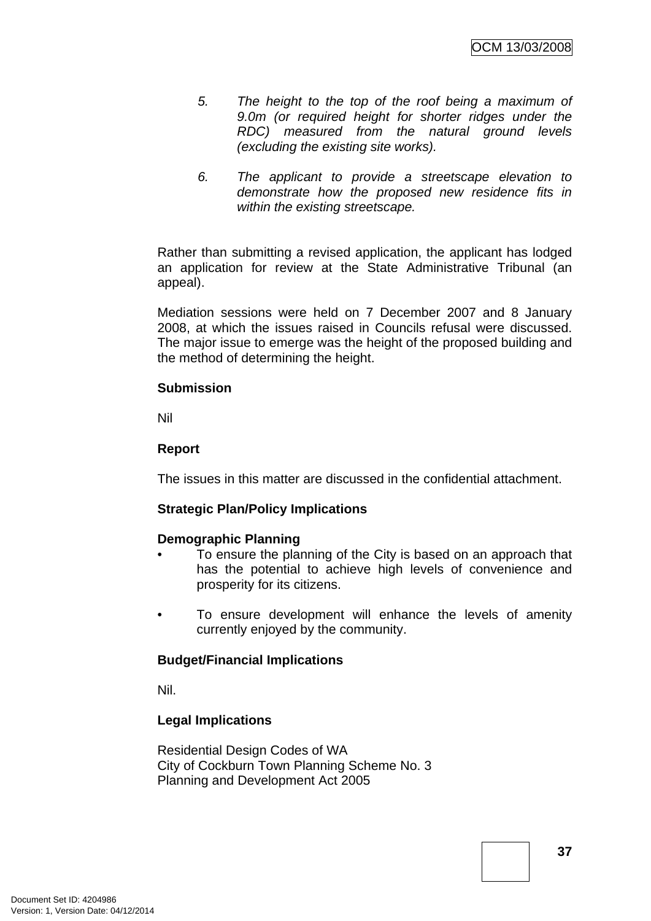5. *The height to the top of the roof being a maximum of 9.0m (or required height for shorter ridges under the RDC) measured from the natural ground levels (excluding the existing site works).*

6. *The applicant to provide a streetscape elevation to demonstrate how the proposed new residence fits in within the existing streetscape.*

Rather than submitting a revised application, the applicant has lodged an application for review at the State Administrative Tribunal (an appeal).

Mediation sessions were held on 7 December 2007 and 8 January 2008, at which the issues raised in Councils refusal were discussed. The major issue to emerge was the height of the proposed building and the method of determining the height.

**Submission**

Nil

**Report**

The issues in this matter are discussed in the confidential attachment.

**Strategic Plan/Policy Implications**

**Demographic Planning**

- To ensure the planning of the City is based on an approach that has the potential to achieve high levels of convenience and prosperity for its citizens.

- To ensure development will enhance the levels of amenity currently enjoyed by the community.

**Budget/Financial Implications**

Nil.

**Legal Implications**

Residential Design Codes of WA
City of Cockburn Town Planning Scheme No. 3
Planning and Development Act 2005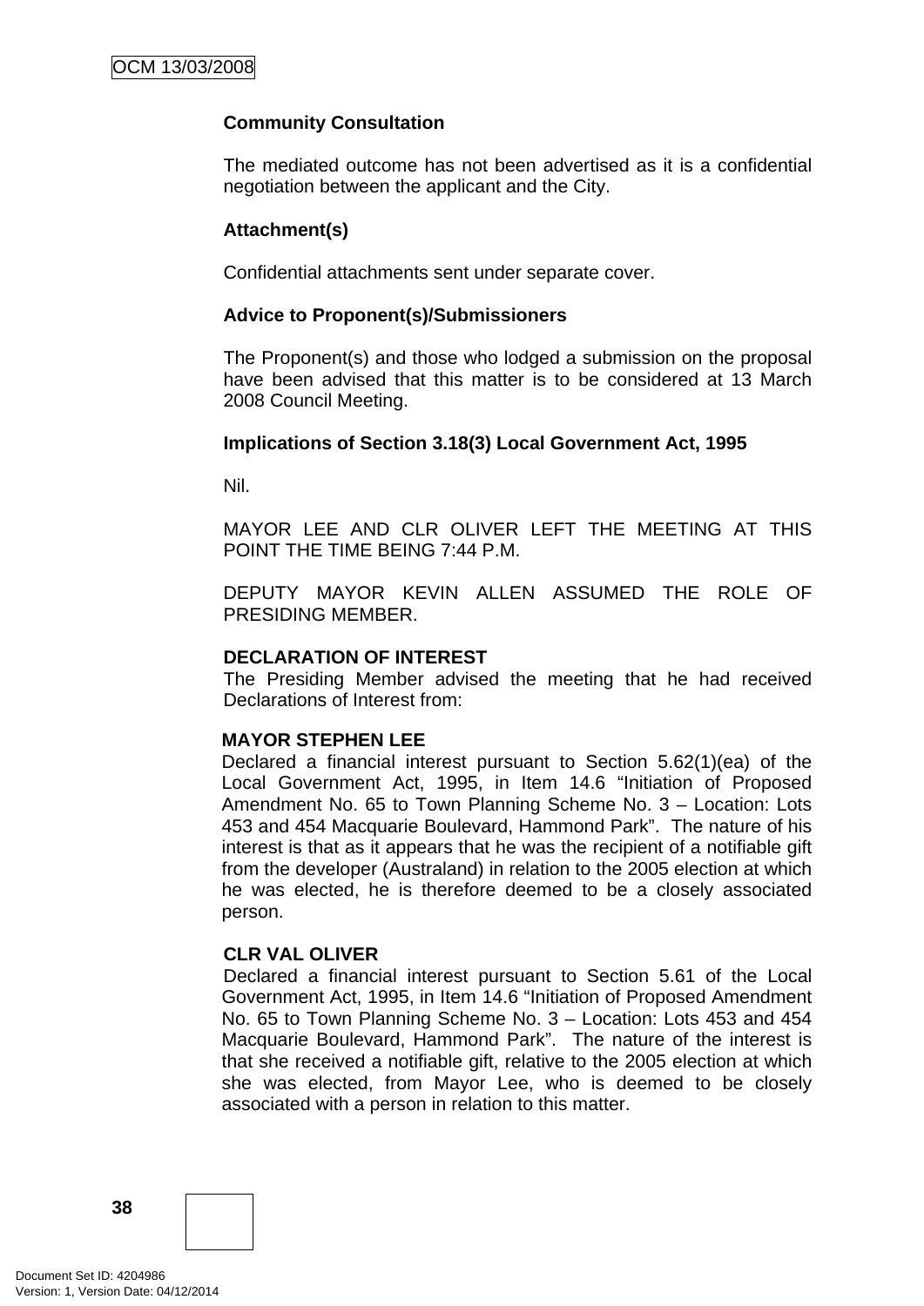**Community Consultation**

The mediated outcome has not been advertised as it is a confidential negotiation between the applicant and the City.

**Attachment(s)**

Confidential attachments sent under separate cover.

**Advice to Proponent(s)/Submissioners**

The Proponent(s) and those who lodged a submission on the proposal have been advised that this matter is to be considered at 13 March 2008 Council Meeting.

**Implications of Section 3.18(3) Local Government Act, 1995**

Nil.

MAYOR LEE AND CLR OLIVER LEFT THE MEETING AT THIS POINT THE TIME BEING 7:44 P.M.

DEPUTY MAYOR KEVIN ALLEN ASSUMED THE ROLE OF PRESIDING MEMBER.

**DECLARATION OF INTEREST**
The Presiding Member advised the meeting that he had received Declarations of Interest from:

**MAYOR STEPHEN LEE**
Declared a financial interest pursuant to Section 5.62(1)(ea) of the Local Government Act, 1995, in Item 14.6 "Initiation of Proposed Amendment No. 65 to Town Planning Scheme No. 3 – Location: Lots 453 and 454 Macquarie Boulevard, Hammond Park". The nature of his interest is that as it appears that he was the recipient of a notifiable gift from the developer (Australand) in relation to the 2005 election at which he was elected, he is therefore deemed to be a closely associated person.

**CLR VAL OLIVER**
Declared a financial interest pursuant to Section 5.61 of the Local Government Act, 1995, in Item 14.6 "Initiation of Proposed Amendment No. 65 to Town Planning Scheme No. 3 – Location: Lots 453 and 454 Macquarie Boulevard, Hammond Park". The nature of the interest is that she received a notifiable gift, relative to the 2005 election at which she was elected, from Mayor Lee, who is deemed to be closely associated with a person in relation to this matter.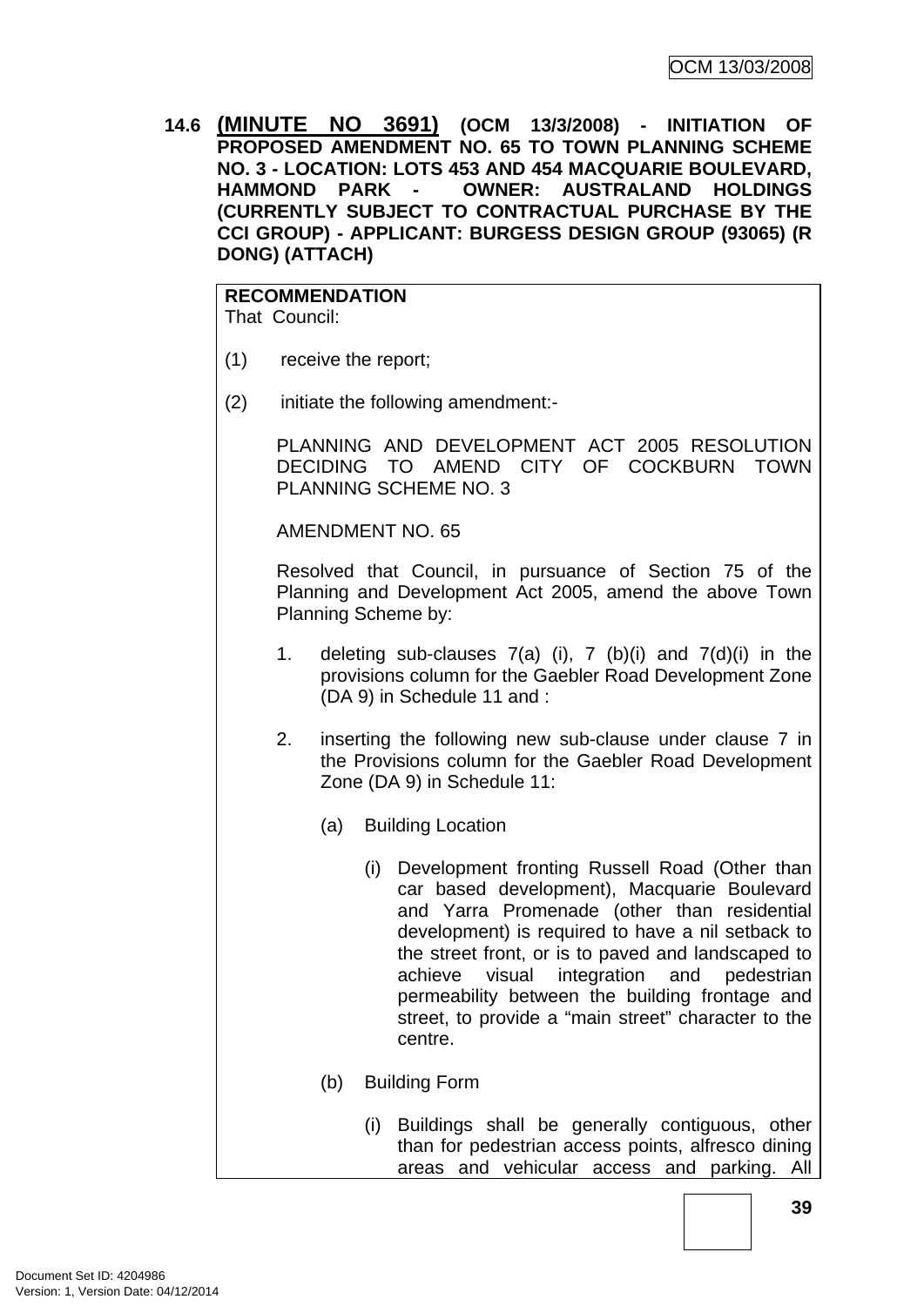### 14.6 (MINUTE NO 3691) (OCM 13/3/2008) - INITIATION OF PROPOSED AMENDMENT NO. 65 TO TOWN PLANNING SCHEME NO. 3 - LOCATION: LOTS 453 AND 454 MACQUARIE BOULEVARD, HAMMOND PARK - OWNER: AUSTRALAND HOLDINGS (CURRENTLY SUBJECT TO CONTRACTUAL PURCHASE BY THE CCI GROUP) - APPLICANT: BURGESS DESIGN GROUP (93065) (R DONG) (ATTACH)

**RECOMMENDATION**
That Council:

(1) receive the report;

(2) initiate the following amendment:-

PLANNING AND DEVELOPMENT ACT 2005 RESOLUTION DECIDING TO AMEND CITY OF COCKBURN TOWN PLANNING SCHEME NO. 3

AMENDMENT NO. 65

Resolved that Council, in pursuance of Section 75 of the Planning and Development Act 2005, amend the above Town Planning Scheme by:

1. deleting sub-clauses 7(a) (i), 7 (b)(i) and 7(d)(i) in the provisions column for the Gaebler Road Development Zone (DA 9) in Schedule 11 and :

2. inserting the following new sub-clause under clause 7 in the Provisions column for the Gaebler Road Development Zone (DA 9) in Schedule 11:

   (a) Building Location

      (i) Development fronting Russell Road (Other than car based development), Macquarie Boulevard and Yarra Promenade (other than residential development) is required to have a nil setback to the street front, or is to paved and landscaped to achieve visual integration and pedestrian permeability between the building frontage and street, to provide a "main street" character to the centre.

   (b) Building Form

      (i) Buildings shall be generally contiguous, other than for pedestrian access points, alfresco dining areas and vehicular access and parking. All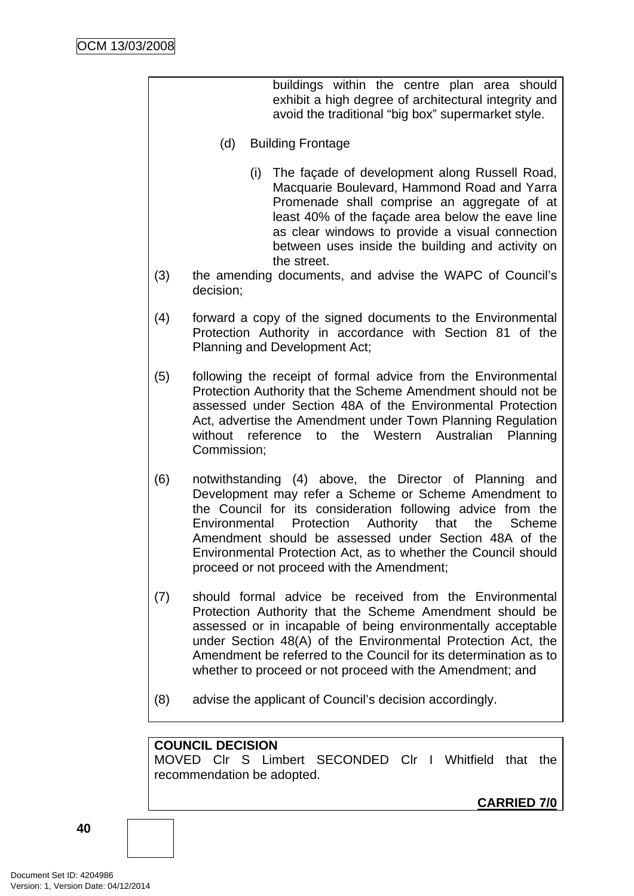buildings within the centre plan area should exhibit a high degree of architectural integrity and avoid the traditional "big box" supermarket style.

(d) Building Frontage

(i) The façade of development along Russell Road, Macquarie Boulevard, Hammond Road and Yarra Promenade shall comprise an aggregate of at least 40% of the façade area below the eave line as clear windows to provide a visual connection between uses inside the building and activity on the street.

(3) the amending documents, and advise the WAPC of Council's decision;

(4) forward a copy of the signed documents to the Environmental Protection Authority in accordance with Section 81 of the Planning and Development Act;

(5) following the receipt of formal advice from the Environmental Protection Authority that the Scheme Amendment should not be assessed under Section 48A of the Environmental Protection Act, advertise the Amendment under Town Planning Regulation without reference to the Western Australian Planning Commission;

(6) notwithstanding (4) above, the Director of Planning and Development may refer a Scheme or Scheme Amendment to the Council for its consideration following advice from the Environmental Protection Authority that the Scheme Amendment should be assessed under Section 48A of the Environmental Protection Act, as to whether the Council should proceed or not proceed with the Amendment;

(7) should formal advice be received from the Environmental Protection Authority that the Scheme Amendment should be assessed or in incapable of being environmentally acceptable under Section 48(A) of the Environmental Protection Act, the Amendment be referred to the Council for its determination as to whether to proceed or not proceed with the Amendment; and

(8) advise the applicant of Council's decision accordingly.

**COUNCIL DECISION**
MOVED Clr S Limbert SECONDED Clr I Whitfield that the recommendation be adopted.

**CARRIED 7/0**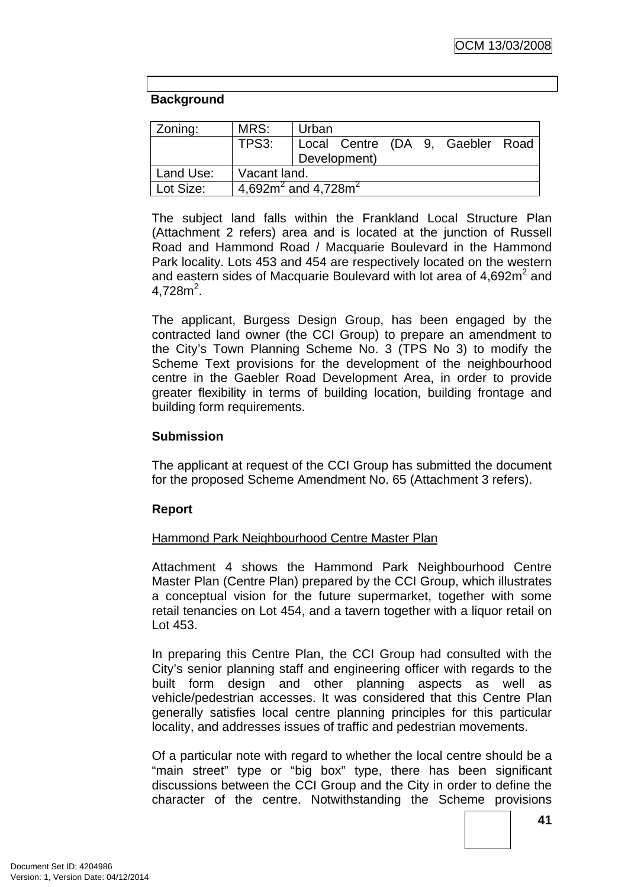**Background**

| Zoning: | MRS: | Urban |
|---|---|---|
| | TPS3: | Local Centre (DA 9, Gaebler Road Development) |
| Land Use: | Vacant land. | |
| Lot Size: | 4,692m$^2$ and 4,728m$^2$ | |

The subject land falls within the Frankland Local Structure Plan (Attachment 2 refers) area and is located at the junction of Russell Road and Hammond Road / Macquarie Boulevard in the Hammond Park locality. Lots 453 and 454 are respectively located on the western and eastern sides of Macquarie Boulevard with lot area of 4,692m$^2$ and 4,728m$^2$.

The applicant, Burgess Design Group, has been engaged by the contracted land owner (the CCI Group) to prepare an amendment to the City's Town Planning Scheme No. 3 (TPS No 3) to modify the Scheme Text provisions for the development of the neighbourhood centre in the Gaebler Road Development Area, in order to provide greater flexibility in terms of building location, building frontage and building form requirements.

**Submission**

The applicant at request of the CCI Group has submitted the document for the proposed Scheme Amendment No. 65 (Attachment 3 refers).

**Report**

Hammond Park Neighbourhood Centre Master Plan

Attachment 4 shows the Hammond Park Neighbourhood Centre Master Plan (Centre Plan) prepared by the CCI Group, which illustrates a conceptual vision for the future supermarket, together with some retail tenancies on Lot 454, and a tavern together with a liquor retail on Lot 453.

In preparing this Centre Plan, the CCI Group had consulted with the City's senior planning staff and engineering officer with regards to the built form design and other planning aspects as well as vehicle/pedestrian accesses. It was considered that this Centre Plan generally satisfies local centre planning principles for this particular locality, and addresses issues of traffic and pedestrian movements.

Of a particular note with regard to whether the local centre should be a "main street" type or "big box" type, there has been significant discussions between the CCI Group and the City in order to define the character of the centre. Notwithstanding the Scheme provisions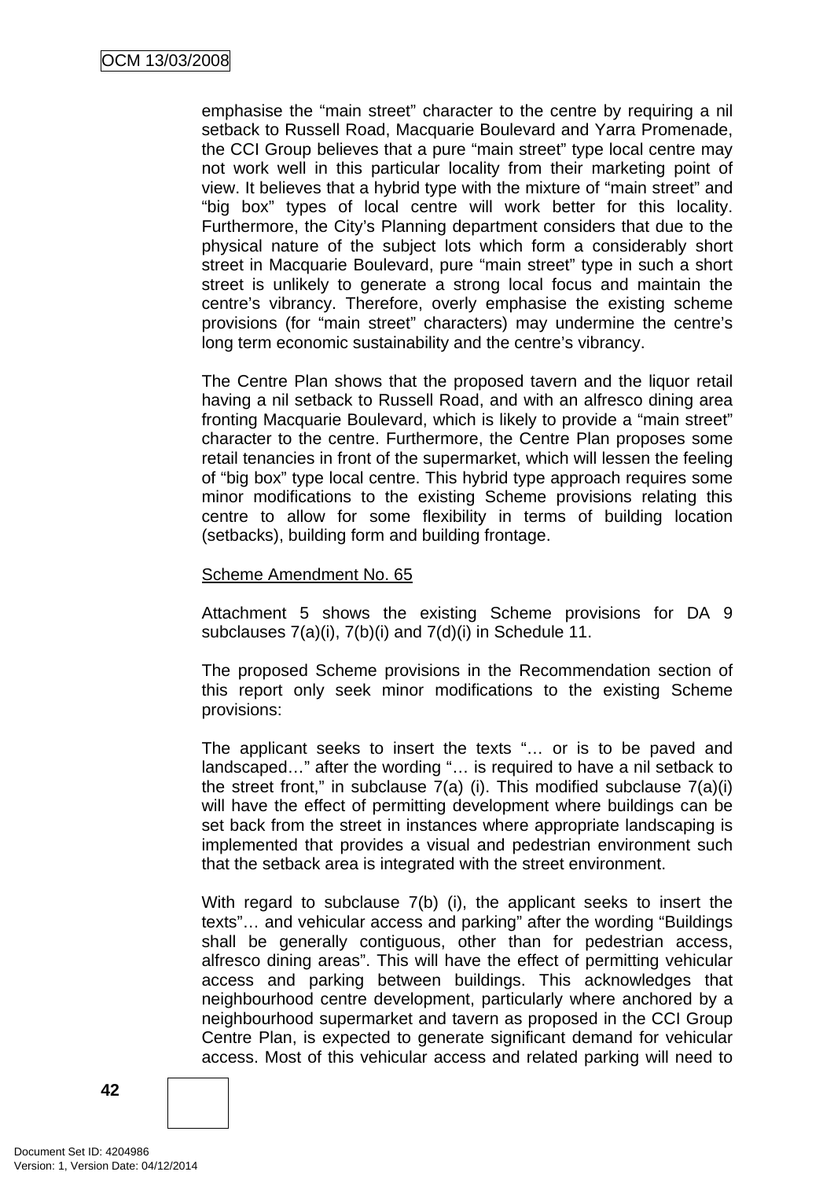emphasise the “main street” character to the centre by requiring a nil setback to Russell Road, Macquarie Boulevard and Yarra Promenade, the CCI Group believes that a pure “main street” type local centre may not work well in this particular locality from their marketing point of view. It believes that a hybrid type with the mixture of “main street” and “big box” types of local centre will work better for this locality. Furthermore, the City’s Planning department considers that due to the physical nature of the subject lots which form a considerably short street in Macquarie Boulevard, pure “main street” type in such a short street is unlikely to generate a strong local focus and maintain the centre’s vibrancy. Therefore, overly emphasise the existing scheme provisions (for “main street” characters) may undermine the centre’s long term economic sustainability and the centre’s vibrancy.

The Centre Plan shows that the proposed tavern and the liquor retail having a nil setback to Russell Road, and with an alfresco dining area fronting Macquarie Boulevard, which is likely to provide a “main street” character to the centre. Furthermore, the Centre Plan proposes some retail tenancies in front of the supermarket, which will lessen the feeling of “big box” type local centre. This hybrid type approach requires some minor modifications to the existing Scheme provisions relating this centre to allow for some flexibility in terms of building location (setbacks), building form and building frontage.

<u>Scheme Amendment No. 65</u>

Attachment 5 shows the existing Scheme provisions for DA 9 subclauses 7(a)(i), 7(b)(i) and 7(d)(i) in Schedule 11.

The proposed Scheme provisions in the Recommendation section of this report only seek minor modifications to the existing Scheme provisions:

The applicant seeks to insert the texts “… or is to be paved and landscaped…” after the wording “… is required to have a nil setback to the street front,” in subclause 7(a) (i). This modified subclause 7(a)(i) will have the effect of permitting development where buildings can be set back from the street in instances where appropriate landscaping is implemented that provides a visual and pedestrian environment such that the setback area is integrated with the street environment.

With regard to subclause 7(b) (i), the applicant seeks to insert the texts”… and vehicular access and parking” after the wording “Buildings shall be generally contiguous, other than for pedestrian access, alfresco dining areas”. This will have the effect of permitting vehicular access and parking between buildings. This acknowledges that neighbourhood centre development, particularly where anchored by a neighbourhood supermarket and tavern as proposed in the CCI Group Centre Plan, is expected to generate significant demand for vehicular access. Most of this vehicular access and related parking will need to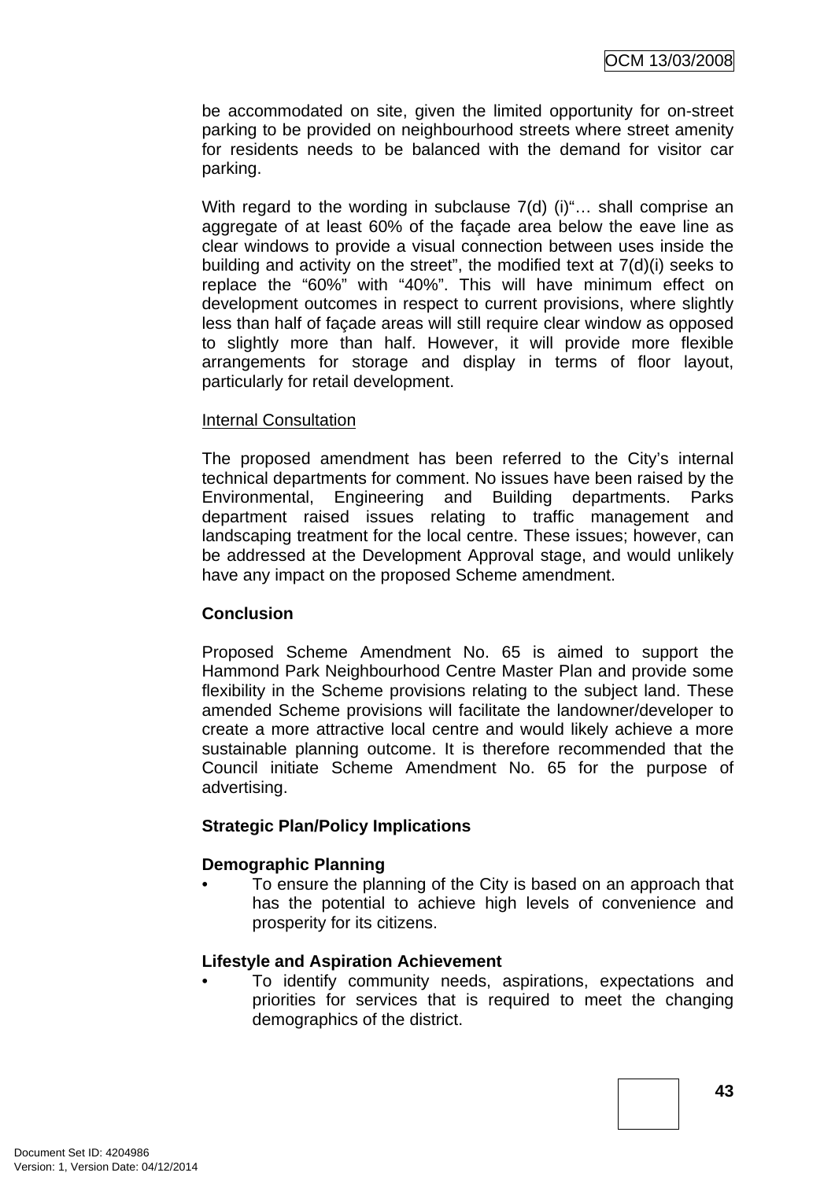be accommodated on site, given the limited opportunity for on-street parking to be provided on neighbourhood streets where street amenity for residents needs to be balanced with the demand for visitor car parking.

With regard to the wording in subclause 7(d) (i)"… shall comprise an aggregate of at least 60% of the façade area below the eave line as clear windows to provide a visual connection between uses inside the building and activity on the street", the modified text at 7(d)(i) seeks to replace the "60%" with "40%". This will have minimum effect on development outcomes in respect to current provisions, where slightly less than half of façade areas will still require clear window as opposed to slightly more than half. However, it will provide more flexible arrangements for storage and display in terms of floor layout, particularly for retail development.

Internal Consultation

The proposed amendment has been referred to the City's internal technical departments for comment. No issues have been raised by the Environmental, Engineering and Building departments. Parks department raised issues relating to traffic management and landscaping treatment for the local centre. These issues; however, can be addressed at the Development Approval stage, and would unlikely have any impact on the proposed Scheme amendment.

**Conclusion**

Proposed Scheme Amendment No. 65 is aimed to support the Hammond Park Neighbourhood Centre Master Plan and provide some flexibility in the Scheme provisions relating to the subject land. These amended Scheme provisions will facilitate the landowner/developer to create a more attractive local centre and would likely achieve a more sustainable planning outcome. It is therefore recommended that the Council initiate Scheme Amendment No. 65 for the purpose of advertising.

**Strategic Plan/Policy Implications**

**Demographic Planning**

- To ensure the planning of the City is based on an approach that has the potential to achieve high levels of convenience and prosperity for its citizens.

**Lifestyle and Aspiration Achievement**

- To identify community needs, aspirations, expectations and priorities for services that is required to meet the changing demographics of the district.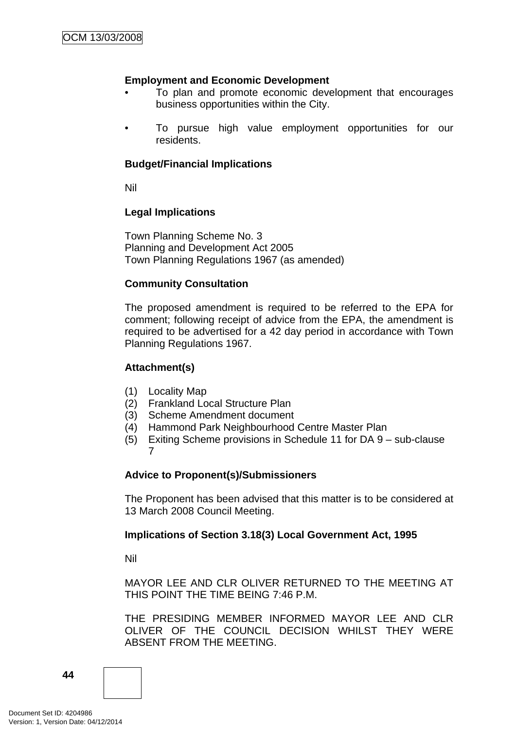**Employment and Economic Development**

- To plan and promote economic development that encourages business opportunities within the City.
- To pursue high value employment opportunities for our residents.

**Budget/Financial Implications**

Nil

**Legal Implications**

Town Planning Scheme No. 3
Planning and Development Act 2005
Town Planning Regulations 1967 (as amended)

**Community Consultation**

The proposed amendment is required to be referred to the EPA for comment; following receipt of advice from the EPA, the amendment is required to be advertised for a 42 day period in accordance with Town Planning Regulations 1967.

**Attachment(s)**

(1) Locality Map
(2) Frankland Local Structure Plan
(3) Scheme Amendment document
(4) Hammond Park Neighbourhood Centre Master Plan
(5) Exiting Scheme provisions in Schedule 11 for DA 9 – sub-clause 7

**Advice to Proponent(s)/Submissioners**

The Proponent has been advised that this matter is to be considered at 13 March 2008 Council Meeting.

**Implications of Section 3.18(3) Local Government Act, 1995**

Nil

MAYOR LEE AND CLR OLIVER RETURNED TO THE MEETING AT THIS POINT THE TIME BEING 7:46 P.M.

THE PRESIDING MEMBER INFORMED MAYOR LEE AND CLR OLIVER OF THE COUNCIL DECISION WHILST THEY WERE ABSENT FROM THE MEETING.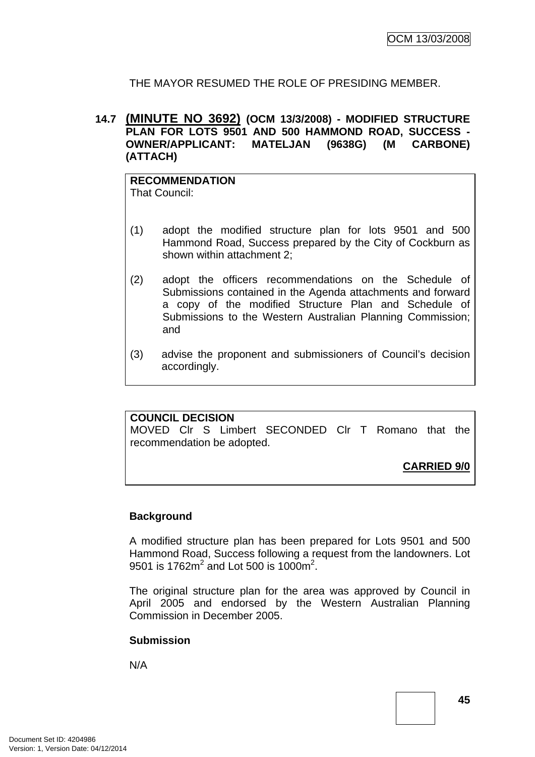THE MAYOR RESUMED THE ROLE OF PRESIDING MEMBER.

### 14.7 (MINUTE NO 3692) (OCM 13/3/2008) - MODIFIED STRUCTURE PLAN FOR LOTS 9501 AND 500 HAMMOND ROAD, SUCCESS - OWNER/APPLICANT: MATELJAN (9638G) (M CARBONE) (ATTACH)

**RECOMMENDATION**
That Council:

(1) adopt the modified structure plan for lots 9501 and 500 Hammond Road, Success prepared by the City of Cockburn as shown within attachment 2;

(2) adopt the officers recommendations on the Schedule of Submissions contained in the Agenda attachments and forward a copy of the modified Structure Plan and Schedule of Submissions to the Western Australian Planning Commission; and

(3) advise the proponent and submissioners of Council's decision accordingly.

**COUNCIL DECISION**
MOVED Clr S Limbert SECONDED Clr T Romano that the recommendation be adopted.

**CARRIED 9/0**

**Background**

A modified structure plan has been prepared for Lots 9501 and 500 Hammond Road, Success following a request from the landowners. Lot 9501 is 1762m$^2$ and Lot 500 is 1000m$^2$.

The original structure plan for the area was approved by Council in April 2005 and endorsed by the Western Australian Planning Commission in December 2005.

**Submission**

N/A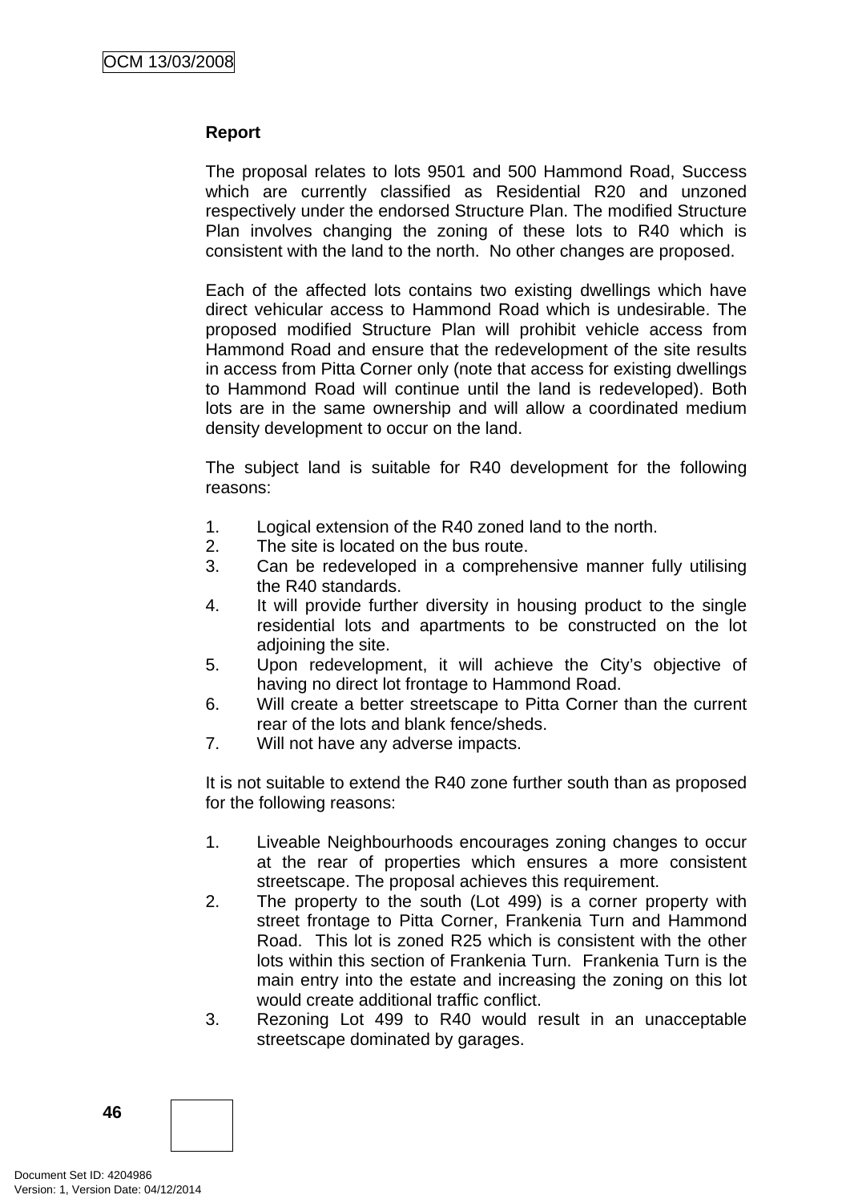**Report**

The proposal relates to lots 9501 and 500 Hammond Road, Success which are currently classified as Residential R20 and unzoned respectively under the endorsed Structure Plan. The modified Structure Plan involves changing the zoning of these lots to R40 which is consistent with the land to the north.  No other changes are proposed.

Each of the affected lots contains two existing dwellings which have direct vehicular access to Hammond Road which is undesirable. The proposed modified Structure Plan will prohibit vehicle access from Hammond Road and ensure that the redevelopment of the site results in access from Pitta Corner only (note that access for existing dwellings to Hammond Road will continue until the land is redeveloped). Both lots are in the same ownership and will allow a coordinated medium density development to occur on the land.

The subject land is suitable for R40 development for the following reasons:

1. Logical extension of the R40 zoned land to the north.
2. The site is located on the bus route.
3. Can be redeveloped in a comprehensive manner fully utilising the R40 standards.
4. It will provide further diversity in housing product to the single residential lots and apartments to be constructed on the lot adjoining the site.
5. Upon redevelopment, it will achieve the City's objective of having no direct lot frontage to Hammond Road.
6. Will create a better streetscape to Pitta Corner than the current rear of the lots and blank fence/sheds.
7. Will not have any adverse impacts.

It is not suitable to extend the R40 zone further south than as proposed for the following reasons:

1. Liveable Neighbourhoods encourages zoning changes to occur at the rear of properties which ensures a more consistent streetscape. The proposal achieves this requirement.
2. The property to the south (Lot 499) is a corner property with street frontage to Pitta Corner, Frankenia Turn and Hammond Road.  This lot is zoned R25 which is consistent with the other lots within this section of Frankenia Turn.  Frankenia Turn is the main entry into the estate and increasing the zoning on this lot would create additional traffic conflict.
3. Rezoning Lot 499 to R40 would result in an unacceptable streetscape dominated by garages.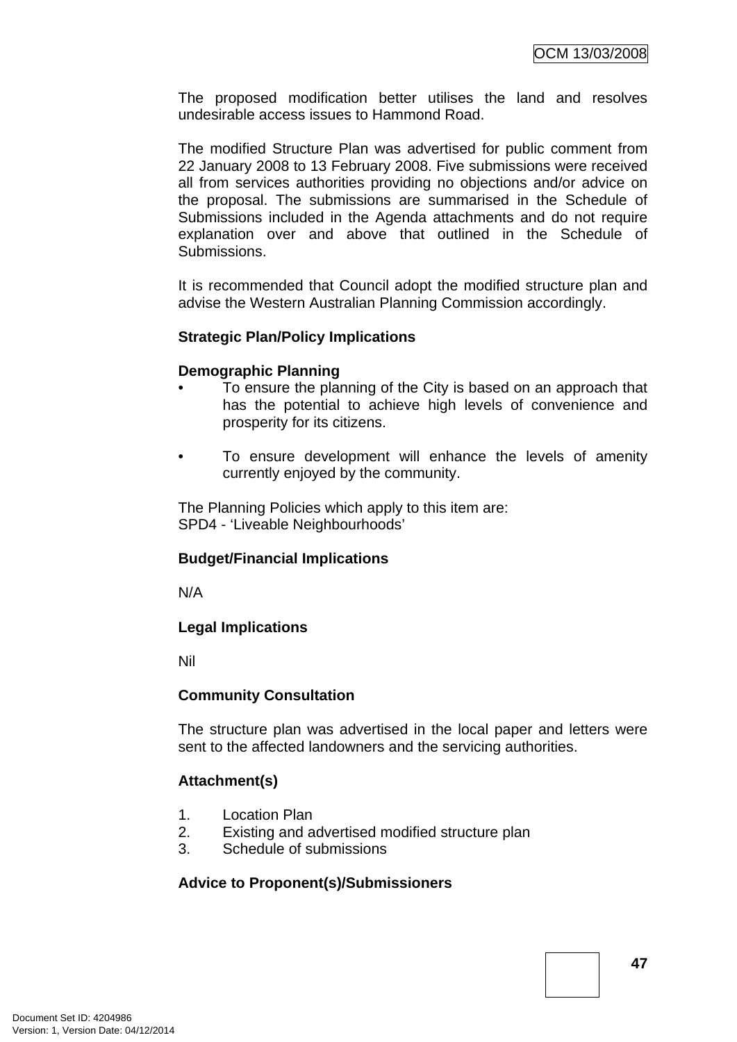The proposed modification better utilises the land and resolves undesirable access issues to Hammond Road.

The modified Structure Plan was advertised for public comment from 22 January 2008 to 13 February 2008. Five submissions were received all from services authorities providing no objections and/or advice on the proposal. The submissions are summarised in the Schedule of Submissions included in the Agenda attachments and do not require explanation over and above that outlined in the Schedule of Submissions.

It is recommended that Council adopt the modified structure plan and advise the Western Australian Planning Commission accordingly.

**Strategic Plan/Policy Implications**

**Demographic Planning**

- To ensure the planning of the City is based on an approach that has the potential to achieve high levels of convenience and prosperity for its citizens.
- To ensure development will enhance the levels of amenity currently enjoyed by the community.

The Planning Policies which apply to this item are:
SPD4 - 'Liveable Neighbourhoods'

**Budget/Financial Implications**

N/A

**Legal Implications**

Nil

**Community Consultation**

The structure plan was advertised in the local paper and letters were sent to the affected landowners and the servicing authorities.

**Attachment(s)**

1. Location Plan
2. Existing and advertised modified structure plan
3. Schedule of submissions

**Advice to Proponent(s)/Submissioners**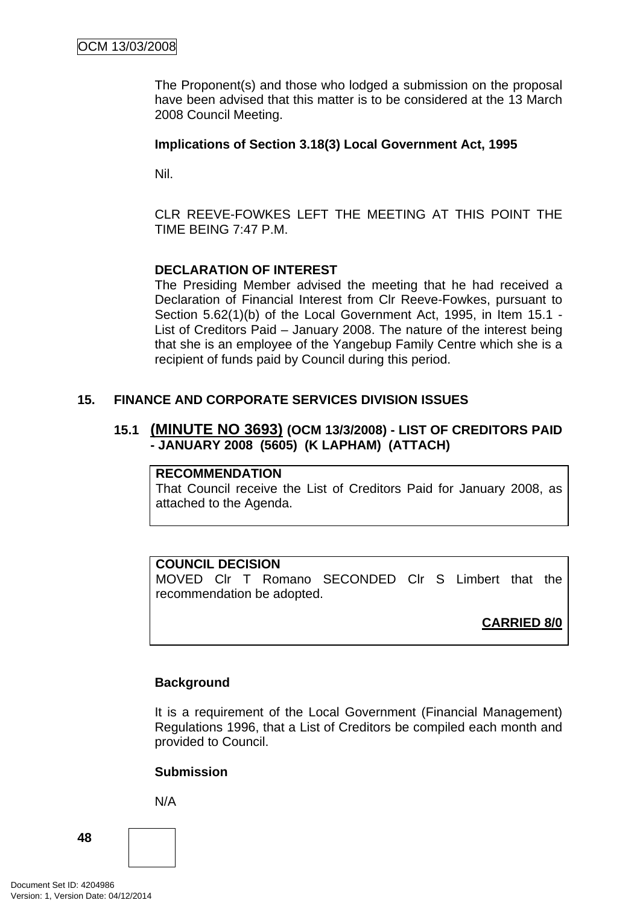The Proponent(s) and those who lodged a submission on the proposal have been advised that this matter is to be considered at the 13 March 2008 Council Meeting.

**Implications of Section 3.18(3) Local Government Act, 1995**

Nil.

CLR REEVE-FOWKES LEFT THE MEETING AT THIS POINT THE TIME BEING 7:47 P.M.

**DECLARATION OF INTEREST**

The Presiding Member advised the meeting that he had received a Declaration of Financial Interest from Clr Reeve-Fowkes, pursuant to Section 5.62(1)(b) of the Local Government Act, 1995, in Item 15.1 - List of Creditors Paid – January 2008. The nature of the interest being that she is an employee of the Yangebup Family Centre which she is a recipient of funds paid by Council during this period.

## 15. FINANCE AND CORPORATE SERVICES DIVISION ISSUES

### 15.1 (MINUTE NO 3693) (OCM 13/3/2008) - LIST OF CREDITORS PAID - JANUARY 2008 (5605) (K LAPHAM) (ATTACH)

**RECOMMENDATION**

That Council receive the List of Creditors Paid for January 2008, as attached to the Agenda.

**COUNCIL DECISION**

MOVED Clr T Romano SECONDED Clr S Limbert that the recommendation be adopted.

**CARRIED 8/0**

**Background**

It is a requirement of the Local Government (Financial Management) Regulations 1996, that a List of Creditors be compiled each month and provided to Council.

**Submission**

N/A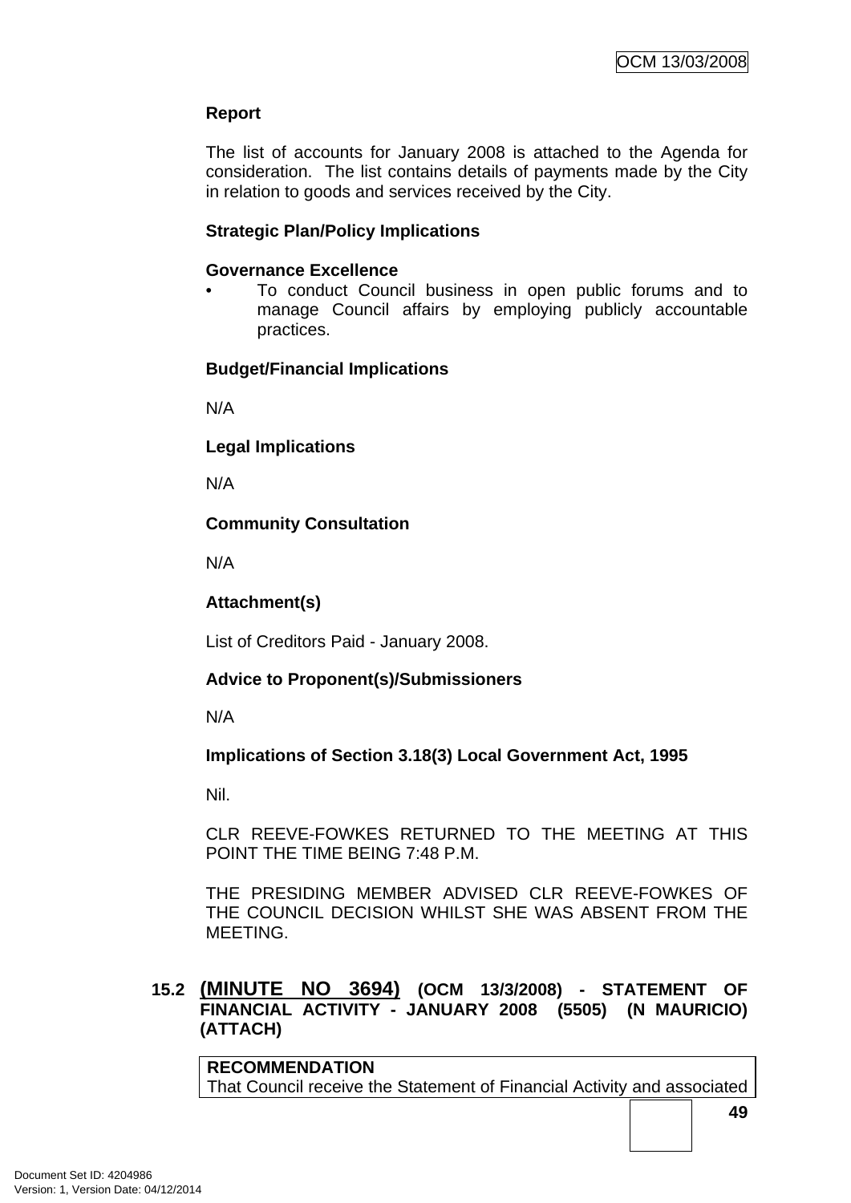**Report**

The list of accounts for January 2008 is attached to the Agenda for consideration. The list contains details of payments made by the City in relation to goods and services received by the City.

**Strategic Plan/Policy Implications**

**Governance Excellence**

- To conduct Council business in open public forums and to manage Council affairs by employing publicly accountable practices.

**Budget/Financial Implications**

N/A

**Legal Implications**

N/A

**Community Consultation**

N/A

**Attachment(s)**

List of Creditors Paid - January 2008.

**Advice to Proponent(s)/Submissioners**

N/A

**Implications of Section 3.18(3) Local Government Act, 1995**

Nil.

CLR REEVE-FOWKES RETURNED TO THE MEETING AT THIS POINT THE TIME BEING 7:48 P.M.

THE PRESIDING MEMBER ADVISED CLR REEVE-FOWKES OF THE COUNCIL DECISION WHILST SHE WAS ABSENT FROM THE MEETING.

## 15.2 (MINUTE NO 3694) (OCM 13/3/2008) - STATEMENT OF FINANCIAL ACTIVITY - JANUARY 2008 (5505) (N MAURICIO) (ATTACH)

**RECOMMENDATION**
That Council receive the Statement of Financial Activity and associated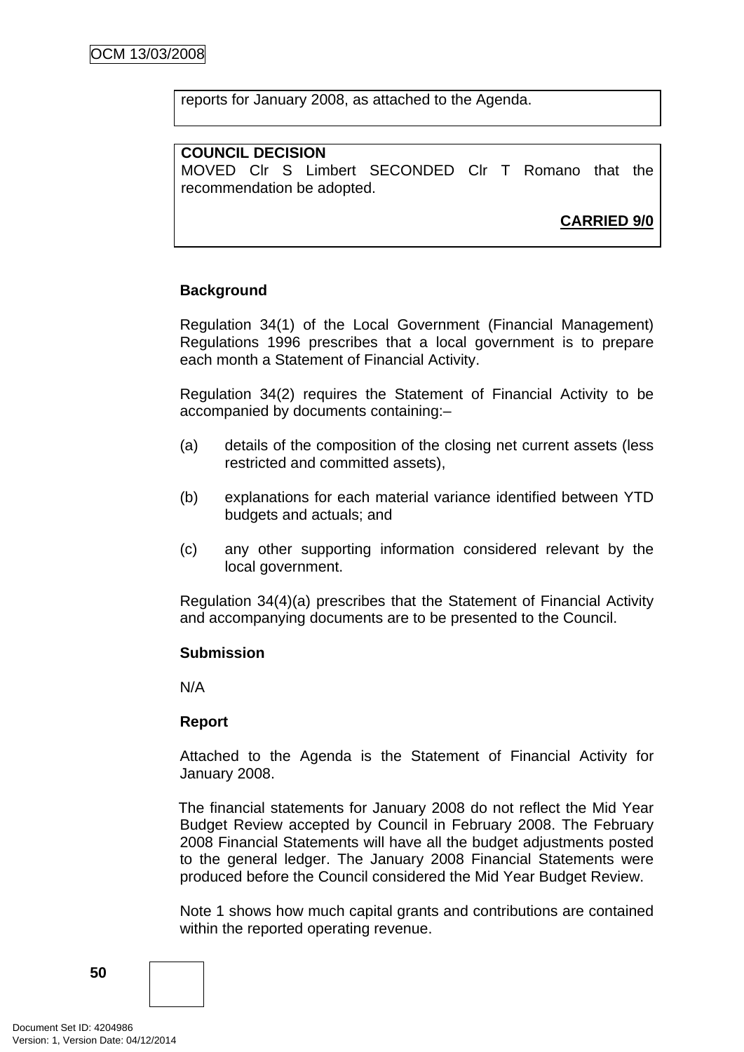reports for January 2008, as attached to the Agenda.

**COUNCIL DECISION**
MOVED Clr S Limbert SECONDED Clr T Romano that the recommendation be adopted.

**CARRIED 9/0**

**Background**

Regulation 34(1) of the Local Government (Financial Management) Regulations 1996 prescribes that a local government is to prepare each month a Statement of Financial Activity.

Regulation 34(2) requires the Statement of Financial Activity to be accompanied by documents containing:–

(a) details of the composition of the closing net current assets (less restricted and committed assets),

(b) explanations for each material variance identified between YTD budgets and actuals; and

(c) any other supporting information considered relevant by the local government.

Regulation 34(4)(a) prescribes that the Statement of Financial Activity and accompanying documents are to be presented to the Council.

**Submission**

N/A

**Report**

Attached to the Agenda is the Statement of Financial Activity for January 2008.

The financial statements for January 2008 do not reflect the Mid Year Budget Review accepted by Council in February 2008. The February 2008 Financial Statements will have all the budget adjustments posted to the general ledger. The January 2008 Financial Statements were produced before the Council considered the Mid Year Budget Review.

Note 1 shows how much capital grants and contributions are contained within the reported operating revenue.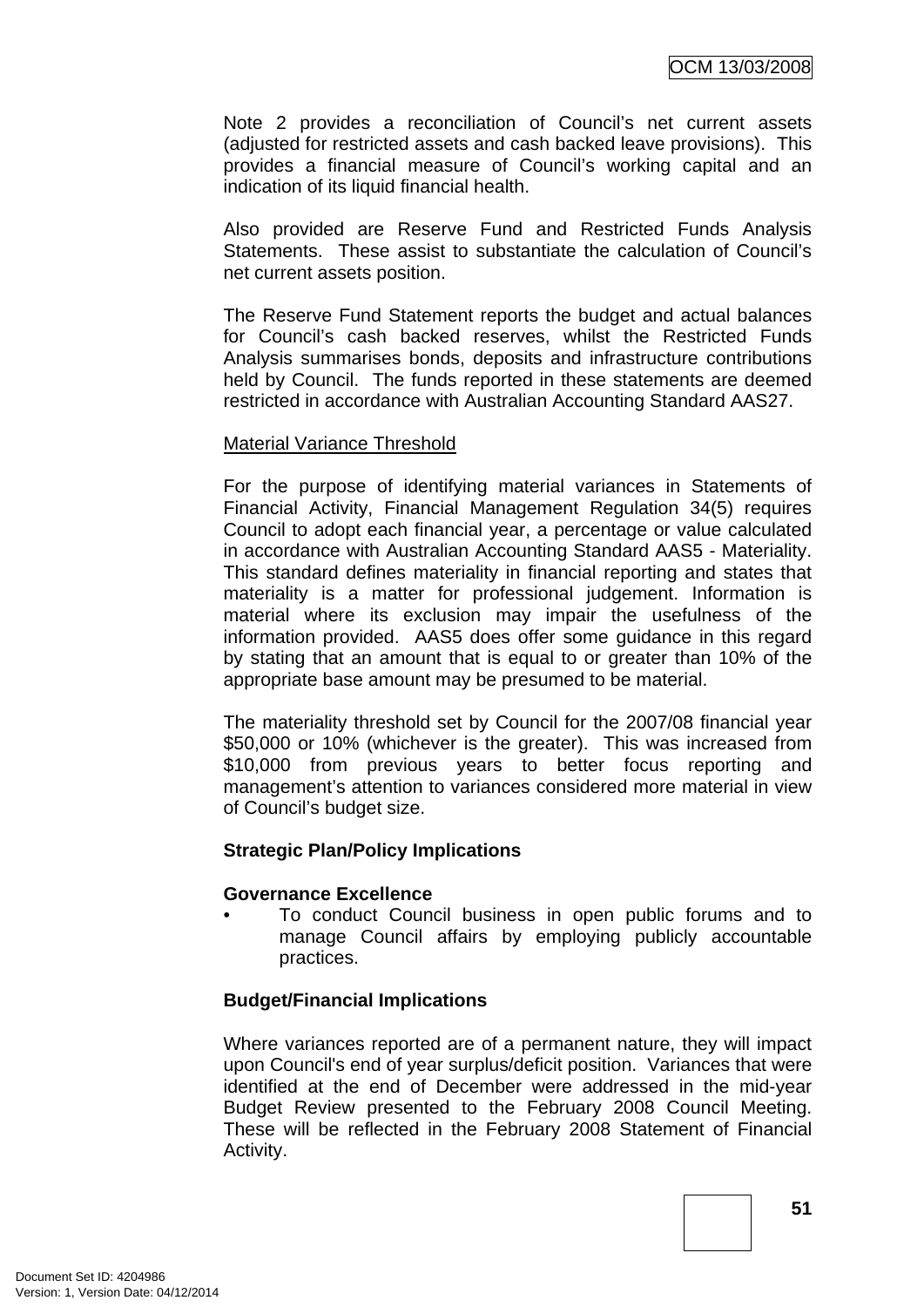Note 2 provides a reconciliation of Council's net current assets (adjusted for restricted assets and cash backed leave provisions). This provides a financial measure of Council's working capital and an indication of its liquid financial health.

Also provided are Reserve Fund and Restricted Funds Analysis Statements. These assist to substantiate the calculation of Council's net current assets position.

The Reserve Fund Statement reports the budget and actual balances for Council's cash backed reserves, whilst the Restricted Funds Analysis summarises bonds, deposits and infrastructure contributions held by Council. The funds reported in these statements are deemed restricted in accordance with Australian Accounting Standard AAS27.

Material Variance Threshold

For the purpose of identifying material variances in Statements of Financial Activity, Financial Management Regulation 34(5) requires Council to adopt each financial year, a percentage or value calculated in accordance with Australian Accounting Standard AAS5 - Materiality. This standard defines materiality in financial reporting and states that materiality is a matter for professional judgement. Information is material where its exclusion may impair the usefulness of the information provided. AAS5 does offer some guidance in this regard by stating that an amount that is equal to or greater than 10% of the appropriate base amount may be presumed to be material.

The materiality threshold set by Council for the 2007/08 financial year $50,000 or 10% (whichever is the greater). This was increased from $10,000 from previous years to better focus reporting and management's attention to variances considered more material in view of Council's budget size.

**Strategic Plan/Policy Implications**

**Governance Excellence**

- To conduct Council business in open public forums and to manage Council affairs by employing publicly accountable practices.

**Budget/Financial Implications**

Where variances reported are of a permanent nature, they will impact upon Council's end of year surplus/deficit position. Variances that were identified at the end of December were addressed in the mid-year Budget Review presented to the February 2008 Council Meeting. These will be reflected in the February 2008 Statement of Financial Activity.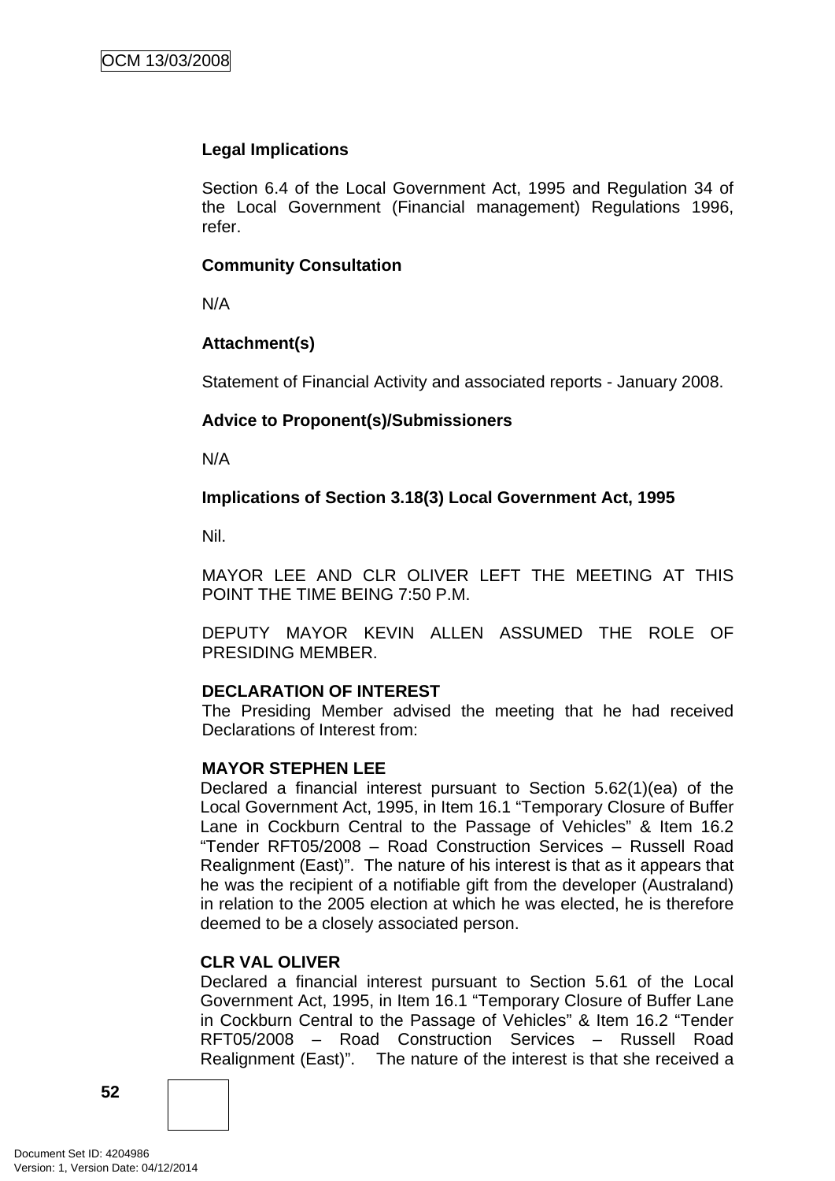**Legal Implications**

Section 6.4 of the Local Government Act, 1995 and Regulation 34 of the Local Government (Financial management) Regulations 1996, refer.

**Community Consultation**

N/A

**Attachment(s)**

Statement of Financial Activity and associated reports - January 2008.

**Advice to Proponent(s)/Submissioners**

N/A

**Implications of Section 3.18(3) Local Government Act, 1995**

Nil.

MAYOR LEE AND CLR OLIVER LEFT THE MEETING AT THIS POINT THE TIME BEING 7:50 P.M.

DEPUTY MAYOR KEVIN ALLEN ASSUMED THE ROLE OF PRESIDING MEMBER.

**DECLARATION OF INTEREST**

The Presiding Member advised the meeting that he had received Declarations of Interest from:

**MAYOR STEPHEN LEE**

Declared a financial interest pursuant to Section 5.62(1)(ea) of the Local Government Act, 1995, in Item 16.1 “Temporary Closure of Buffer Lane in Cockburn Central to the Passage of Vehicles” & Item 16.2 “Tender RFT05/2008 – Road Construction Services – Russell Road Realignment (East)”. The nature of his interest is that as it appears that he was the recipient of a notifiable gift from the developer (Australand) in relation to the 2005 election at which he was elected, he is therefore deemed to be a closely associated person.

**CLR VAL OLIVER**

Declared a financial interest pursuant to Section 5.61 of the Local Government Act, 1995, in Item 16.1 “Temporary Closure of Buffer Lane in Cockburn Central to the Passage of Vehicles” & Item 16.2 “Tender RFT05/2008 – Road Construction Services – Russell Road Realignment (East)”. The nature of the interest is that she received a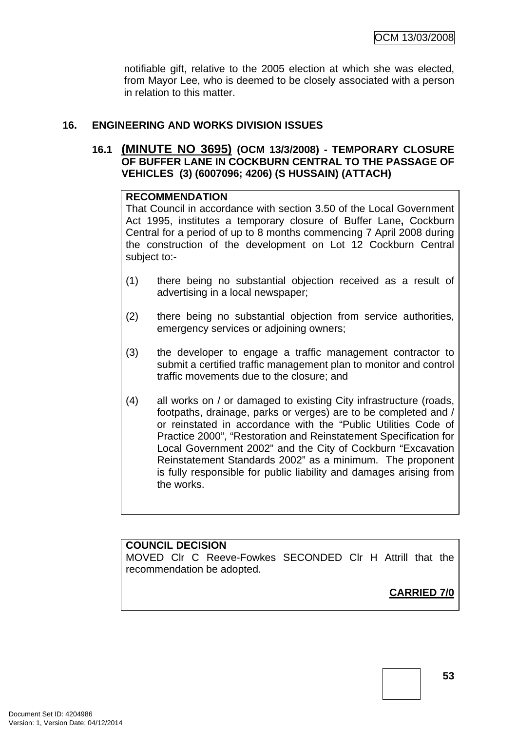notifiable gift, relative to the 2005 election at which she was elected, from Mayor Lee, who is deemed to be closely associated with a person in relation to this matter.

## 16. ENGINEERING AND WORKS DIVISION ISSUES

### 16.1 (MINUTE NO 3695) (OCM 13/3/2008) - TEMPORARY CLOSURE OF BUFFER LANE IN COCKBURN CENTRAL TO THE PASSAGE OF VEHICLES (3) (6007096; 4206) (S HUSSAIN) (ATTACH)

**RECOMMENDATION**

That Council in accordance with section 3.50 of the Local Government Act 1995, institutes a temporary closure of Buffer Lane**,** Cockburn Central for a period of up to 8 months commencing 7 April 2008 during the construction of the development on Lot 12 Cockburn Central subject to:-

(1) there being no substantial objection received as a result of advertising in a local newspaper;

(2) there being no substantial objection from service authorities, emergency services or adjoining owners;

(3) the developer to engage a traffic management contractor to submit a certified traffic management plan to monitor and control traffic movements due to the closure; and

(4) all works on / or damaged to existing City infrastructure (roads, footpaths, drainage, parks or verges) are to be completed and / or reinstated in accordance with the "Public Utilities Code of Practice 2000", "Restoration and Reinstatement Specification for Local Government 2002" and the City of Cockburn "Excavation Reinstatement Standards 2002" as a minimum. The proponent is fully responsible for public liability and damages arising from the works.

**COUNCIL DECISION**

MOVED Clr C Reeve-Fowkes SECONDED Clr H Attrill that the recommendation be adopted.

**CARRIED 7/0**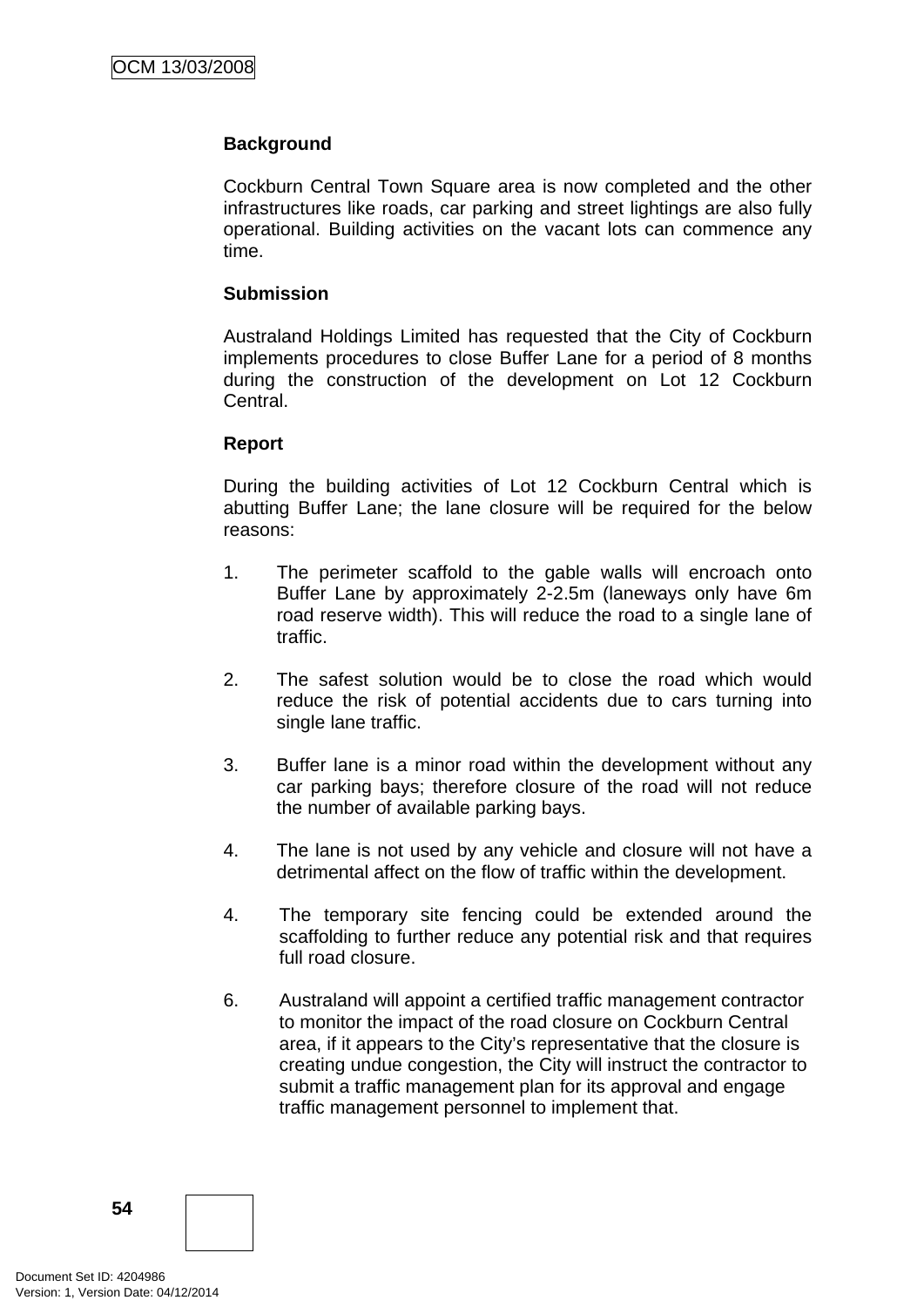**Background**

Cockburn Central Town Square area is now completed and the other infrastructures like roads, car parking and street lightings are also fully operational. Building activities on the vacant lots can commence any time.

**Submission**

Australand Holdings Limited has requested that the City of Cockburn implements procedures to close Buffer Lane for a period of 8 months during the construction of the development on Lot 12 Cockburn Central.

**Report**

During the building activities of Lot 12 Cockburn Central which is abutting Buffer Lane; the lane closure will be required for the below reasons:

1. The perimeter scaffold to the gable walls will encroach onto Buffer Lane by approximately 2-2.5m (laneways only have 6m road reserve width). This will reduce the road to a single lane of traffic.

2. The safest solution would be to close the road which would reduce the risk of potential accidents due to cars turning into single lane traffic.

3. Buffer lane is a minor road within the development without any car parking bays; therefore closure of the road will not reduce the number of available parking bays.

4. The lane is not used by any vehicle and closure will not have a detrimental affect on the flow of traffic within the development.

4. The temporary site fencing could be extended around the scaffolding to further reduce any potential risk and that requires full road closure.

6. Australand will appoint a certified traffic management contractor to monitor the impact of the road closure on Cockburn Central area, if it appears to the City's representative that the closure is creating undue congestion, the City will instruct the contractor to submit a traffic management plan for its approval and engage traffic management personnel to implement that.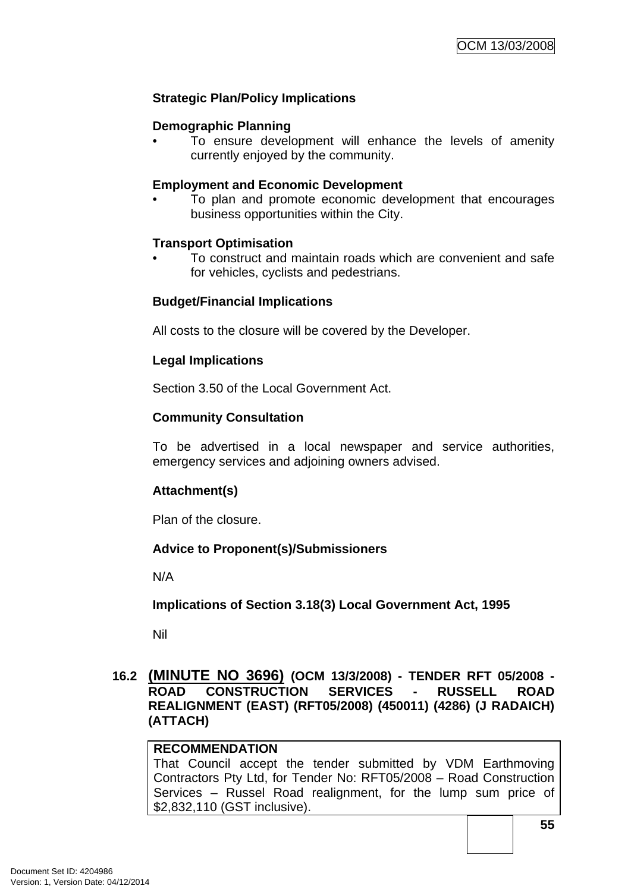**Strategic Plan/Policy Implications**

**Demographic Planning**

- To ensure development will enhance the levels of amenity currently enjoyed by the community.

**Employment and Economic Development**

- To plan and promote economic development that encourages business opportunities within the City.

**Transport Optimisation**

- To construct and maintain roads which are convenient and safe for vehicles, cyclists and pedestrians.

**Budget/Financial Implications**

All costs to the closure will be covered by the Developer.

**Legal Implications**

Section 3.50 of the Local Government Act.

**Community Consultation**

To be advertised in a local newspaper and service authorities, emergency services and adjoining owners advised.

**Attachment(s)**

Plan of the closure.

**Advice to Proponent(s)/Submissioners**

N/A

**Implications of Section 3.18(3) Local Government Act, 1995**

Nil

## 16.2 (MINUTE NO 3696) (OCM 13/3/2008) - TENDER RFT 05/2008 - ROAD CONSTRUCTION SERVICES - RUSSELL ROAD REALIGNMENT (EAST) (RFT05/2008) (450011) (4286) (J RADAICH) (ATTACH)

**RECOMMENDATION**

That Council accept the tender submitted by VDM Earthmoving Contractors Pty Ltd, for Tender No: RFT05/2008 – Road Construction Services – Russel Road realignment, for the lump sum price of $2,832,110 (GST inclusive).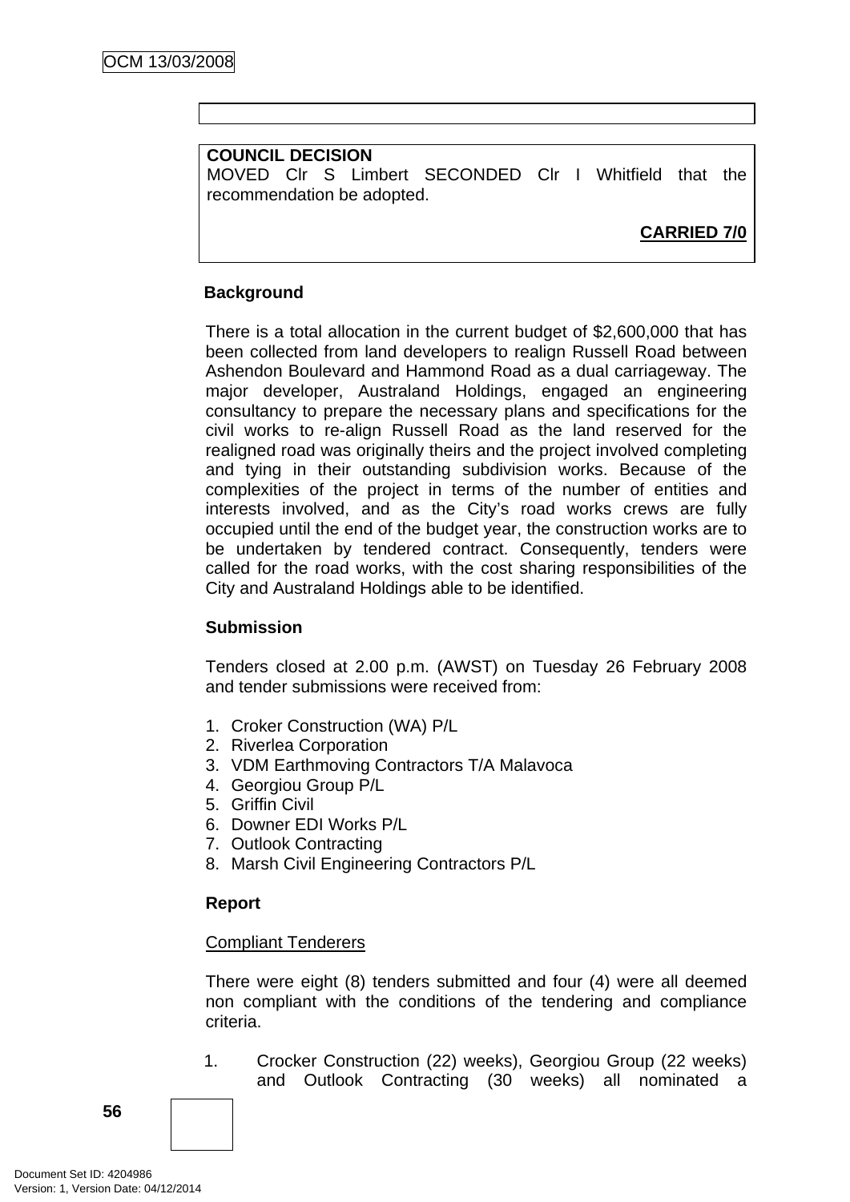**COUNCIL DECISION**
MOVED Clr S Limbert SECONDED Clr I Whitfield that the recommendation be adopted.

**CARRIED 7/0**

**Background**

There is a total allocation in the current budget of $2,600,000 that has been collected from land developers to realign Russell Road between Ashendon Boulevard and Hammond Road as a dual carriageway. The major developer, Australand Holdings, engaged an engineering consultancy to prepare the necessary plans and specifications for the civil works to re-align Russell Road as the land reserved for the realigned road was originally theirs and the project involved completing and tying in their outstanding subdivision works. Because of the complexities of the project in terms of the number of entities and interests involved, and as the City's road works crews are fully occupied until the end of the budget year, the construction works are to be undertaken by tendered contract. Consequently, tenders were called for the road works, with the cost sharing responsibilities of the City and Australand Holdings able to be identified.

**Submission**

Tenders closed at 2.00 p.m. (AWST) on Tuesday 26 February 2008 and tender submissions were received from:

1. Croker Construction (WA) P/L
2. Riverlea Corporation
3. VDM Earthmoving Contractors T/A Malavoca
4. Georgiou Group P/L
5. Griffin Civil
6. Downer EDI Works P/L
7. Outlook Contracting
8. Marsh Civil Engineering Contractors P/L

**Report**

Compliant Tenderers

There were eight (8) tenders submitted and four (4) were all deemed non compliant with the conditions of the tendering and compliance criteria.

1. Crocker Construction (22) weeks), Georgiou Group (22 weeks) and Outlook Contracting (30 weeks) all nominated a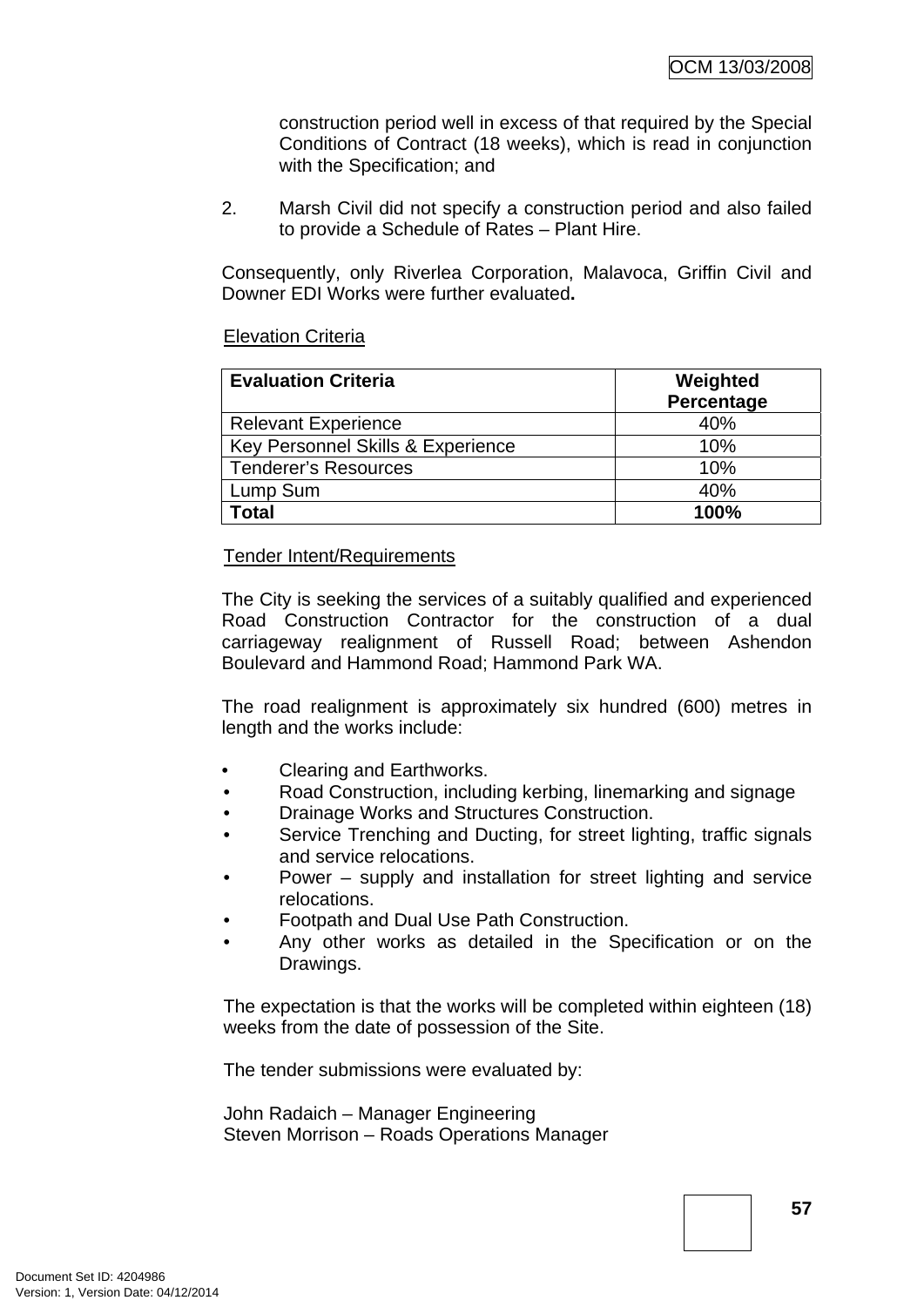construction period well in excess of that required by the Special Conditions of Contract (18 weeks), which is read in conjunction with the Specification; and

2. Marsh Civil did not specify a construction period and also failed to provide a Schedule of Rates – Plant Hire.

Consequently, only Riverlea Corporation, Malavoca, Griffin Civil and Downer EDI Works were further evaluated**.**

<u>Elevation Criteria</u>

| Evaluation Criteria | Weighted Percentage |
|---|---|
| Relevant Experience | 40% |
| Key Personnel Skills & Experience | 10% |
| Tenderer's Resources | 10% |
| Lump Sum | 40% |
| **Total** | **100%** |

<u>Tender Intent/Requirements</u>

The City is seeking the services of a suitably qualified and experienced Road Construction Contractor for the construction of a dual carriageway realignment of Russell Road; between Ashendon Boulevard and Hammond Road; Hammond Park WA.

The road realignment is approximately six hundred (600) metres in length and the works include:

- Clearing and Earthworks.
- Road Construction, including kerbing, linemarking and signage
- Drainage Works and Structures Construction.
- Service Trenching and Ducting, for street lighting, traffic signals and service relocations.
- Power – supply and installation for street lighting and service relocations.
- Footpath and Dual Use Path Construction.
- Any other works as detailed in the Specification or on the Drawings.

The expectation is that the works will be completed within eighteen (18) weeks from the date of possession of the Site.

The tender submissions were evaluated by:

John Radaich – Manager Engineering
Steven Morrison – Roads Operations Manager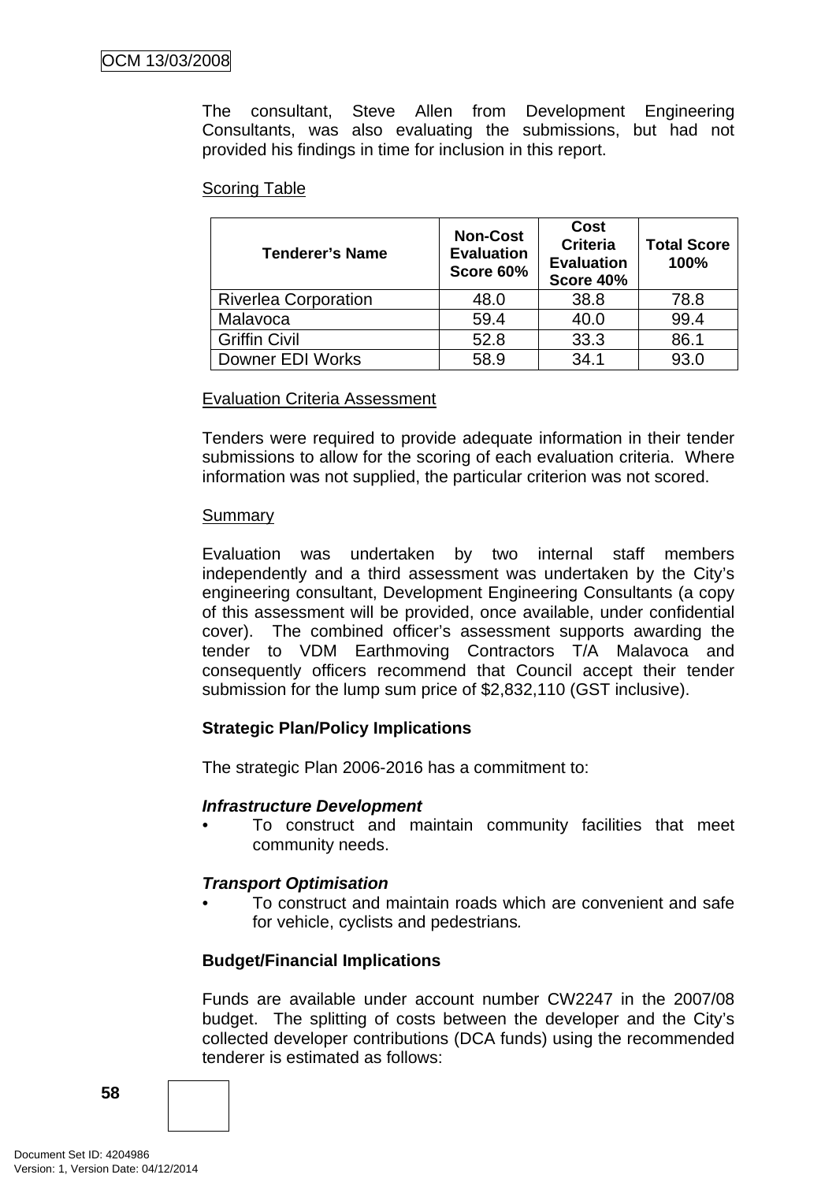The consultant, Steve Allen from Development Engineering Consultants, was also evaluating the submissions, but had not provided his findings in time for inclusion in this report.

Scoring Table

| Tenderer's Name | Non-Cost Evaluation Score 60% | Cost Criteria Evaluation Score 40% | Total Score 100% |
|---|---|---|---|
| Riverlea Corporation | 48.0 | 38.8 | 78.8 |
| Malavoca | 59.4 | 40.0 | 99.4 |
| Griffin Civil | 52.8 | 33.3 | 86.1 |
| Downer EDI Works | 58.9 | 34.1 | 93.0 |

Evaluation Criteria Assessment

Tenders were required to provide adequate information in their tender submissions to allow for the scoring of each evaluation criteria. Where information was not supplied, the particular criterion was not scored.

Summary

Evaluation was undertaken by two internal staff members independently and a third assessment was undertaken by the City's engineering consultant, Development Engineering Consultants (a copy of this assessment will be provided, once available, under confidential cover). The combined officer's assessment supports awarding the tender to VDM Earthmoving Contractors T/A Malavoca and consequently officers recommend that Council accept their tender submission for the lump sum price of $2,832,110 (GST inclusive).

**Strategic Plan/Policy Implications**

The strategic Plan 2006-2016 has a commitment to:

***Infrastructure Development***

- To construct and maintain community facilities that meet community needs.

***Transport Optimisation***

- To construct and maintain roads which are convenient and safe for vehicle, cyclists and pedestrians.

**Budget/Financial Implications**

Funds are available under account number CW2247 in the 2007/08 budget. The splitting of costs between the developer and the City's collected developer contributions (DCA funds) using the recommended tenderer is estimated as follows: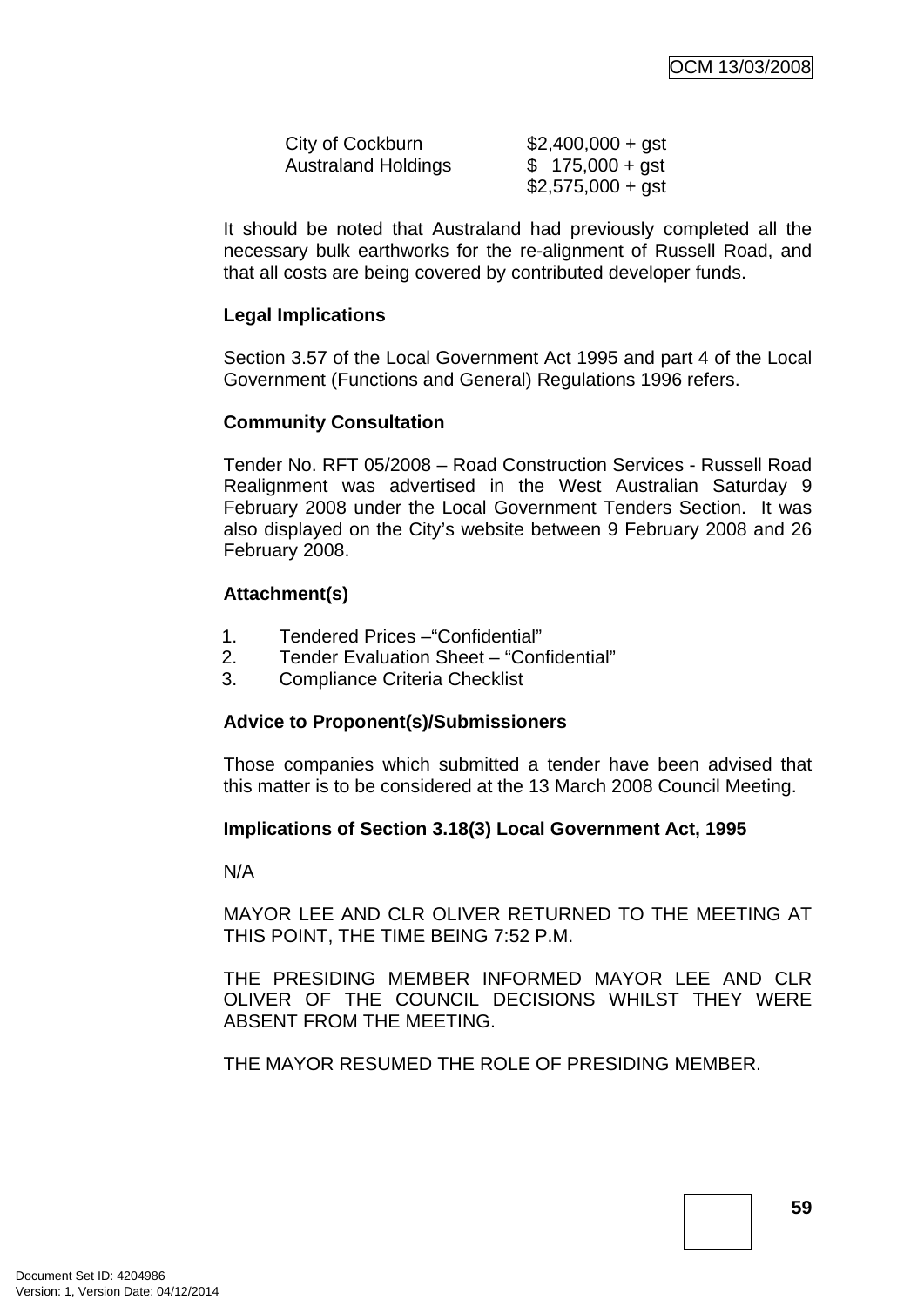| | |
|---|---|
| City of Cockburn | $2,400,000 + gst |
| Australand Holdings | $ 175,000 + gst |
| | $2,575,000 + gst |

It should be noted that Australand had previously completed all the necessary bulk earthworks for the re-alignment of Russell Road, and that all costs are being covered by contributed developer funds.

**Legal Implications**

Section 3.57 of the Local Government Act 1995 and part 4 of the Local Government (Functions and General) Regulations 1996 refers.

**Community Consultation**

Tender No. RFT 05/2008 – Road Construction Services - Russell Road Realignment was advertised in the West Australian Saturday 9 February 2008 under the Local Government Tenders Section. It was also displayed on the City's website between 9 February 2008 and 26 February 2008.

**Attachment(s)**

1. Tendered Prices –"Confidential"
2. Tender Evaluation Sheet – "Confidential"
3. Compliance Criteria Checklist

**Advice to Proponent(s)/Submissioners**

Those companies which submitted a tender have been advised that this matter is to be considered at the 13 March 2008 Council Meeting.

**Implications of Section 3.18(3) Local Government Act, 1995**

N/A

MAYOR LEE AND CLR OLIVER RETURNED TO THE MEETING AT THIS POINT, THE TIME BEING 7:52 P.M.

THE PRESIDING MEMBER INFORMED MAYOR LEE AND CLR OLIVER OF THE COUNCIL DECISIONS WHILST THEY WERE ABSENT FROM THE MEETING.

THE MAYOR RESUMED THE ROLE OF PRESIDING MEMBER.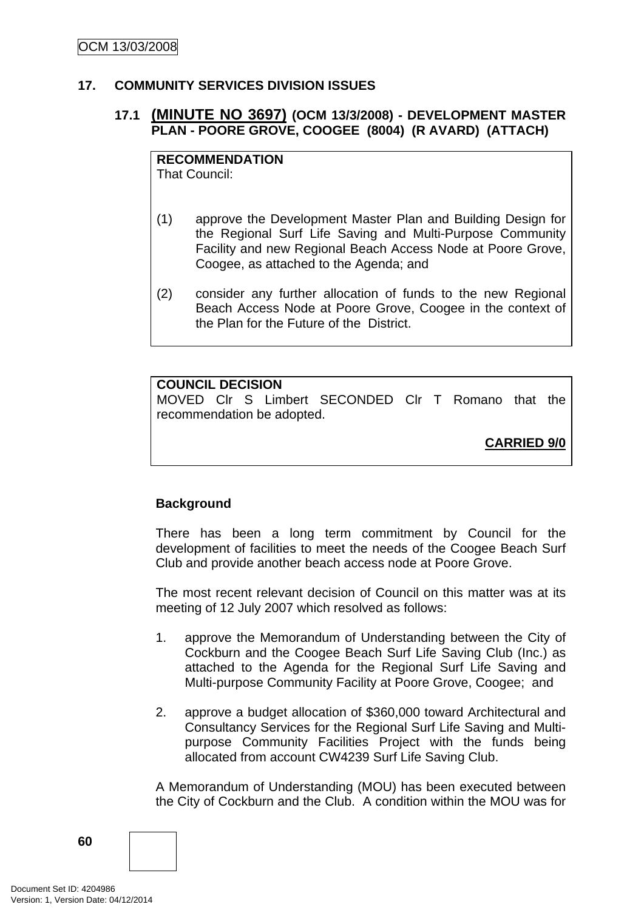## 17. COMMUNITY SERVICES DIVISION ISSUES

### 17.1 (MINUTE NO 3697) (OCM 13/3/2008) - DEVELOPMENT MASTER PLAN - POORE GROVE, COOGEE (8004) (R AVARD) (ATTACH)

**RECOMMENDATION**
That Council:

(1) approve the Development Master Plan and Building Design for the Regional Surf Life Saving and Multi-Purpose Community Facility and new Regional Beach Access Node at Poore Grove, Coogee, as attached to the Agenda; and

(2) consider any further allocation of funds to the new Regional Beach Access Node at Poore Grove, Coogee in the context of the Plan for the Future of the District.

**COUNCIL DECISION**
MOVED Clr S Limbert SECONDED Clr T Romano that the recommendation be adopted.

**CARRIED 9/0**

**Background**

There has been a long term commitment by Council for the development of facilities to meet the needs of the Coogee Beach Surf Club and provide another beach access node at Poore Grove.

The most recent relevant decision of Council on this matter was at its meeting of 12 July 2007 which resolved as follows:

1. approve the Memorandum of Understanding between the City of Cockburn and the Coogee Beach Surf Life Saving Club (Inc.) as attached to the Agenda for the Regional Surf Life Saving and Multi-purpose Community Facility at Poore Grove, Coogee; and

2. approve a budget allocation of $360,000 toward Architectural and Consultancy Services for the Regional Surf Life Saving and Multi-purpose Community Facilities Project with the funds being allocated from account CW4239 Surf Life Saving Club.

A Memorandum of Understanding (MOU) has been executed between the City of Cockburn and the Club. A condition within the MOU was for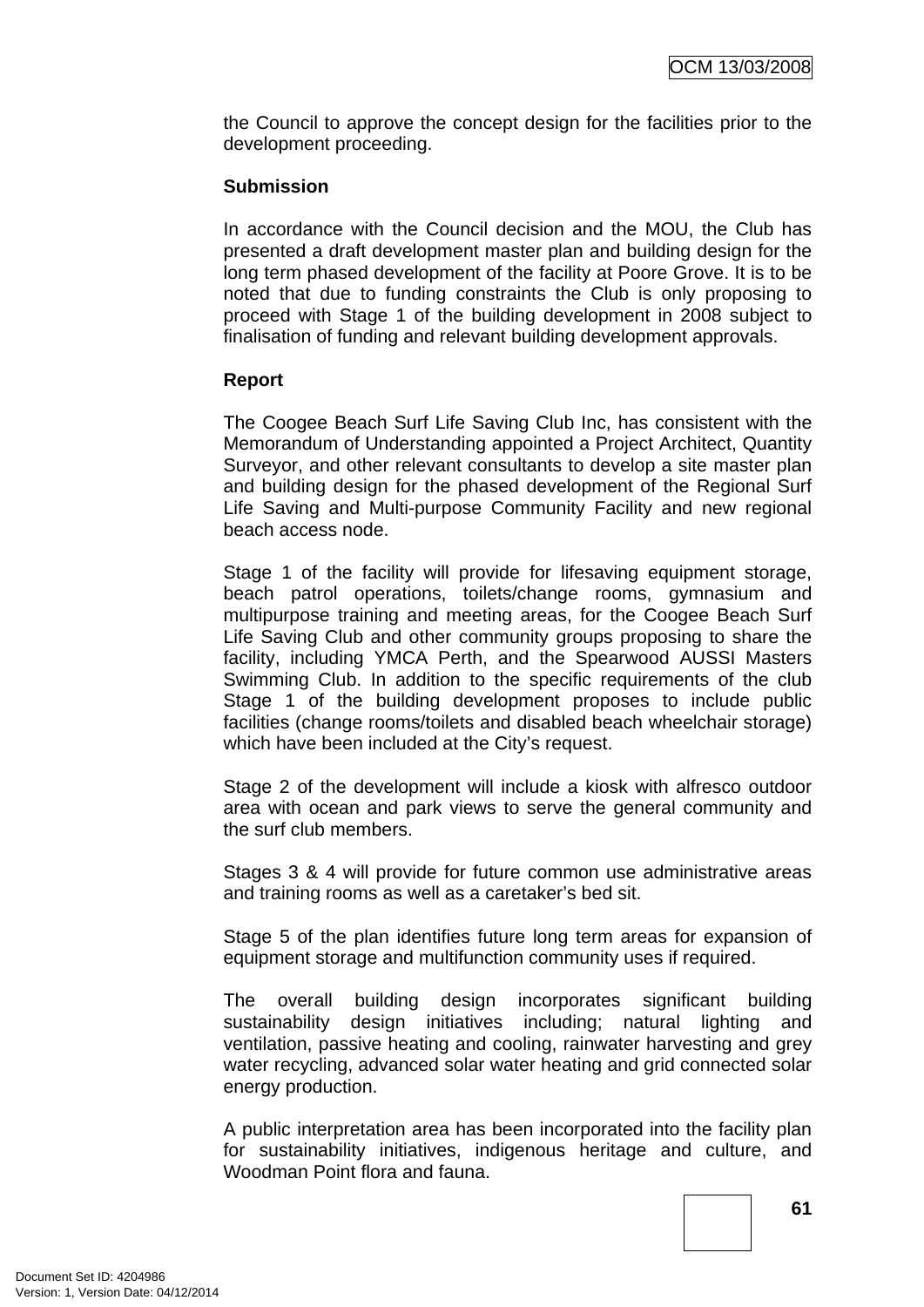the Council to approve the concept design for the facilities prior to the development proceeding.

**Submission**

In accordance with the Council decision and the MOU, the Club has presented a draft development master plan and building design for the long term phased development of the facility at Poore Grove. It is to be noted that due to funding constraints the Club is only proposing to proceed with Stage 1 of the building development in 2008 subject to finalisation of funding and relevant building development approvals.

**Report**

The Coogee Beach Surf Life Saving Club Inc, has consistent with the Memorandum of Understanding appointed a Project Architect, Quantity Surveyor, and other relevant consultants to develop a site master plan and building design for the phased development of the Regional Surf Life Saving and Multi-purpose Community Facility and new regional beach access node.

Stage 1 of the facility will provide for lifesaving equipment storage, beach patrol operations, toilets/change rooms, gymnasium and multipurpose training and meeting areas, for the Coogee Beach Surf Life Saving Club and other community groups proposing to share the facility, including YMCA Perth, and the Spearwood AUSSI Masters Swimming Club. In addition to the specific requirements of the club Stage 1 of the building development proposes to include public facilities (change rooms/toilets and disabled beach wheelchair storage) which have been included at the City's request.

Stage 2 of the development will include a kiosk with alfresco outdoor area with ocean and park views to serve the general community and the surf club members.

Stages 3 & 4 will provide for future common use administrative areas and training rooms as well as a caretaker's bed sit.

Stage 5 of the plan identifies future long term areas for expansion of equipment storage and multifunction community uses if required.

The overall building design incorporates significant building sustainability design initiatives including; natural lighting and ventilation, passive heating and cooling, rainwater harvesting and grey water recycling, advanced solar water heating and grid connected solar energy production.

A public interpretation area has been incorporated into the facility plan for sustainability initiatives, indigenous heritage and culture, and Woodman Point flora and fauna.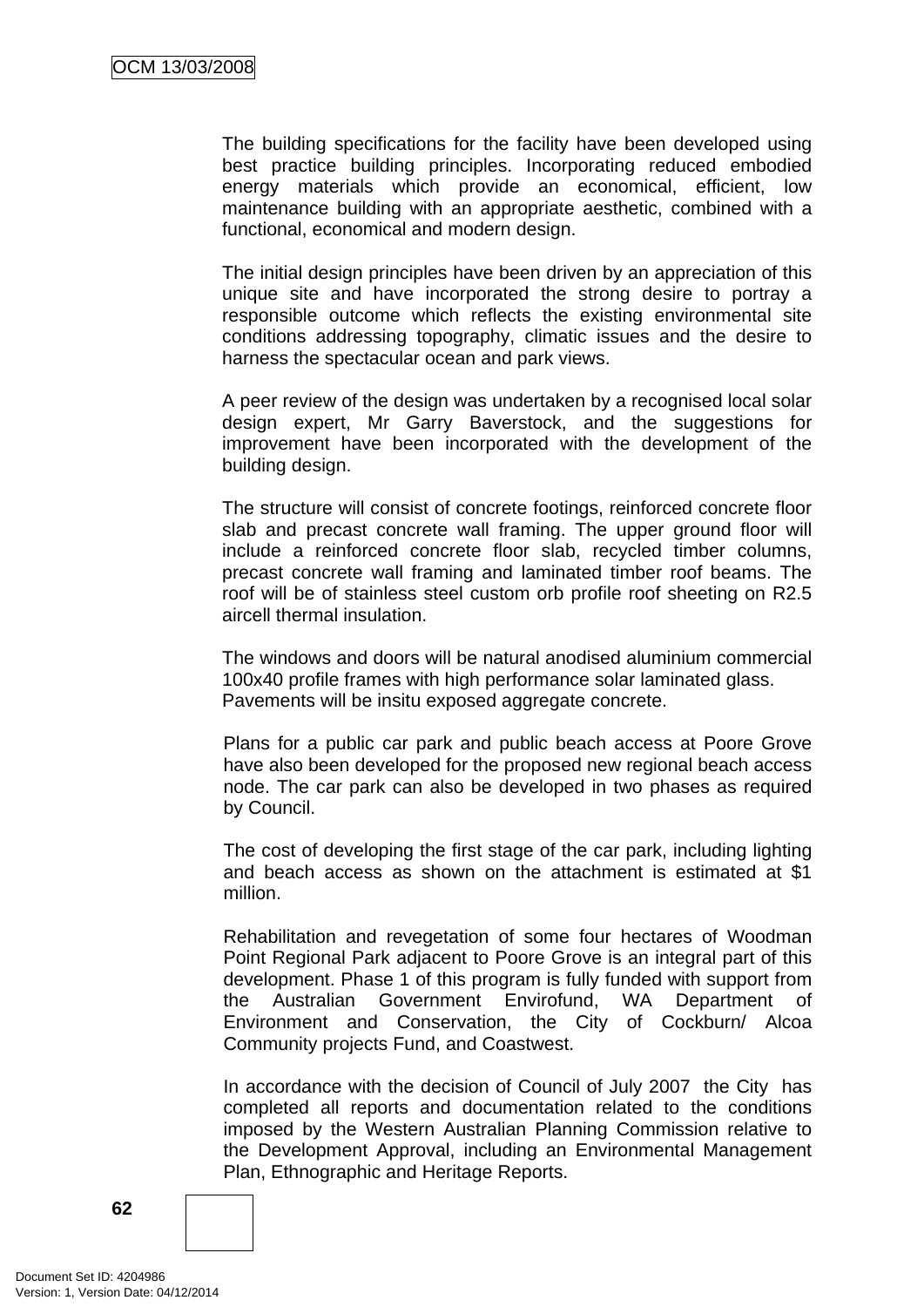The building specifications for the facility have been developed using best practice building principles. Incorporating reduced embodied energy materials which provide an economical, efficient, low maintenance building with an appropriate aesthetic, combined with a functional, economical and modern design.

The initial design principles have been driven by an appreciation of this unique site and have incorporated the strong desire to portray a responsible outcome which reflects the existing environmental site conditions addressing topography, climatic issues and the desire to harness the spectacular ocean and park views.

A peer review of the design was undertaken by a recognised local solar design expert, Mr Garry Baverstock, and the suggestions for improvement have been incorporated with the development of the building design.

The structure will consist of concrete footings, reinforced concrete floor slab and precast concrete wall framing. The upper ground floor will include a reinforced concrete floor slab, recycled timber columns, precast concrete wall framing and laminated timber roof beams. The roof will be of stainless steel custom orb profile roof sheeting on R2.5 aircell thermal insulation.

The windows and doors will be natural anodised aluminium commercial 100x40 profile frames with high performance solar laminated glass. Pavements will be insitu exposed aggregate concrete.

Plans for a public car park and public beach access at Poore Grove have also been developed for the proposed new regional beach access node. The car park can also be developed in two phases as required by Council.

The cost of developing the first stage of the car park, including lighting and beach access as shown on the attachment is estimated at $1 million.

Rehabilitation and revegetation of some four hectares of Woodman Point Regional Park adjacent to Poore Grove is an integral part of this development. Phase 1 of this program is fully funded with support from the Australian Government Envirofund, WA Department of Environment and Conservation, the City of Cockburn/ Alcoa Community projects Fund, and Coastwest.

In accordance with the decision of Council of July 2007 the City has completed all reports and documentation related to the conditions imposed by the Western Australian Planning Commission relative to the Development Approval, including an Environmental Management Plan, Ethnographic and Heritage Reports.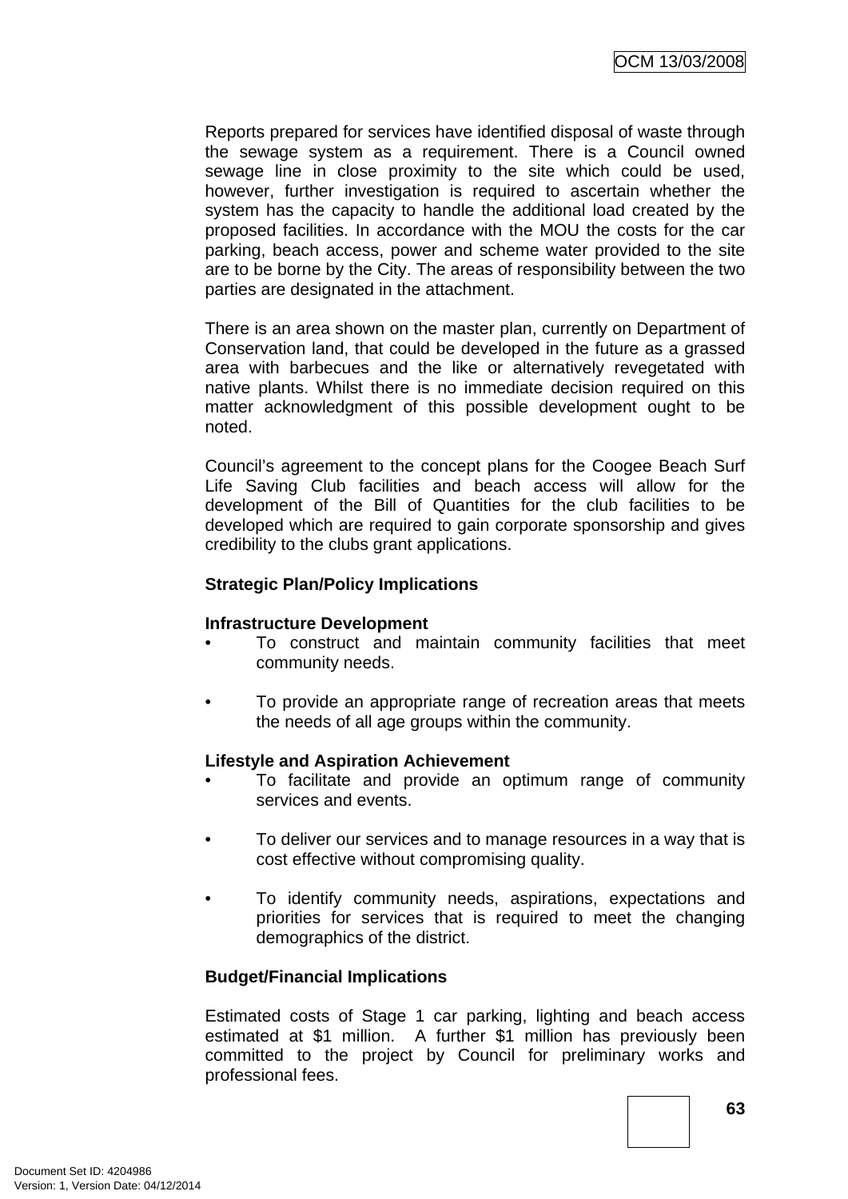Reports prepared for services have identified disposal of waste through the sewage system as a requirement. There is a Council owned sewage line in close proximity to the site which could be used, however, further investigation is required to ascertain whether the system has the capacity to handle the additional load created by the proposed facilities. In accordance with the MOU the costs for the car parking, beach access, power and scheme water provided to the site are to be borne by the City. The areas of responsibility between the two parties are designated in the attachment.

There is an area shown on the master plan, currently on Department of Conservation land, that could be developed in the future as a grassed area with barbecues and the like or alternatively revegetated with native plants. Whilst there is no immediate decision required on this matter acknowledgment of this possible development ought to be noted.

Council's agreement to the concept plans for the Coogee Beach Surf Life Saving Club facilities and beach access will allow for the development of the Bill of Quantities for the club facilities to be developed which are required to gain corporate sponsorship and gives credibility to the clubs grant applications.

**Strategic Plan/Policy Implications**

**Infrastructure Development**

- To construct and maintain community facilities that meet community needs.
- To provide an appropriate range of recreation areas that meets the needs of all age groups within the community.

**Lifestyle and Aspiration Achievement**

- To facilitate and provide an optimum range of community services and events.
- To deliver our services and to manage resources in a way that is cost effective without compromising quality.
- To identify community needs, aspirations, expectations and priorities for services that is required to meet the changing demographics of the district.

**Budget/Financial Implications**

Estimated costs of Stage 1 car parking, lighting and beach access estimated at $1 million. A further $1 million has previously been committed to the project by Council for preliminary works and professional fees.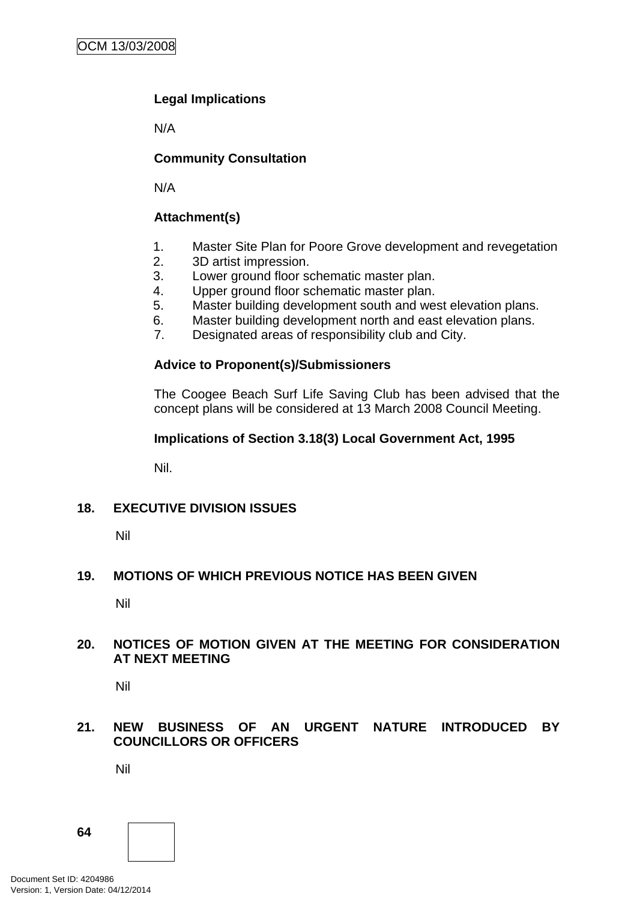**Legal Implications**

N/A

**Community Consultation**

N/A

**Attachment(s)**

1. Master Site Plan for Poore Grove development and revegetation
2. 3D artist impression.
3. Lower ground floor schematic master plan.
4. Upper ground floor schematic master plan.
5. Master building development south and west elevation plans.
6. Master building development north and east elevation plans.
7. Designated areas of responsibility club and City.

**Advice to Proponent(s)/Submissioners**

The Coogee Beach Surf Life Saving Club has been advised that the concept plans will be considered at 13 March 2008 Council Meeting.

**Implications of Section 3.18(3) Local Government Act, 1995**

Nil.

## 18. EXECUTIVE DIVISION ISSUES

Nil

## 19. MOTIONS OF WHICH PREVIOUS NOTICE HAS BEEN GIVEN

Nil

## 20. NOTICES OF MOTION GIVEN AT THE MEETING FOR CONSIDERATION AT NEXT MEETING

Nil

## 21. NEW BUSINESS OF AN URGENT NATURE INTRODUCED BY COUNCILLORS OR OFFICERS

Nil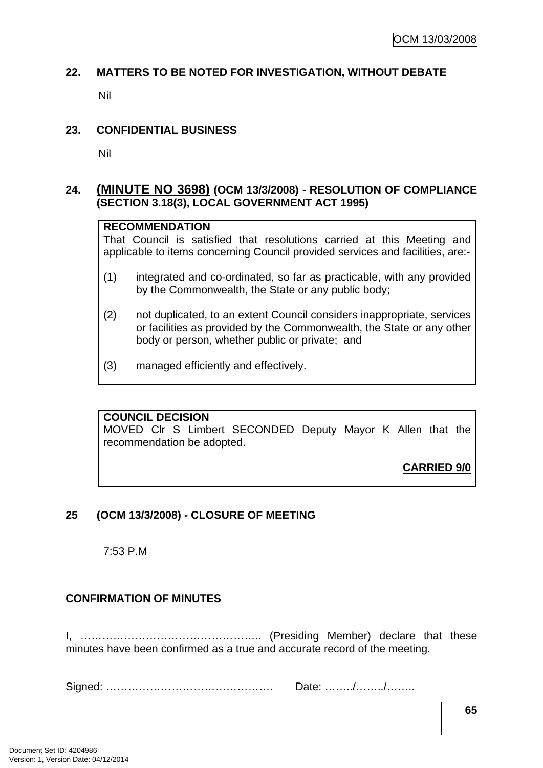## 22. MATTERS TO BE NOTED FOR INVESTIGATION, WITHOUT DEBATE

Nil

## 23. CONFIDENTIAL BUSINESS

Nil

## 24. (MINUTE NO 3698) (OCM 13/3/2008) - RESOLUTION OF COMPLIANCE (SECTION 3.18(3), LOCAL GOVERNMENT ACT 1995)

**RECOMMENDATION**

That Council is satisfied that resolutions carried at this Meeting and applicable to items concerning Council provided services and facilities, are:-

(1) integrated and co-ordinated, so far as practicable, with any provided by the Commonwealth, the State or any public body;

(2) not duplicated, to an extent Council considers inappropriate, services or facilities as provided by the Commonwealth, the State or any other body or person, whether public or private; and

(3) managed efficiently and effectively.

**COUNCIL DECISION**

MOVED Clr S Limbert SECONDED Deputy Mayor K Allen that the recommendation be adopted.

**CARRIED 9/0**

## 25 (OCM 13/3/2008) - CLOSURE OF MEETING

7:53 P.M

**CONFIRMATION OF MINUTES**

I, ………………………………………….. (Presiding Member) declare that these minutes have been confirmed as a true and accurate record of the meeting.

Signed: ………………………………………. Date: ……../……../……..

Document Set ID: 4204986
Version: 1, Version Date: 04/12/2014